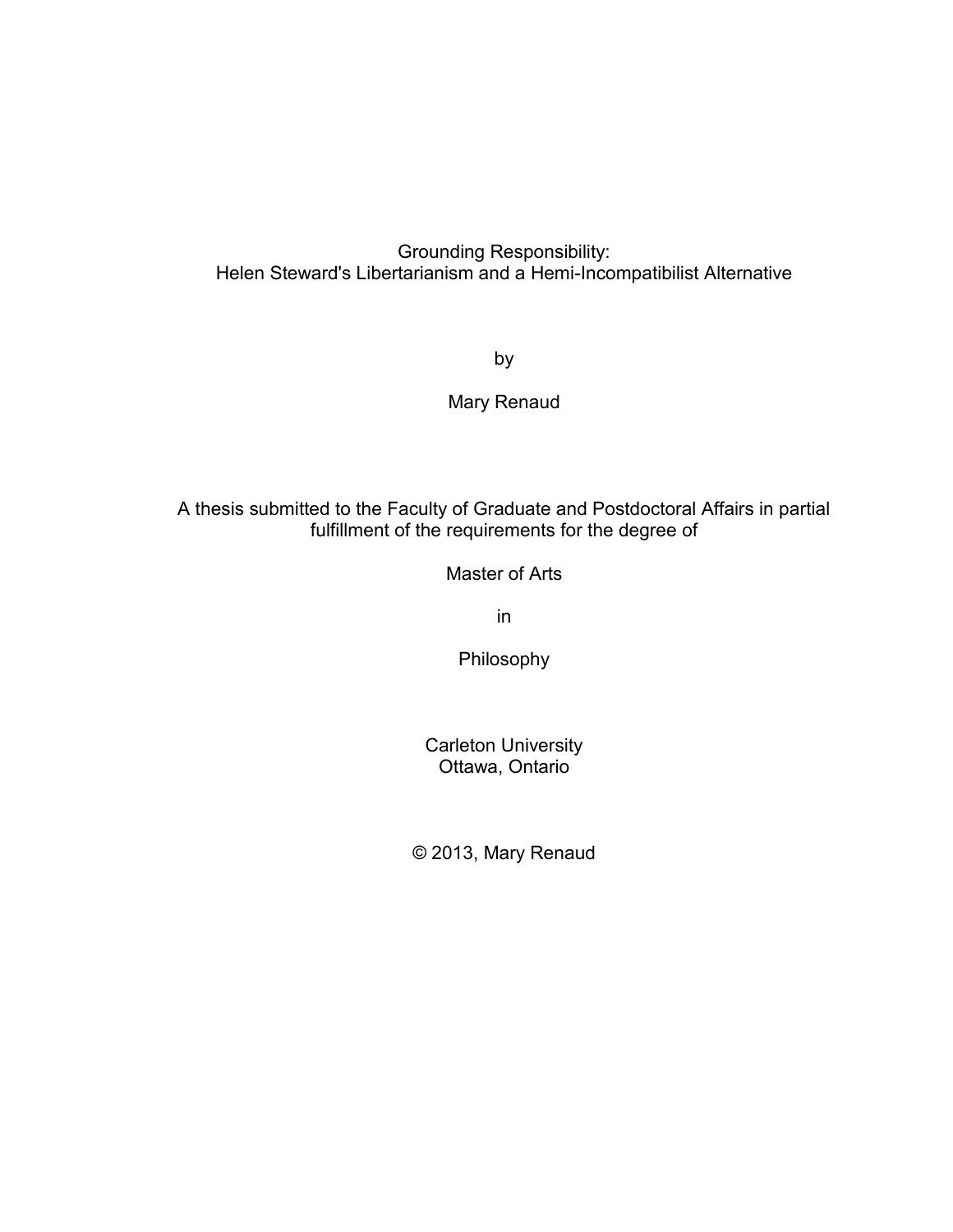# Grounding Responsibility:
# Helen Steward's Libertarianism and a Hemi-Incompatibilist Alternative

by

Mary Renaud

A thesis submitted to the Faculty of Graduate and Postdoctoral Affairs in partial fulfillment of the requirements for the degree of

Master of Arts

in

Philosophy

Carleton University
Ottawa, Ontario

© 2013, Mary Renaud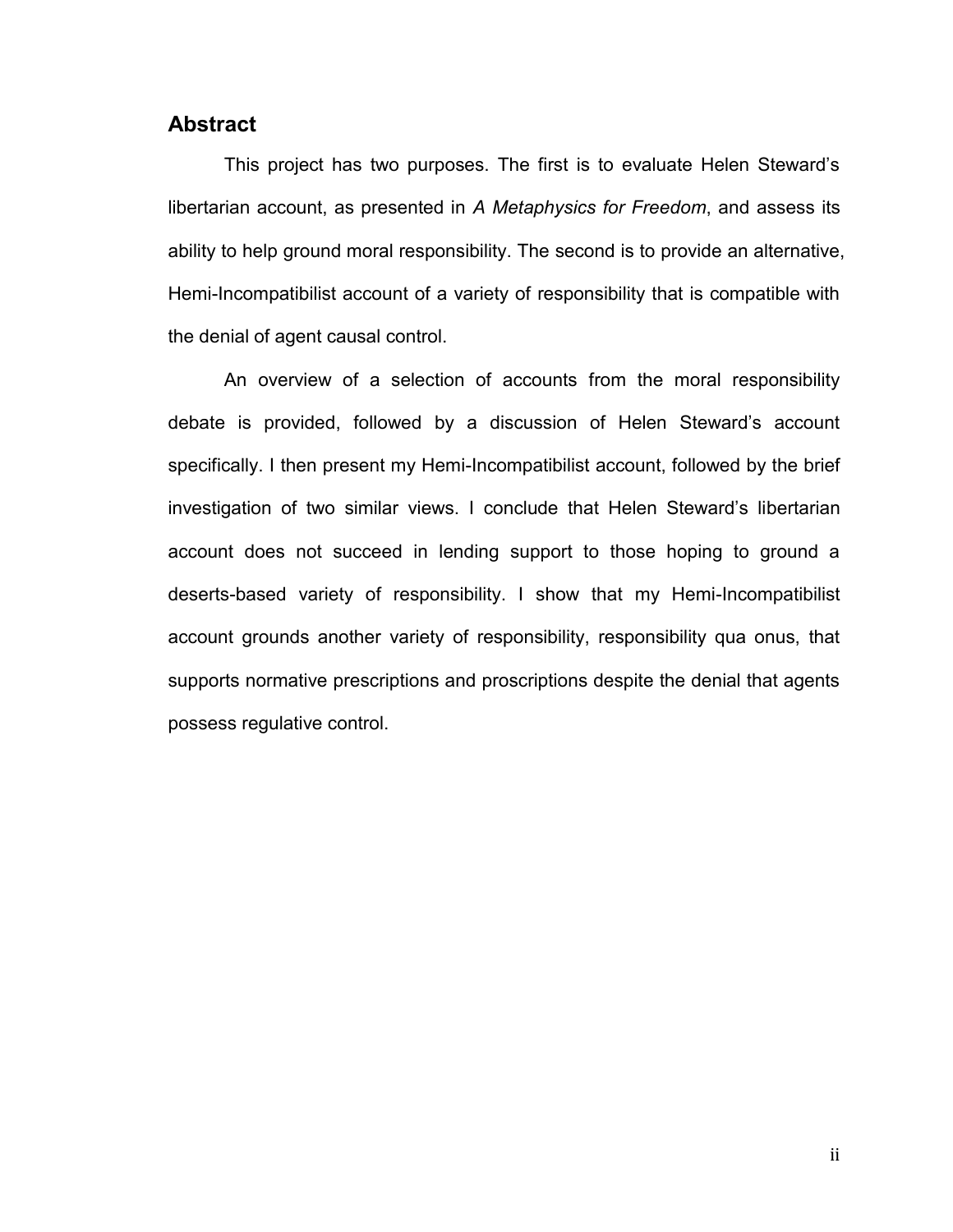## Abstract

This project has two purposes. The first is to evaluate Helen Steward's libertarian account, as presented in *A Metaphysics for Freedom*, and assess its ability to help ground moral responsibility. The second is to provide an alternative, Hemi-Incompatibilist account of a variety of responsibility that is compatible with the denial of agent causal control.

An overview of a selection of accounts from the moral responsibility debate is provided, followed by a discussion of Helen Steward's account specifically. I then present my Hemi-Incompatibilist account, followed by the brief investigation of two similar views. I conclude that Helen Steward's libertarian account does not succeed in lending support to those hoping to ground a deserts-based variety of responsibility. I show that my Hemi-Incompatibilist account grounds another variety of responsibility, responsibility qua onus, that supports normative prescriptions and proscriptions despite the denial that agents possess regulative control.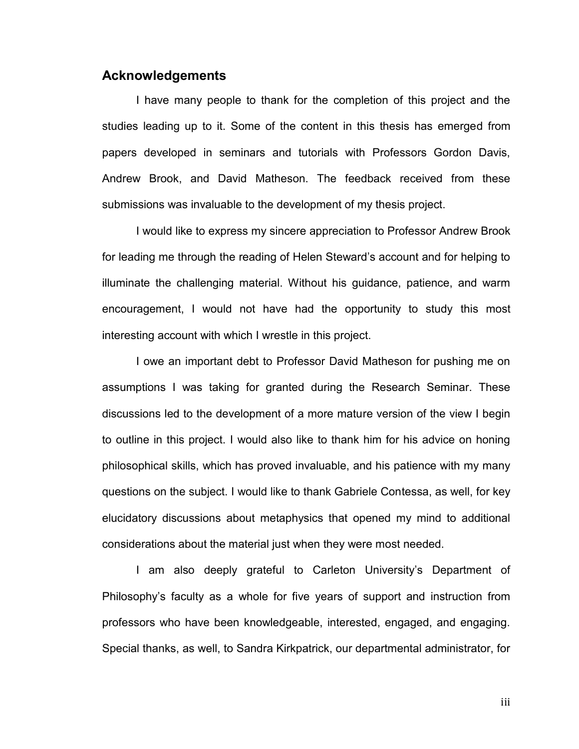## Acknowledgements

I have many people to thank for the completion of this project and the studies leading up to it. Some of the content in this thesis has emerged from papers developed in seminars and tutorials with Professors Gordon Davis, Andrew Brook, and David Matheson. The feedback received from these submissions was invaluable to the development of my thesis project.

I would like to express my sincere appreciation to Professor Andrew Brook for leading me through the reading of Helen Steward's account and for helping to illuminate the challenging material. Without his guidance, patience, and warm encouragement, I would not have had the opportunity to study this most interesting account with which I wrestle in this project.

I owe an important debt to Professor David Matheson for pushing me on assumptions I was taking for granted during the Research Seminar. These discussions led to the development of a more mature version of the view I begin to outline in this project. I would also like to thank him for his advice on honing philosophical skills, which has proved invaluable, and his patience with my many questions on the subject. I would like to thank Gabriele Contessa, as well, for key elucidatory discussions about metaphysics that opened my mind to additional considerations about the material just when they were most needed.

I am also deeply grateful to Carleton University's Department of Philosophy's faculty as a whole for five years of support and instruction from professors who have been knowledgeable, interested, engaged, and engaging. Special thanks, as well, to Sandra Kirkpatrick, our departmental administrator, for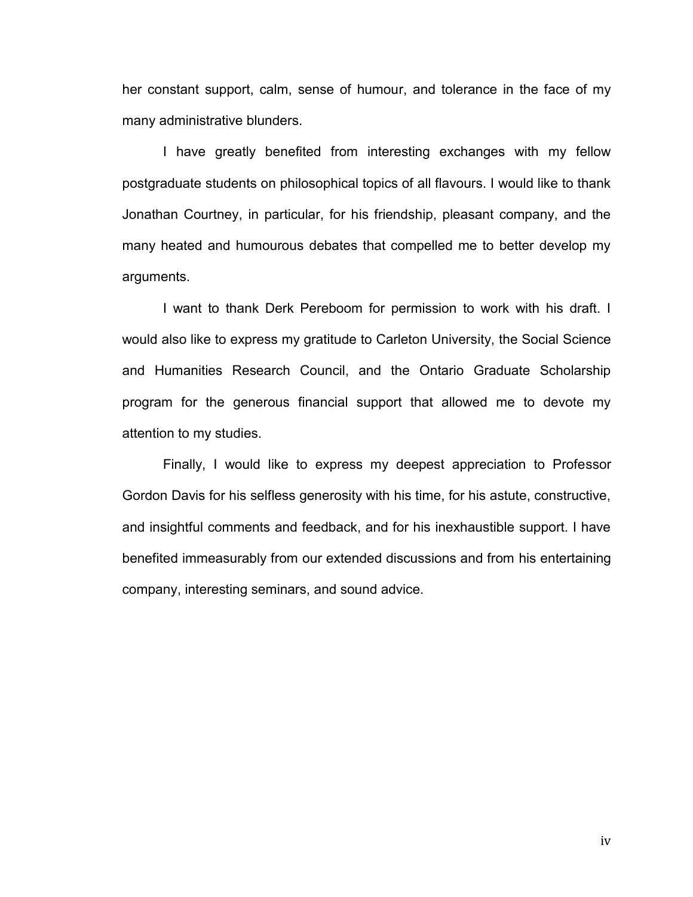her constant support, calm, sense of humour, and tolerance in the face of my many administrative blunders.

I have greatly benefited from interesting exchanges with my fellow postgraduate students on philosophical topics of all flavours. I would like to thank Jonathan Courtney, in particular, for his friendship, pleasant company, and the many heated and humourous debates that compelled me to better develop my arguments.

I want to thank Derk Pereboom for permission to work with his draft. I would also like to express my gratitude to Carleton University, the Social Science and Humanities Research Council, and the Ontario Graduate Scholarship program for the generous financial support that allowed me to devote my attention to my studies.

Finally, I would like to express my deepest appreciation to Professor Gordon Davis for his selfless generosity with his time, for his astute, constructive, and insightful comments and feedback, and for his inexhaustible support. I have benefited immeasurably from our extended discussions and from his entertaining company, interesting seminars, and sound advice.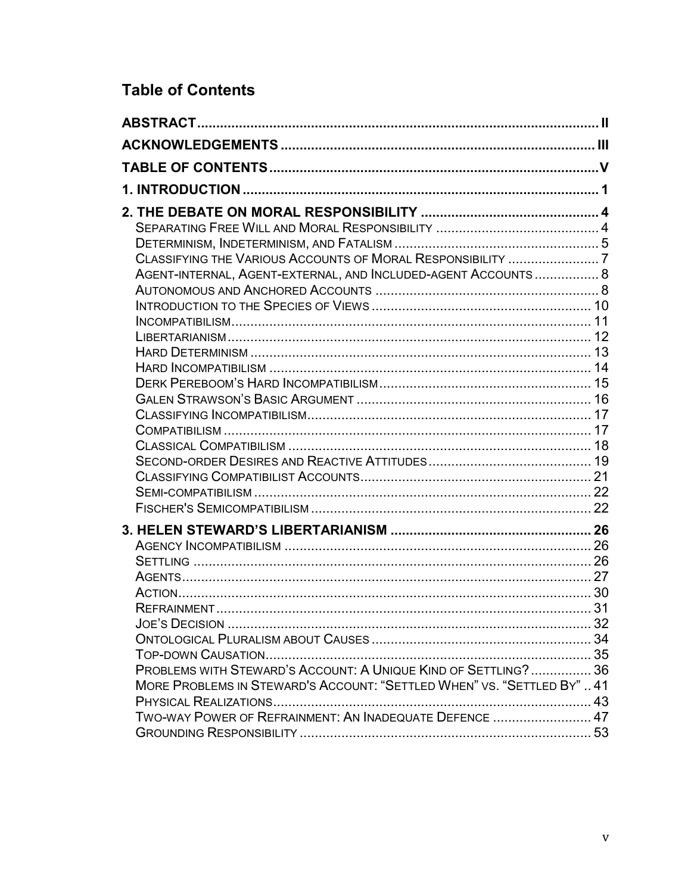# Table of Contents

**ABSTRACT** ........................................................................................................ II

**ACKNOWLEDGEMENTS** ................................................................................... III

**TABLE OF CONTENTS** ..................................................................................... V

**1. INTRODUCTION** ............................................................................................ 1

**2. THE DEBATE ON MORAL RESPONSIBILITY** .............................................. 4

- Separating Free Will and Moral Responsibility ........................................... 4
- Determinism, Indeterminism, and Fatalism ..................................................... 5
- Classifying the Various Accounts of Moral Responsibility ........................ 7
- Agent-internal, Agent-external, and Included-agent Accounts ................ 8
- Autonomous and Anchored Accounts .......................................................... 8
- Introduction to the Species of Views ......................................................... 10
- Incompatibilism ............................................................................................ 11
- Libertarianism .............................................................................................. 12
- Hard Determinism ........................................................................................ 13
- Hard Incompatibilism ................................................................................... 14
- Derk Pereboom's Hard Incompatibilism ....................................................... 15
- Galen Strawson's Basic Argument ............................................................. 16
- Classifying Incompatibilism .......................................................................... 17
- Compatibilism ............................................................................................... 17
- Classical Compatibilism ............................................................................... 18
- Second-order Desires and Reactive Attitudes ........................................... 19
- Classifying Compatibilist Accounts ............................................................ 21
- Semi-compatibilism ...................................................................................... 22
- Fischer's Semicompatibilism ....................................................................... 22

**3. HELEN STEWARD'S LIBERTARIANISM** .................................................... 26

- Agency Incompatibilism ............................................................................... 26
- Settling ........................................................................................................ 26
- Agents .......................................................................................................... 27
- Action ........................................................................................................... 30
- Refrainment .................................................................................................. 31
- Joe's Decision .............................................................................................. 32
- Ontological Pluralism about Causes .......................................................... 34
- Top-down Causation ..................................................................................... 35
- Problems with Steward's Account: A Unique Kind of Settling? ................ 36
- More Problems in Steward's Account: "Settled When" vs. "Settled By" .. 41
- Physical Realizations ................................................................................... 43
- Two-way Power of Refrainment: An Inadequate Defence .......................... 47
- Grounding Responsibility ............................................................................ 53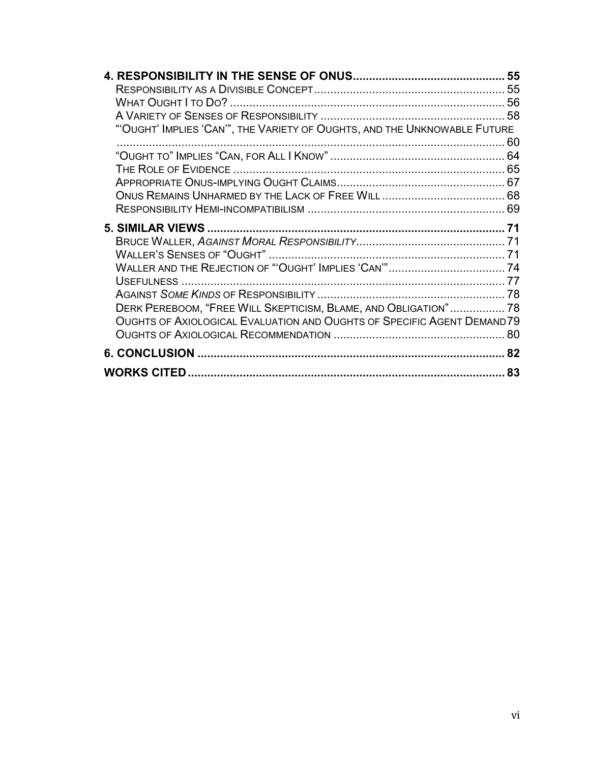**4. RESPONSIBILITY IN THE SENSE OF ONUS** .............................................. 55

RESPONSIBILITY AS A DIVISIBLE CONCEPT .......................................................... 55

WHAT OUGHT I TO DO? .................................................................................... 56

A VARIETY OF SENSES OF RESPONSIBILITY ......................................................... 58

"'OUGHT' IMPLIES 'CAN'", THE VARIETY OF OUGHTS, AND THE UNKNOWABLE FUTURE ........................................................................................................ 60

"OUGHT TO" IMPLIES "CAN, FOR ALL I KNOW" ..................................................... 64

THE ROLE OF EVIDENCE ................................................................................... 65

APPROPRIATE ONUS-IMPLYING OUGHT CLAIMS.................................................... 67

ONUS REMAINS UNHARMED BY THE LACK OF FREE WILL ...................................... 68

RESPONSIBILITY HEMI-INCOMPATIBILISM ............................................................ 69

**5. SIMILAR VIEWS** .......................................................................................... 71

BRUCE WALLER, *AGAINST MORAL RESPONSIBILITY*............................................. 71

WALLER'S SENSES OF "OUGHT" ......................................................................... 71

WALLER AND THE REJECTION OF "'OUGHT' IMPLIES 'CAN'".................................... 74

USEFULNESS .................................................................................................... 77

AGAINST *SOME KINDS* OF RESPONSIBILITY .......................................................... 78

DERK PEREBOOM, "FREE WILL SKEPTICISM, BLAME, AND OBLIGATION"................. 78

OUGHTS OF AXIOLOGICAL EVALUATION AND OUGHTS OF SPECIFIC AGENT DEMAND 79

OUGHTS OF AXIOLOGICAL RECOMMENDATION .................................................... 80

**6. CONCLUSION** ............................................................................................. 82

**WORKS CITED** ................................................................................................ 83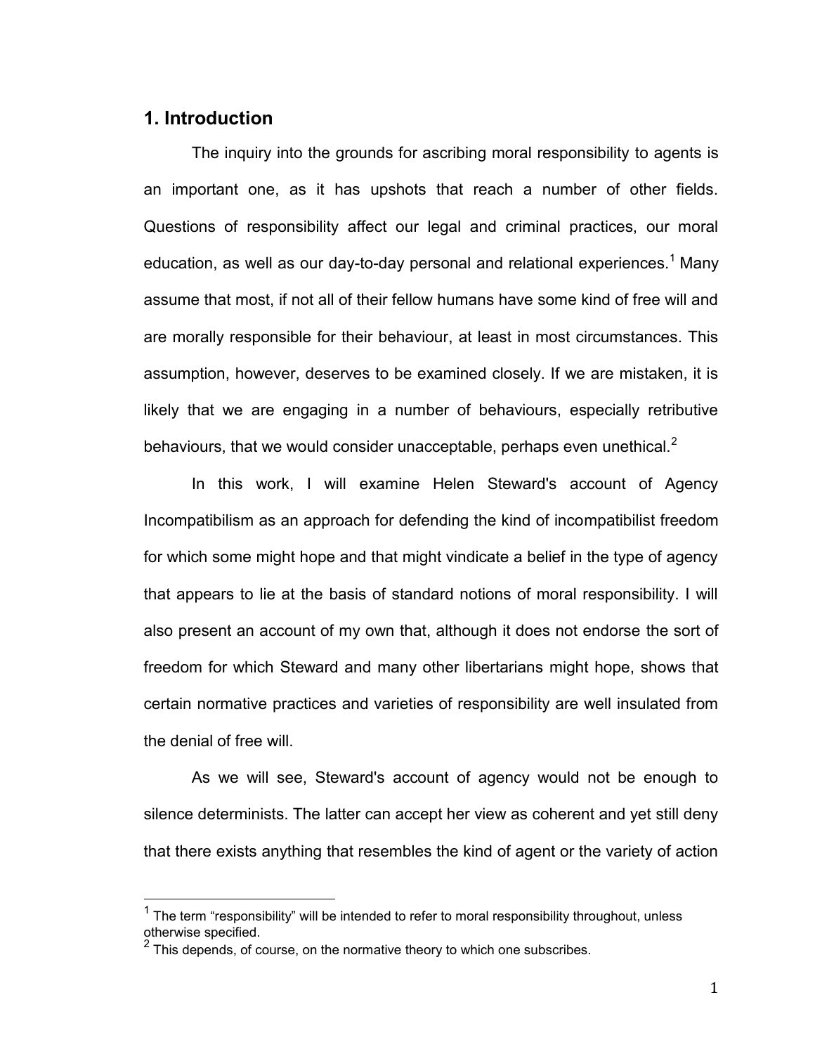## 1. Introduction

The inquiry into the grounds for ascribing moral responsibility to agents is an important one, as it has upshots that reach a number of other fields. Questions of responsibility affect our legal and criminal practices, our moral education, as well as our day-to-day personal and relational experiences.[1] Many assume that most, if not all of their fellow humans have some kind of free will and are morally responsible for their behaviour, at least in most circumstances. This assumption, however, deserves to be examined closely. If we are mistaken, it is likely that we are engaging in a number of behaviours, especially retributive behaviours, that we would consider unacceptable, perhaps even unethical.[2]

In this work, I will examine Helen Steward's account of Agency Incompatibilism as an approach for defending the kind of incompatibilist freedom for which some might hope and that might vindicate a belief in the type of agency that appears to lie at the basis of standard notions of moral responsibility. I will also present an account of my own that, although it does not endorse the sort of freedom for which Steward and many other libertarians might hope, shows that certain normative practices and varieties of responsibility are well insulated from the denial of free will.

As we will see, Steward's account of agency would not be enough to silence determinists. The latter can accept her view as coherent and yet still deny that there exists anything that resembles the kind of agent or the variety of action

[1] The term "responsibility" will be intended to refer to moral responsibility throughout, unless otherwise specified.

[2] This depends, of course, on the normative theory to which one subscribes.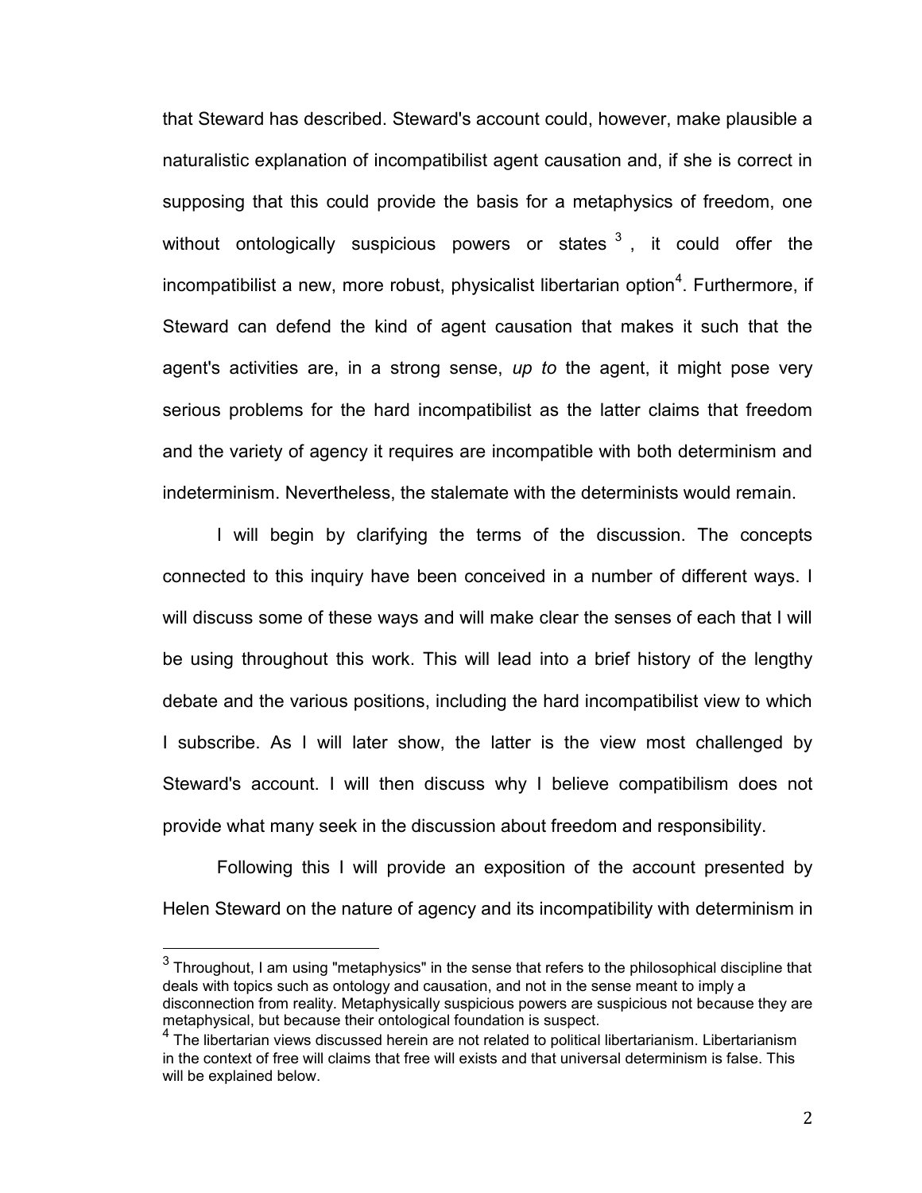that Steward has described. Steward's account could, however, make plausible a naturalistic explanation of incompatibilist agent causation and, if she is correct in supposing that this could provide the basis for a metaphysics of freedom, one without ontologically suspicious powers or states [3], it could offer the incompatibilist a new, more robust, physicalist libertarian option[4]. Furthermore, if Steward can defend the kind of agent causation that makes it such that the agent's activities are, in a strong sense, *up to* the agent, it might pose very serious problems for the hard incompatibilist as the latter claims that freedom and the variety of agency it requires are incompatible with both determinism and indeterminism. Nevertheless, the stalemate with the determinists would remain.

I will begin by clarifying the terms of the discussion. The concepts connected to this inquiry have been conceived in a number of different ways. I will discuss some of these ways and will make clear the senses of each that I will be using throughout this work. This will lead into a brief history of the lengthy debate and the various positions, including the hard incompatibilist view to which I subscribe. As I will later show, the latter is the view most challenged by Steward's account. I will then discuss why I believe compatibilism does not provide what many seek in the discussion about freedom and responsibility.

Following this I will provide an exposition of the account presented by Helen Steward on the nature of agency and its incompatibility with determinism in

---

[3] Throughout, I am using "metaphysics" in the sense that refers to the philosophical discipline that deals with topics such as ontology and causation, and not in the sense meant to imply a disconnection from reality. Metaphysically suspicious powers are suspicious not because they are metaphysical, but because their ontological foundation is suspect.

[4] The libertarian views discussed herein are not related to political libertarianism. Libertarianism in the context of free will claims that free will exists and that universal determinism is false. This will be explained below.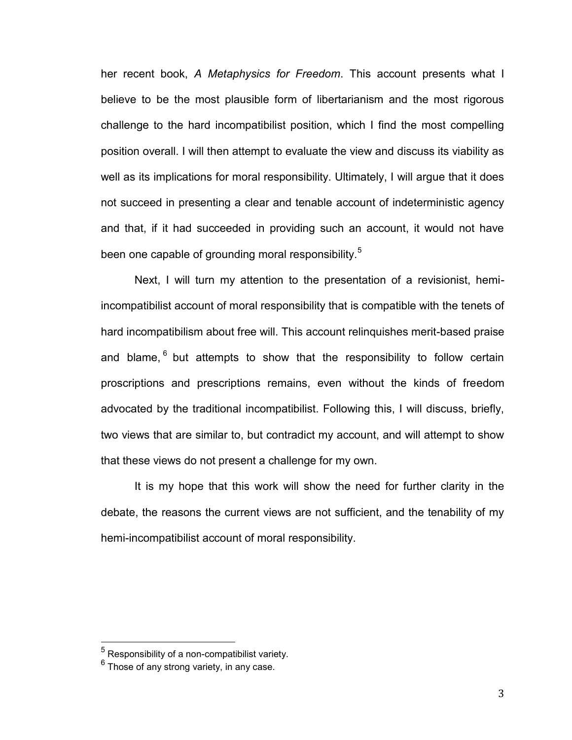her recent book, *A Metaphysics for Freedom*. This account presents what I believe to be the most plausible form of libertarianism and the most rigorous challenge to the hard incompatibilist position, which I find the most compelling position overall. I will then attempt to evaluate the view and discuss its viability as well as its implications for moral responsibility. Ultimately, I will argue that it does not succeed in presenting a clear and tenable account of indeterministic agency and that, if it had succeeded in providing such an account, it would not have been one capable of grounding moral responsibility.[5]

Next, I will turn my attention to the presentation of a revisionist, hemi-incompatibilist account of moral responsibility that is compatible with the tenets of hard incompatibilism about free will. This account relinquishes merit-based praise and blame,[6] but attempts to show that the responsibility to follow certain proscriptions and prescriptions remains, even without the kinds of freedom advocated by the traditional incompatibilist. Following this, I will discuss, briefly, two views that are similar to, but contradict my account, and will attempt to show that these views do not present a challenge for my own.

It is my hope that this work will show the need for further clarity in the debate, the reasons the current views are not sufficient, and the tenability of my hemi-incompatibilist account of moral responsibility.

---

[5] Responsibility of a non-compatibilist variety.

[6] Those of any strong variety, in any case.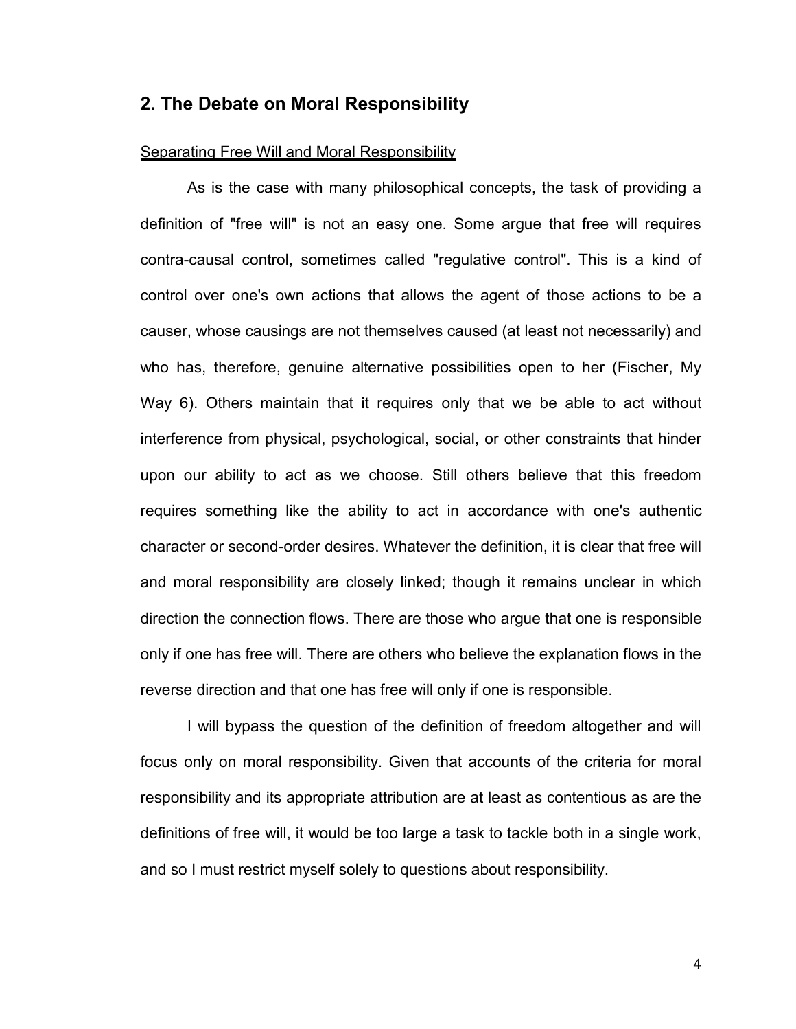## 2. The Debate on Moral Responsibility

<u>Separating Free Will and Moral Responsibility</u>

As is the case with many philosophical concepts, the task of providing a definition of "free will" is not an easy one. Some argue that free will requires contra-causal control, sometimes called "regulative control". This is a kind of control over one's own actions that allows the agent of those actions to be a causer, whose causings are not themselves caused (at least not necessarily) and who has, therefore, genuine alternative possibilities open to her (Fischer, My Way 6). Others maintain that it requires only that we be able to act without interference from physical, psychological, social, or other constraints that hinder upon our ability to act as we choose. Still others believe that this freedom requires something like the ability to act in accordance with one's authentic character or second-order desires. Whatever the definition, it is clear that free will and moral responsibility are closely linked; though it remains unclear in which direction the connection flows. There are those who argue that one is responsible only if one has free will. There are others who believe the explanation flows in the reverse direction and that one has free will only if one is responsible.

I will bypass the question of the definition of freedom altogether and will focus only on moral responsibility. Given that accounts of the criteria for moral responsibility and its appropriate attribution are at least as contentious as are the definitions of free will, it would be too large a task to tackle both in a single work, and so I must restrict myself solely to questions about responsibility.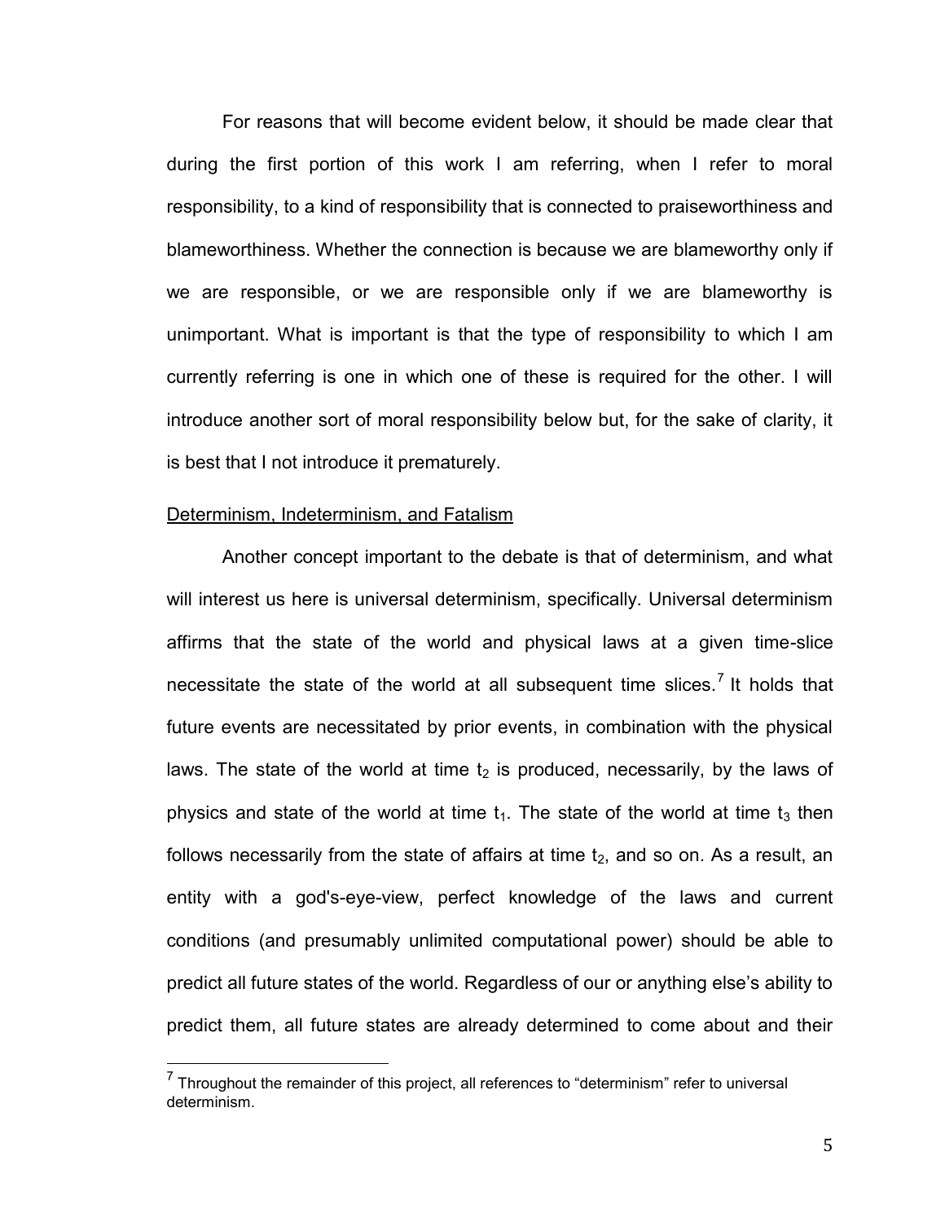For reasons that will become evident below, it should be made clear that during the first portion of this work I am referring, when I refer to moral responsibility, to a kind of responsibility that is connected to praiseworthiness and blameworthiness. Whether the connection is because we are blameworthy only if we are responsible, or we are responsible only if we are blameworthy is unimportant. What is important is that the type of responsibility to which I am currently referring is one in which one of these is required for the other. I will introduce another sort of moral responsibility below but, for the sake of clarity, it is best that I not introduce it prematurely.

## Determinism, Indeterminism, and Fatalism

Another concept important to the debate is that of determinism, and what will interest us here is universal determinism, specifically. Universal determinism affirms that the state of the world and physical laws at a given time-slice necessitate the state of the world at all subsequent time slices.[7] It holds that future events are necessitated by prior events, in combination with the physical laws. The state of the world at time $t_2$ is produced, necessarily, by the laws of physics and state of the world at time $t_1$. The state of the world at time $t_3$ then follows necessarily from the state of affairs at time $t_2$, and so on. As a result, an entity with a god's-eye-view, perfect knowledge of the laws and current conditions (and presumably unlimited computational power) should be able to predict all future states of the world. Regardless of our or anything else's ability to predict them, all future states are already determined to come about and their

[7] Throughout the remainder of this project, all references to "determinism" refer to universal determinism.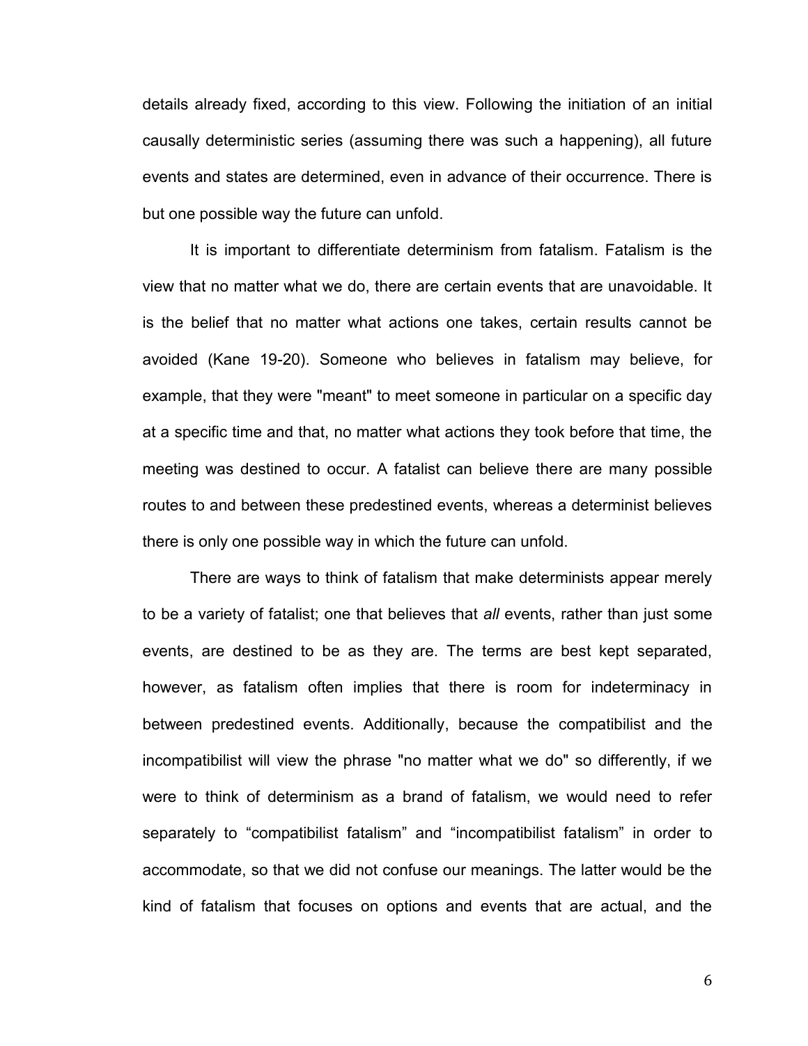details already fixed, according to this view. Following the initiation of an initial causally deterministic series (assuming there was such a happening), all future events and states are determined, even in advance of their occurrence. There is but one possible way the future can unfold.

It is important to differentiate determinism from fatalism. Fatalism is the view that no matter what we do, there are certain events that are unavoidable. It is the belief that no matter what actions one takes, certain results cannot be avoided (Kane 19-20). Someone who believes in fatalism may believe, for example, that they were "meant" to meet someone in particular on a specific day at a specific time and that, no matter what actions they took before that time, the meeting was destined to occur. A fatalist can believe there are many possible routes to and between these predestined events, whereas a determinist believes there is only one possible way in which the future can unfold.

There are ways to think of fatalism that make determinists appear merely to be a variety of fatalist; one that believes that *all* events, rather than just some events, are destined to be as they are. The terms are best kept separated, however, as fatalism often implies that there is room for indeterminacy in between predestined events. Additionally, because the compatibilist and the incompatibilist will view the phrase "no matter what we do" so differently, if we were to think of determinism as a brand of fatalism, we would need to refer separately to “compatibilist fatalism” and “incompatibilist fatalism” in order to accommodate, so that we did not confuse our meanings. The latter would be the kind of fatalism that focuses on options and events that are actual, and the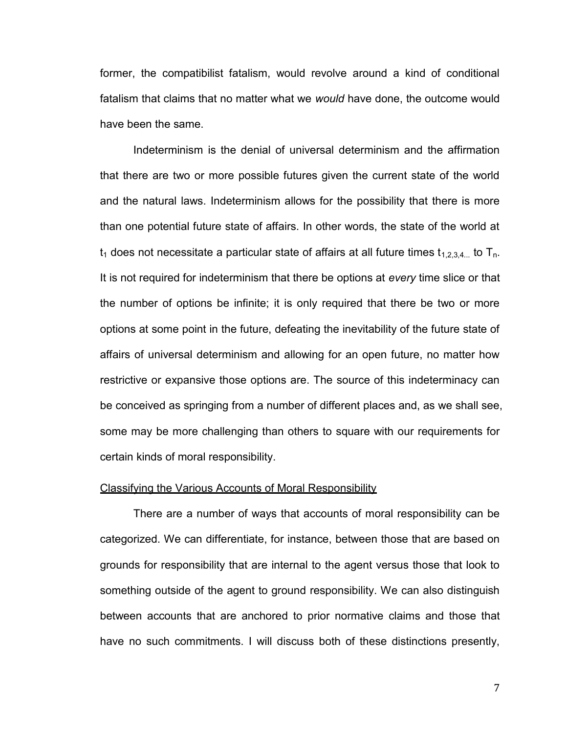former, the compatibilist fatalism, would revolve around a kind of conditional fatalism that claims that no matter what we *would* have done, the outcome would have been the same.

Indeterminism is the denial of universal determinism and the affirmation that there are two or more possible futures given the current state of the world and the natural laws. Indeterminism allows for the possibility that there is more than one potential future state of affairs. In other words, the state of the world at $t_1$ does not necessitate a particular state of affairs at all future times $t_{1,2,3,4...}$ to $T_n$. It is not required for indeterminism that there be options at *every* time slice or that the number of options be infinite; it is only required that there be two or more options at some point in the future, defeating the inevitability of the future state of affairs of universal determinism and allowing for an open future, no matter how restrictive or expansive those options are. The source of this indeterminacy can be conceived as springing from a number of different places and, as we shall see, some may be more challenging than others to square with our requirements for certain kinds of moral responsibility.

## Classifying the Various Accounts of Moral Responsibility

There are a number of ways that accounts of moral responsibility can be categorized. We can differentiate, for instance, between those that are based on grounds for responsibility that are internal to the agent versus those that look to something outside of the agent to ground responsibility. We can also distinguish between accounts that are anchored to prior normative claims and those that have no such commitments. I will discuss both of these distinctions presently,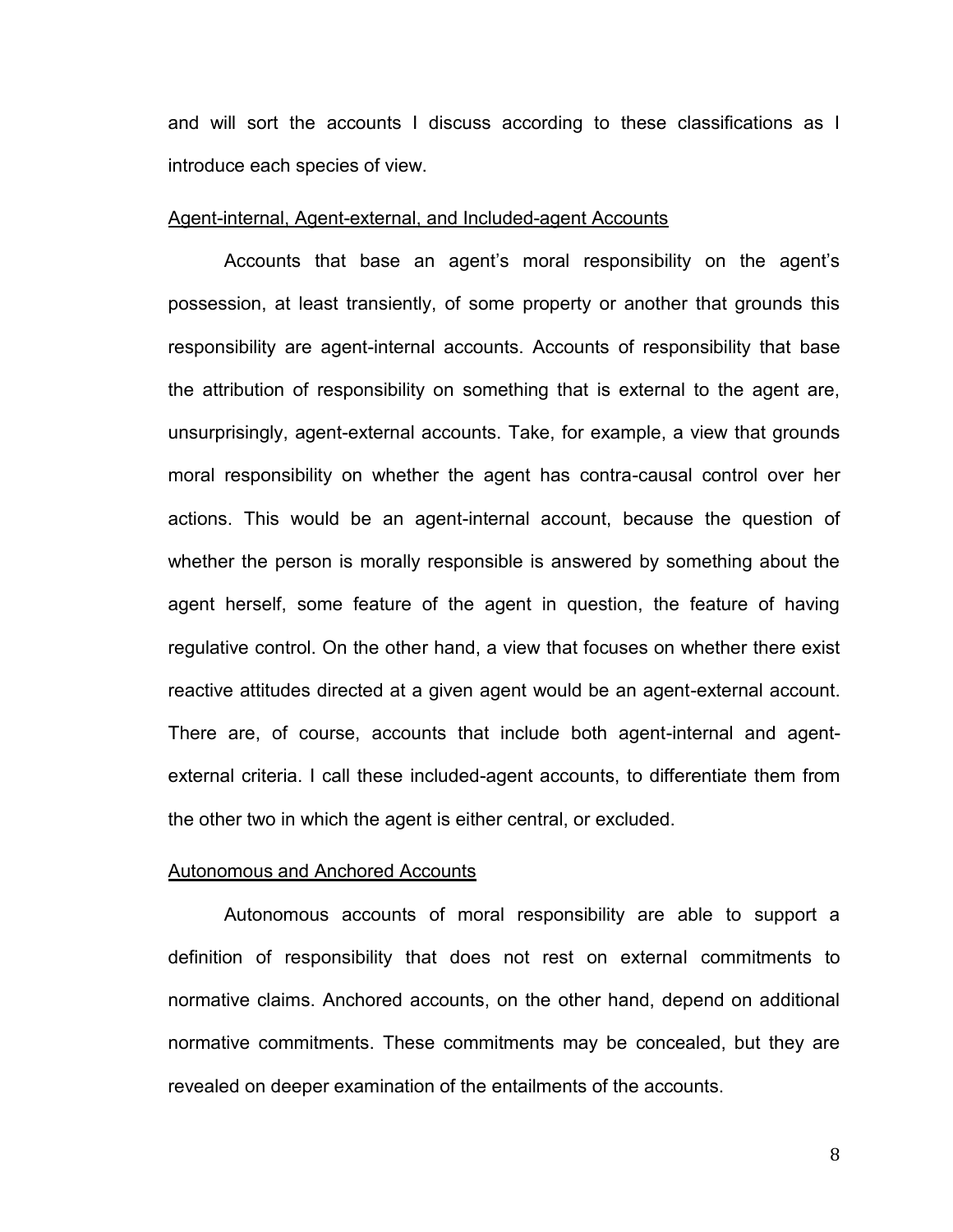and will sort the accounts I discuss according to these classifications as I introduce each species of view.

<u>Agent-internal, Agent-external, and Included-agent Accounts</u>

Accounts that base an agent's moral responsibility on the agent's possession, at least transiently, of some property or another that grounds this responsibility are agent-internal accounts. Accounts of responsibility that base the attribution of responsibility on something that is external to the agent are, unsurprisingly, agent-external accounts. Take, for example, a view that grounds moral responsibility on whether the agent has contra-causal control over her actions. This would be an agent-internal account, because the question of whether the person is morally responsible is answered by something about the agent herself, some feature of the agent in question, the feature of having regulative control. On the other hand, a view that focuses on whether there exist reactive attitudes directed at a given agent would be an agent-external account. There are, of course, accounts that include both agent-internal and agent-external criteria. I call these included-agent accounts, to differentiate them from the other two in which the agent is either central, or excluded.

<u>Autonomous and Anchored Accounts</u>

Autonomous accounts of moral responsibility are able to support a definition of responsibility that does not rest on external commitments to normative claims. Anchored accounts, on the other hand, depend on additional normative commitments. These commitments may be concealed, but they are revealed on deeper examination of the entailments of the accounts.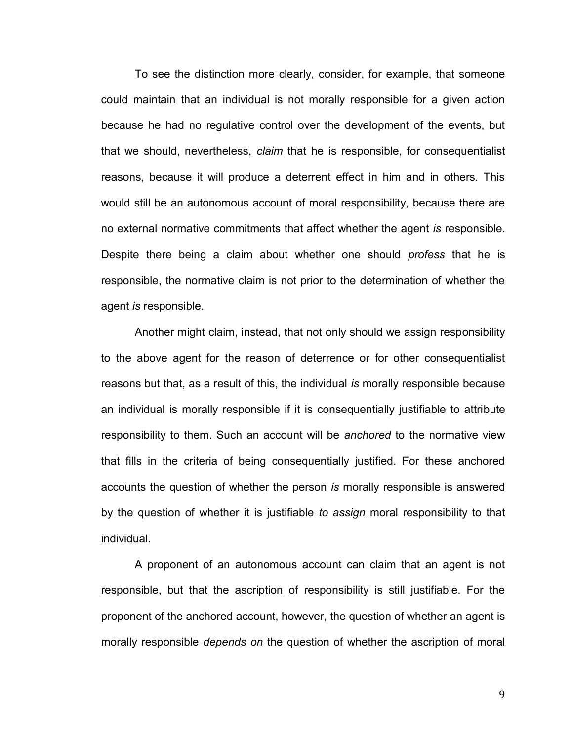To see the distinction more clearly, consider, for example, that someone could maintain that an individual is not morally responsible for a given action because he had no regulative control over the development of the events, but that we should, nevertheless, *claim* that he is responsible, for consequentialist reasons, because it will produce a deterrent effect in him and in others. This would still be an autonomous account of moral responsibility, because there are no external normative commitments that affect whether the agent *is* responsible. Despite there being a claim about whether one should *profess* that he is responsible, the normative claim is not prior to the determination of whether the agent *is* responsible.

Another might claim, instead, that not only should we assign responsibility to the above agent for the reason of deterrence or for other consequentialist reasons but that, as a result of this, the individual *is* morally responsible because an individual is morally responsible if it is consequentially justifiable to attribute responsibility to them. Such an account will be *anchored* to the normative view that fills in the criteria of being consequentially justified. For these anchored accounts the question of whether the person *is* morally responsible is answered by the question of whether it is justifiable *to assign* moral responsibility to that individual.

A proponent of an autonomous account can claim that an agent is not responsible, but that the ascription of responsibility is still justifiable. For the proponent of the anchored account, however, the question of whether an agent is morally responsible *depends on* the question of whether the ascription of moral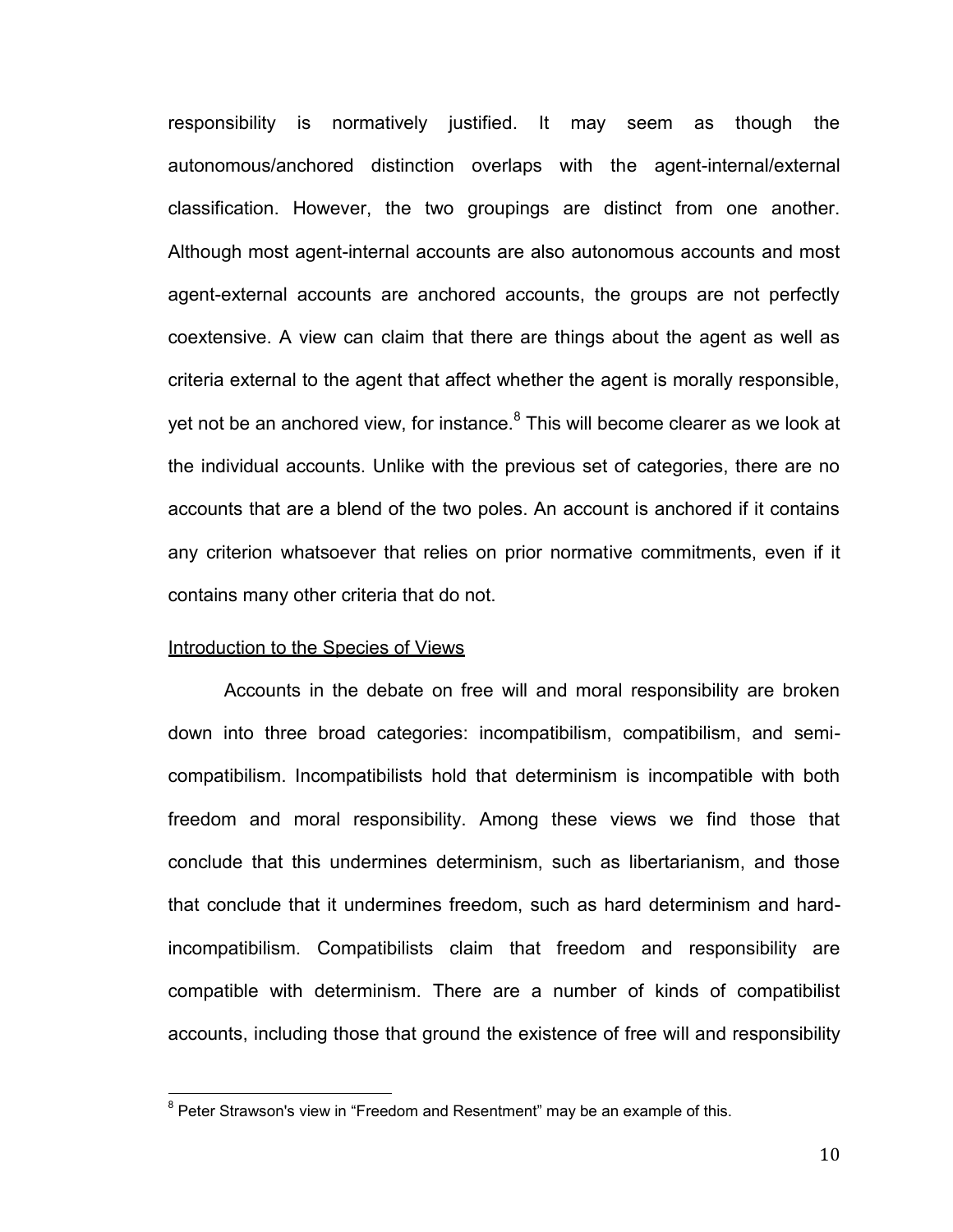responsibility is normatively justified. It may seem as though the autonomous/anchored distinction overlaps with the agent-internal/external classification. However, the two groupings are distinct from one another. Although most agent-internal accounts are also autonomous accounts and most agent-external accounts are anchored accounts, the groups are not perfectly coextensive. A view can claim that there are things about the agent as well as criteria external to the agent that affect whether the agent is morally responsible, yet not be an anchored view, for instance.[8] This will become clearer as we look at the individual accounts. Unlike with the previous set of categories, there are no accounts that are a blend of the two poles. An account is anchored if it contains any criterion whatsoever that relies on prior normative commitments, even if it contains many other criteria that do not.

<u>Introduction to the Species of Views</u>

Accounts in the debate on free will and moral responsibility are broken down into three broad categories: incompatibilism, compatibilism, and semi-compatibilism. Incompatibilists hold that determinism is incompatible with both freedom and moral responsibility. Among these views we find those that conclude that this undermines determinism, such as libertarianism, and those that conclude that it undermines freedom, such as hard determinism and hard-incompatibilism. Compatibilists claim that freedom and responsibility are compatible with determinism. There are a number of kinds of compatibilist accounts, including those that ground the existence of free will and responsibility

[8] Peter Strawson's view in "Freedom and Resentment" may be an example of this.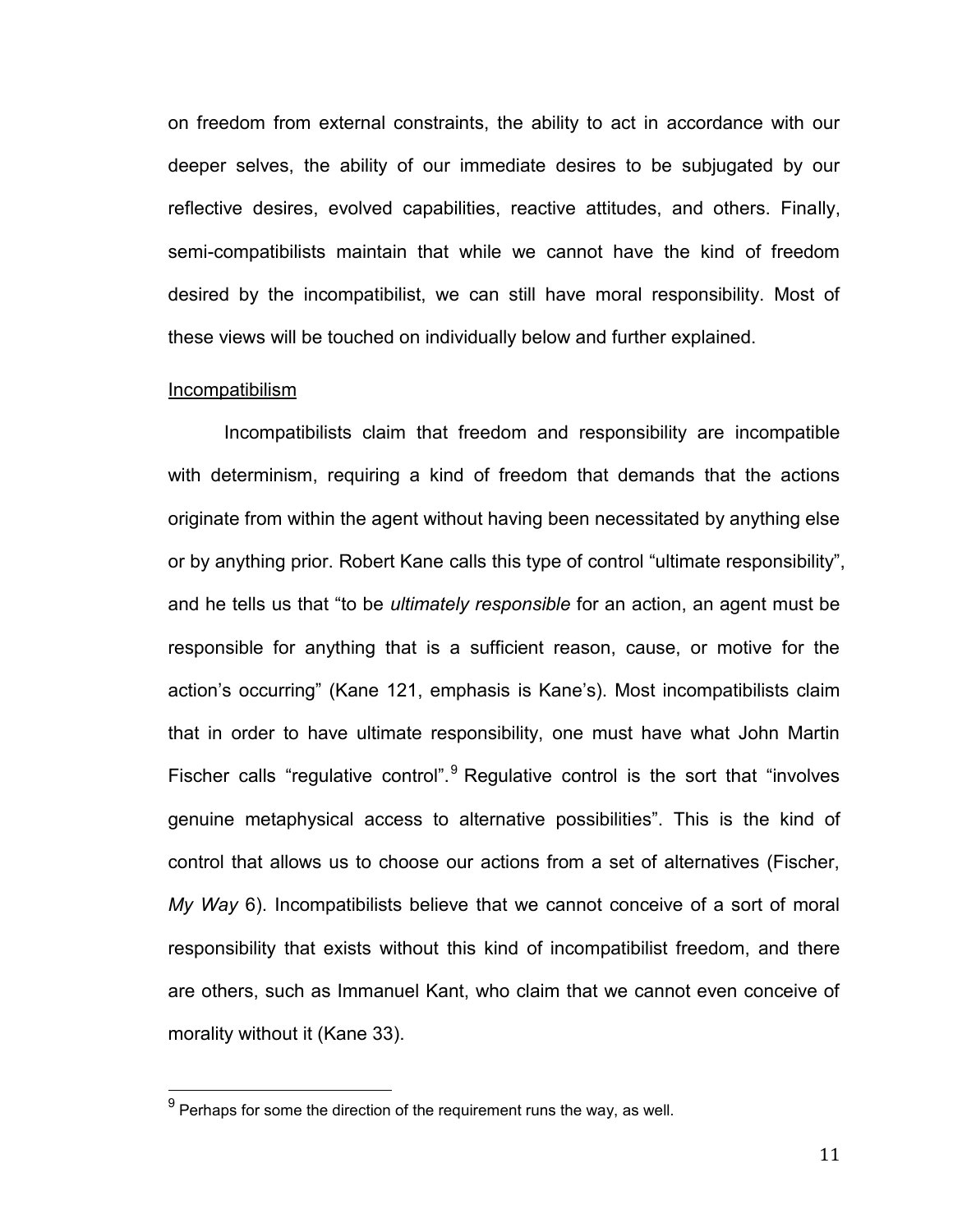on freedom from external constraints, the ability to act in accordance with our deeper selves, the ability of our immediate desires to be subjugated by our reflective desires, evolved capabilities, reactive attitudes, and others. Finally, semi-compatibilists maintain that while we cannot have the kind of freedom desired by the incompatibilist, we can still have moral responsibility. Most of these views will be touched on individually below and further explained.

<u>Incompatibilism</u>

Incompatibilists claim that freedom and responsibility are incompatible with determinism, requiring a kind of freedom that demands that the actions originate from within the agent without having been necessitated by anything else or by anything prior. Robert Kane calls this type of control "ultimate responsibility", and he tells us that "to be *ultimately responsible* for an action, an agent must be responsible for anything that is a sufficient reason, cause, or motive for the action's occurring" (Kane 121, emphasis is Kane's). Most incompatibilists claim that in order to have ultimate responsibility, one must have what John Martin Fischer calls "regulative control".[9] Regulative control is the sort that "involves genuine metaphysical access to alternative possibilities". This is the kind of control that allows us to choose our actions from a set of alternatives (Fischer, *My Way* 6). Incompatibilists believe that we cannot conceive of a sort of moral responsibility that exists without this kind of incompatibilist freedom, and there are others, such as Immanuel Kant, who claim that we cannot even conceive of morality without it (Kane 33).

---

[9] Perhaps for some the direction of the requirement runs the way, as well.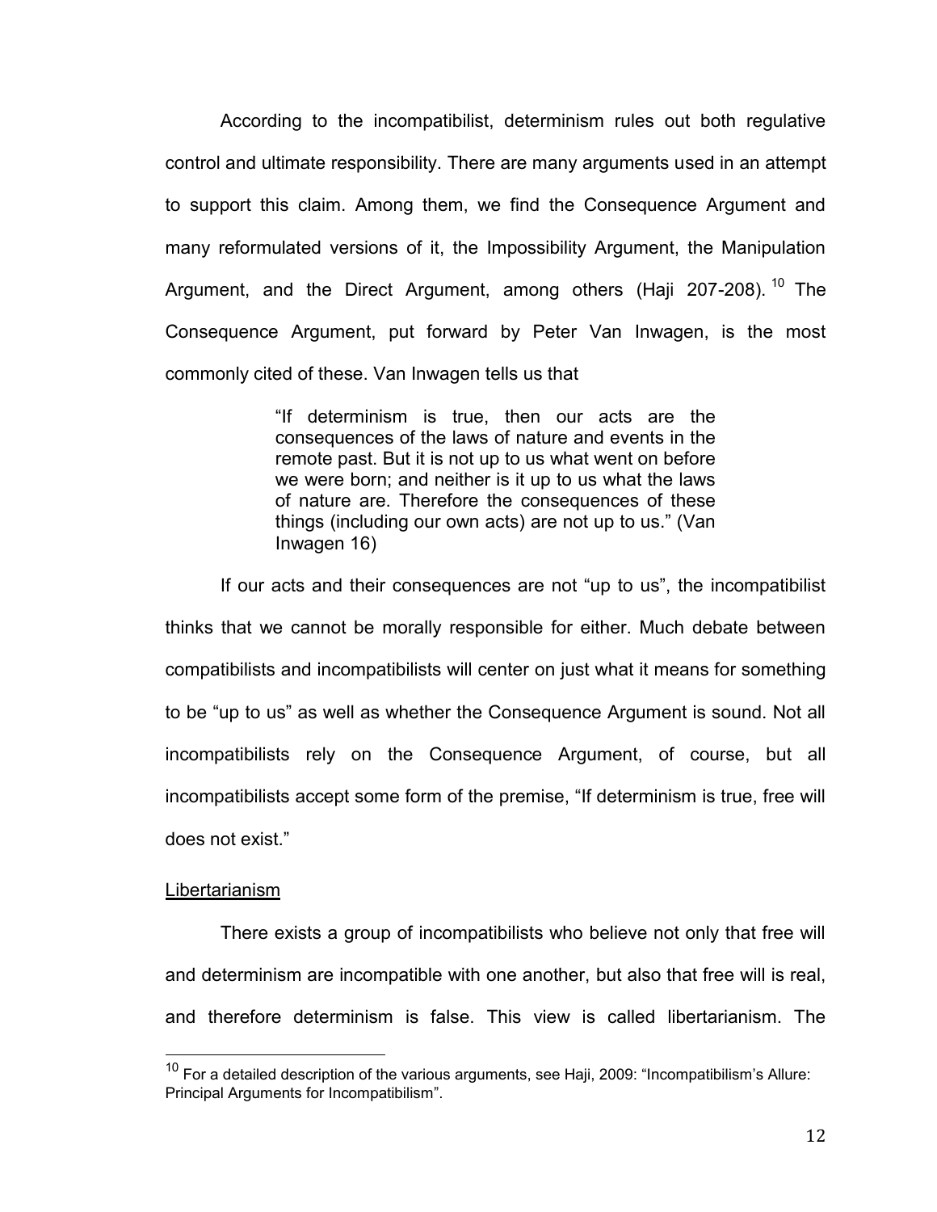According to the incompatibilist, determinism rules out both regulative control and ultimate responsibility. There are many arguments used in an attempt to support this claim. Among them, we find the Consequence Argument and many reformulated versions of it, the Impossibility Argument, the Manipulation Argument, and the Direct Argument, among others (Haji 207-208).[10] The Consequence Argument, put forward by Peter Van Inwagen, is the most commonly cited of these. Van Inwagen tells us that

> "If determinism is true, then our acts are the consequences of the laws of nature and events in the remote past. But it is not up to us what went on before we were born; and neither is it up to us what the laws of nature are. Therefore the consequences of these things (including our own acts) are not up to us." (Van Inwagen 16)

If our acts and their consequences are not "up to us", the incompatibilist thinks that we cannot be morally responsible for either. Much debate between compatibilists and incompatibilists will center on just what it means for something to be "up to us" as well as whether the Consequence Argument is sound. Not all incompatibilists rely on the Consequence Argument, of course, but all incompatibilists accept some form of the premise, "If determinism is true, free will does not exist."

## Libertarianism

There exists a group of incompatibilists who believe not only that free will and determinism are incompatible with one another, but also that free will is real, and therefore determinism is false. This view is called libertarianism. The

[10] For a detailed description of the various arguments, see Haji, 2009: "Incompatibilism's Allure: Principal Arguments for Incompatibilism".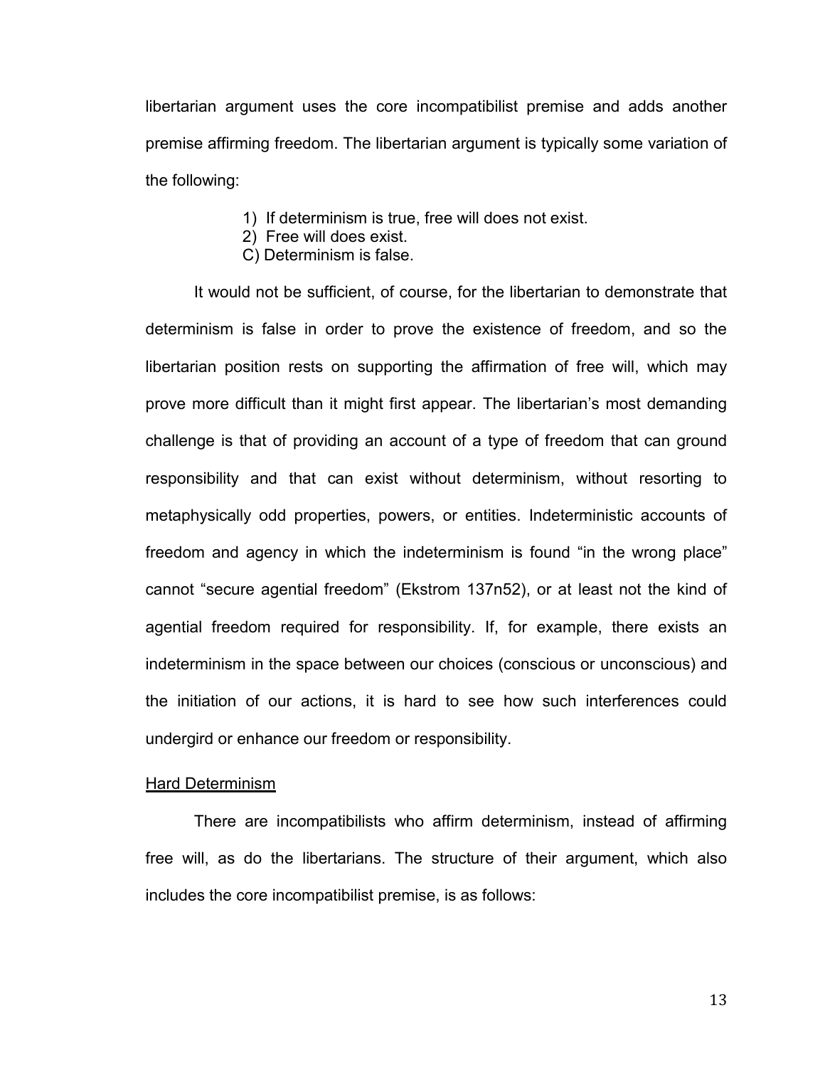libertarian argument uses the core incompatibilist premise and adds another premise affirming freedom. The libertarian argument is typically some variation of the following:

1) If determinism is true, free will does not exist.
2) Free will does exist.
C) Determinism is false.

It would not be sufficient, of course, for the libertarian to demonstrate that determinism is false in order to prove the existence of freedom, and so the libertarian position rests on supporting the affirmation of free will, which may prove more difficult than it might first appear. The libertarian's most demanding challenge is that of providing an account of a type of freedom that can ground responsibility and that can exist without determinism, without resorting to metaphysically odd properties, powers, or entities. Indeterministic accounts of freedom and agency in which the indeterminism is found "in the wrong place" cannot "secure agential freedom" (Ekstrom 137n52), or at least not the kind of agential freedom required for responsibility. If, for example, there exists an indeterminism in the space between our choices (conscious or unconscious) and the initiation of our actions, it is hard to see how such interferences could undergird or enhance our freedom or responsibility.

## Hard Determinism

There are incompatibilists who affirm determinism, instead of affirming free will, as do the libertarians. The structure of their argument, which also includes the core incompatibilist premise, is as follows: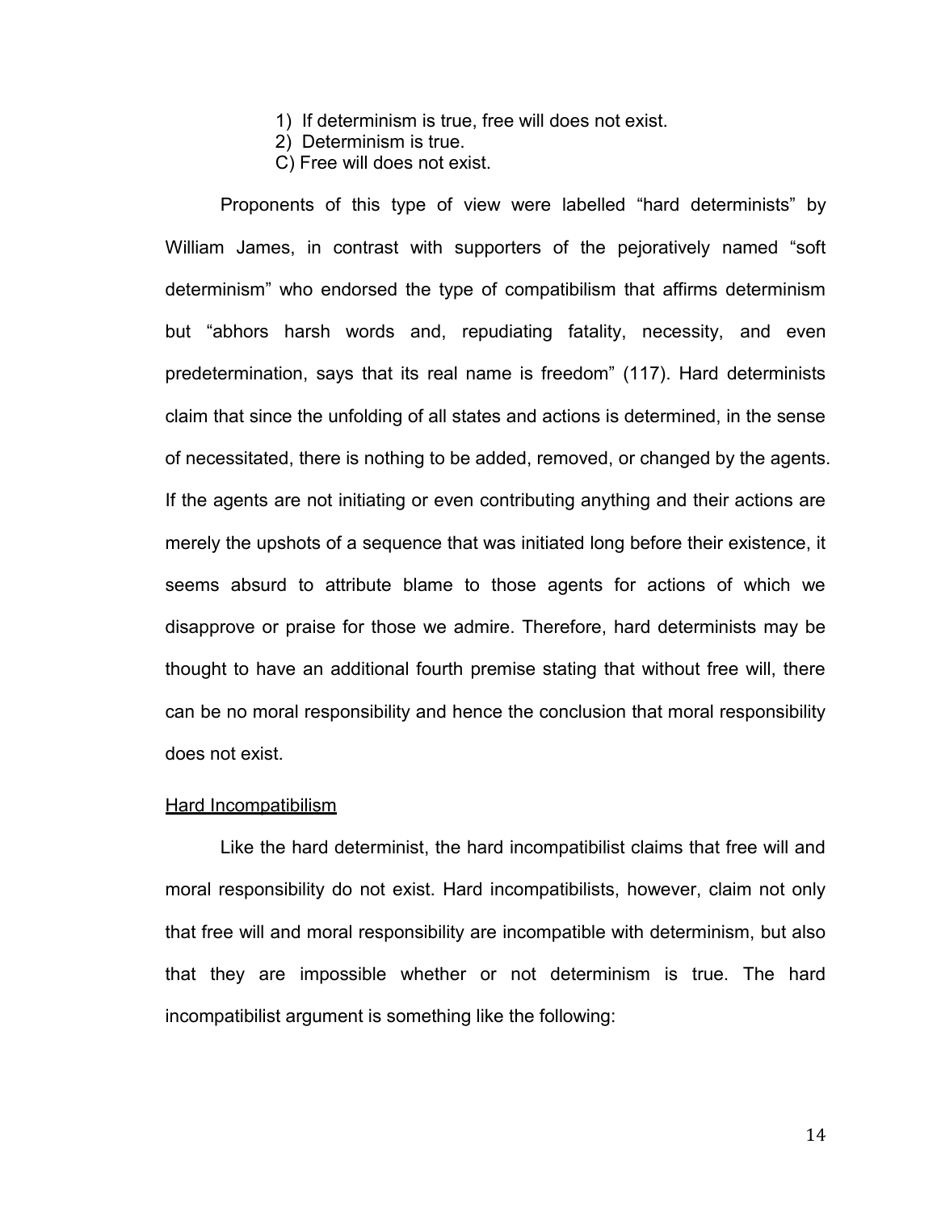1) If determinism is true, free will does not exist.
2) Determinism is true.
C) Free will does not exist.

Proponents of this type of view were labelled "hard determinists" by William James, in contrast with supporters of the pejoratively named "soft determinism" who endorsed the type of compatibilism that affirms determinism but "abhors harsh words and, repudiating fatality, necessity, and even predetermination, says that its real name is freedom" (117). Hard determinists claim that since the unfolding of all states and actions is determined, in the sense of necessitated, there is nothing to be added, removed, or changed by the agents. If the agents are not initiating or even contributing anything and their actions are merely the upshots of a sequence that was initiated long before their existence, it seems absurd to attribute blame to those agents for actions of which we disapprove or praise for those we admire. Therefore, hard determinists may be thought to have an additional fourth premise stating that without free will, there can be no moral responsibility and hence the conclusion that moral responsibility does not exist.

### Hard Incompatibilism

Like the hard determinist, the hard incompatibilist claims that free will and moral responsibility do not exist. Hard incompatibilists, however, claim not only that free will and moral responsibility are incompatible with determinism, but also that they are impossible whether or not determinism is true. The hard incompatibilist argument is something like the following: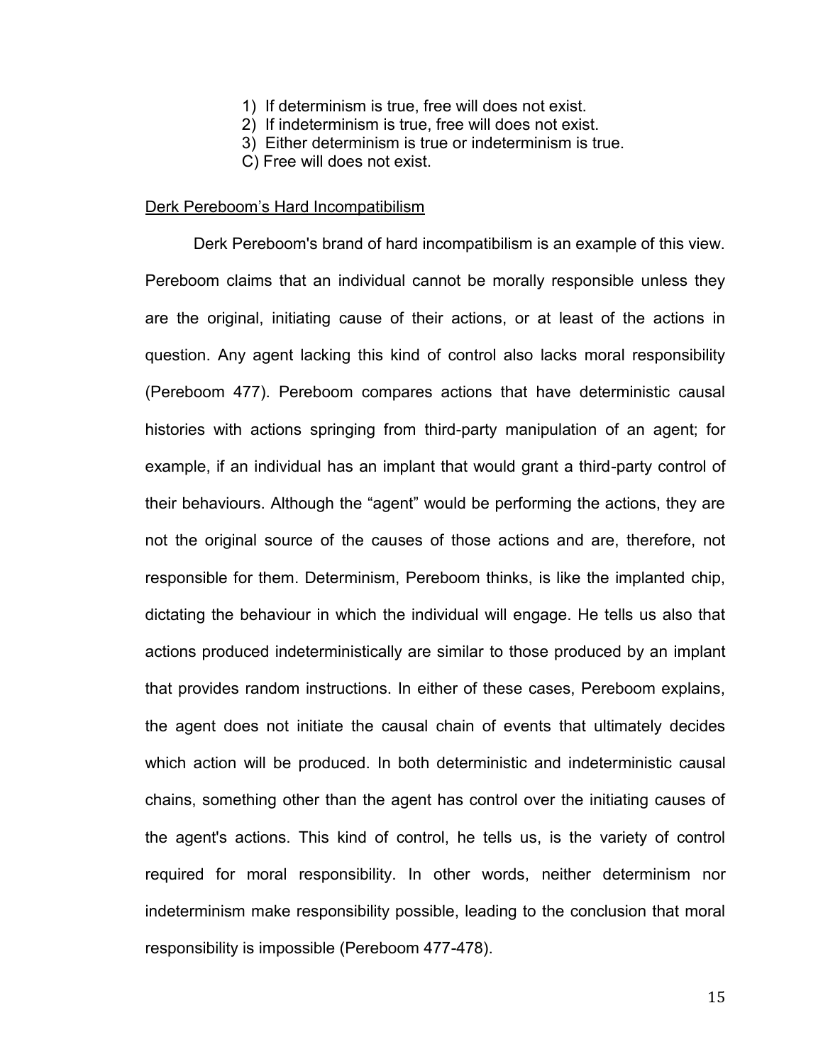1) If determinism is true, free will does not exist.
2) If indeterminism is true, free will does not exist.
3) Either determinism is true or indeterminism is true.

C) Free will does not exist.

## Derk Pereboom's Hard Incompatibilism

Derk Pereboom's brand of hard incompatibilism is an example of this view. Pereboom claims that an individual cannot be morally responsible unless they are the original, initiating cause of their actions, or at least of the actions in question. Any agent lacking this kind of control also lacks moral responsibility (Pereboom 477). Pereboom compares actions that have deterministic causal histories with actions springing from third-party manipulation of an agent; for example, if an individual has an implant that would grant a third-party control of their behaviours. Although the "agent" would be performing the actions, they are not the original source of the causes of those actions and are, therefore, not responsible for them. Determinism, Pereboom thinks, is like the implanted chip, dictating the behaviour in which the individual will engage. He tells us also that actions produced indeterministically are similar to those produced by an implant that provides random instructions. In either of these cases, Pereboom explains, the agent does not initiate the causal chain of events that ultimately decides which action will be produced. In both deterministic and indeterministic causal chains, something other than the agent has control over the initiating causes of the agent's actions. This kind of control, he tells us, is the variety of control required for moral responsibility. In other words, neither determinism nor indeterminism make responsibility possible, leading to the conclusion that moral responsibility is impossible (Pereboom 477-478).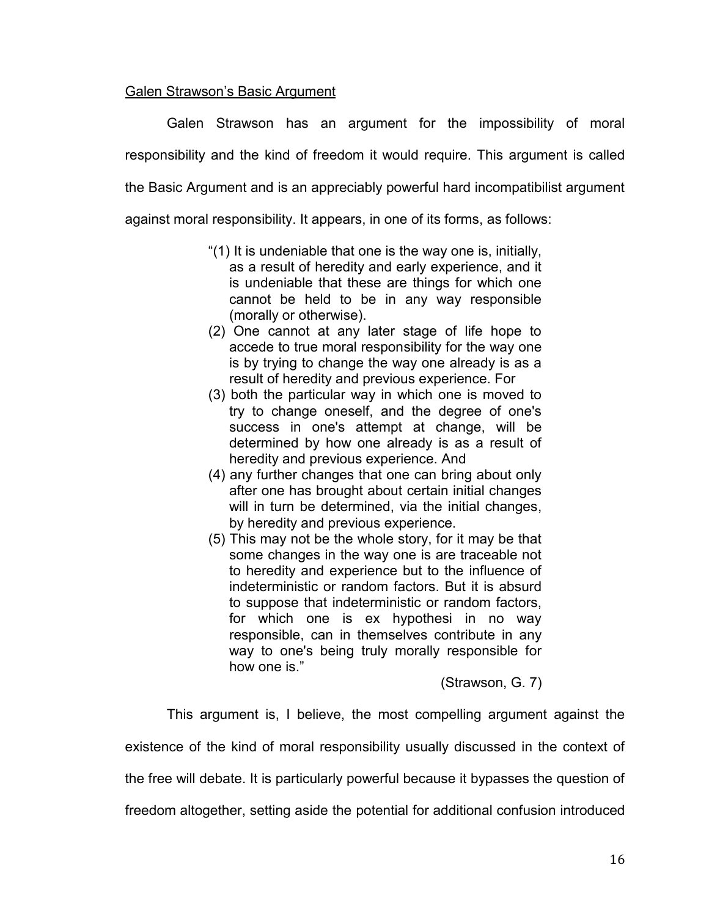Galen Strawson's Basic Argument

Galen Strawson has an argument for the impossibility of moral responsibility and the kind of freedom it would require. This argument is called the Basic Argument and is an appreciably powerful hard incompatibilist argument against moral responsibility. It appears, in one of its forms, as follows:

> "(1) It is undeniable that one is the way one is, initially, as a result of heredity and early experience, and it is undeniable that these are things for which one cannot be held to be in any way responsible (morally or otherwise).
>
> (2) One cannot at any later stage of life hope to accede to true moral responsibility for the way one is by trying to change the way one already is as a result of heredity and previous experience. For
>
> (3) both the particular way in which one is moved to try to change oneself, and the degree of one's success in one's attempt at change, will be determined by how one already is as a result of heredity and previous experience. And
>
> (4) any further changes that one can bring about only after one has brought about certain initial changes will in turn be determined, via the initial changes, by heredity and previous experience.
>
> (5) This may not be the whole story, for it may be that some changes in the way one is are traceable not to heredity and experience but to the influence of indeterministic or random factors. But it is absurd to suppose that indeterministic or random factors, for which one is ex hypothesi in no way responsible, can in themselves contribute in any way to one's being truly morally responsible for how one is."
>
> (Strawson, G. 7)

This argument is, I believe, the most compelling argument against the existence of the kind of moral responsibility usually discussed in the context of the free will debate. It is particularly powerful because it bypasses the question of freedom altogether, setting aside the potential for additional confusion introduced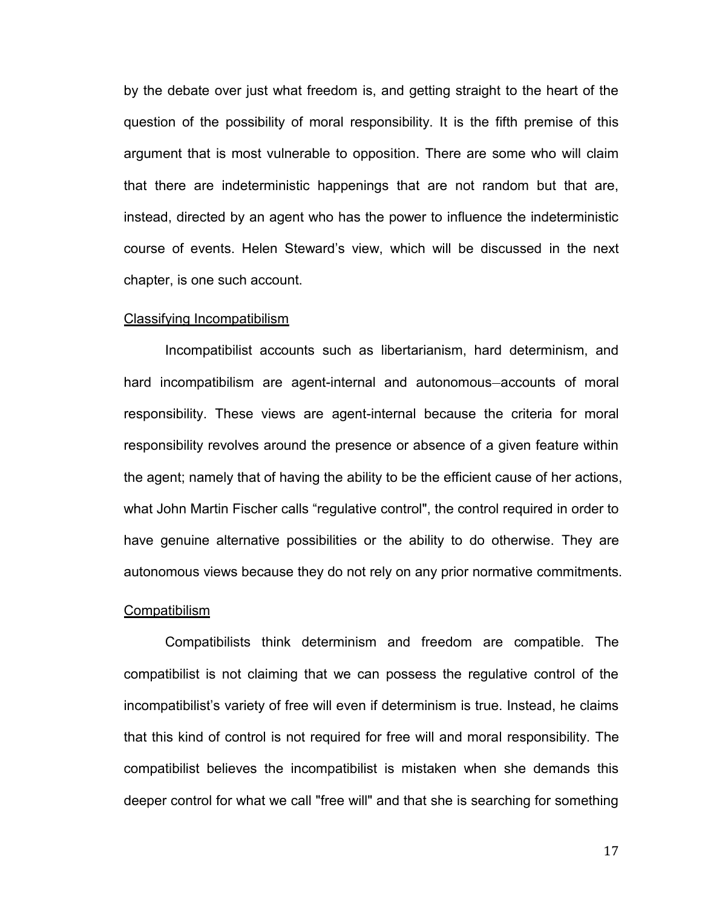by the debate over just what freedom is, and getting straight to the heart of the question of the possibility of moral responsibility. It is the fifth premise of this argument that is most vulnerable to opposition. There are some who will claim that there are indeterministic happenings that are not random but that are, instead, directed by an agent who has the power to influence the indeterministic course of events. Helen Steward's view, which will be discussed in the next chapter, is one such account.

## Classifying Incompatibilism

Incompatibilist accounts such as libertarianism, hard determinism, and hard incompatibilism are agent-internal and autonomous–accounts of moral responsibility. These views are agent-internal because the criteria for moral responsibility revolves around the presence or absence of a given feature within the agent; namely that of having the ability to be the efficient cause of her actions, what John Martin Fischer calls "regulative control", the control required in order to have genuine alternative possibilities or the ability to do otherwise. They are autonomous views because they do not rely on any prior normative commitments.

## Compatibilism

Compatibilists think determinism and freedom are compatible. The compatibilist is not claiming that we can possess the regulative control of the incompatibilist's variety of free will even if determinism is true. Instead, he claims that this kind of control is not required for free will and moral responsibility. The compatibilist believes the incompatibilist is mistaken when she demands this deeper control for what we call "free will" and that she is searching for something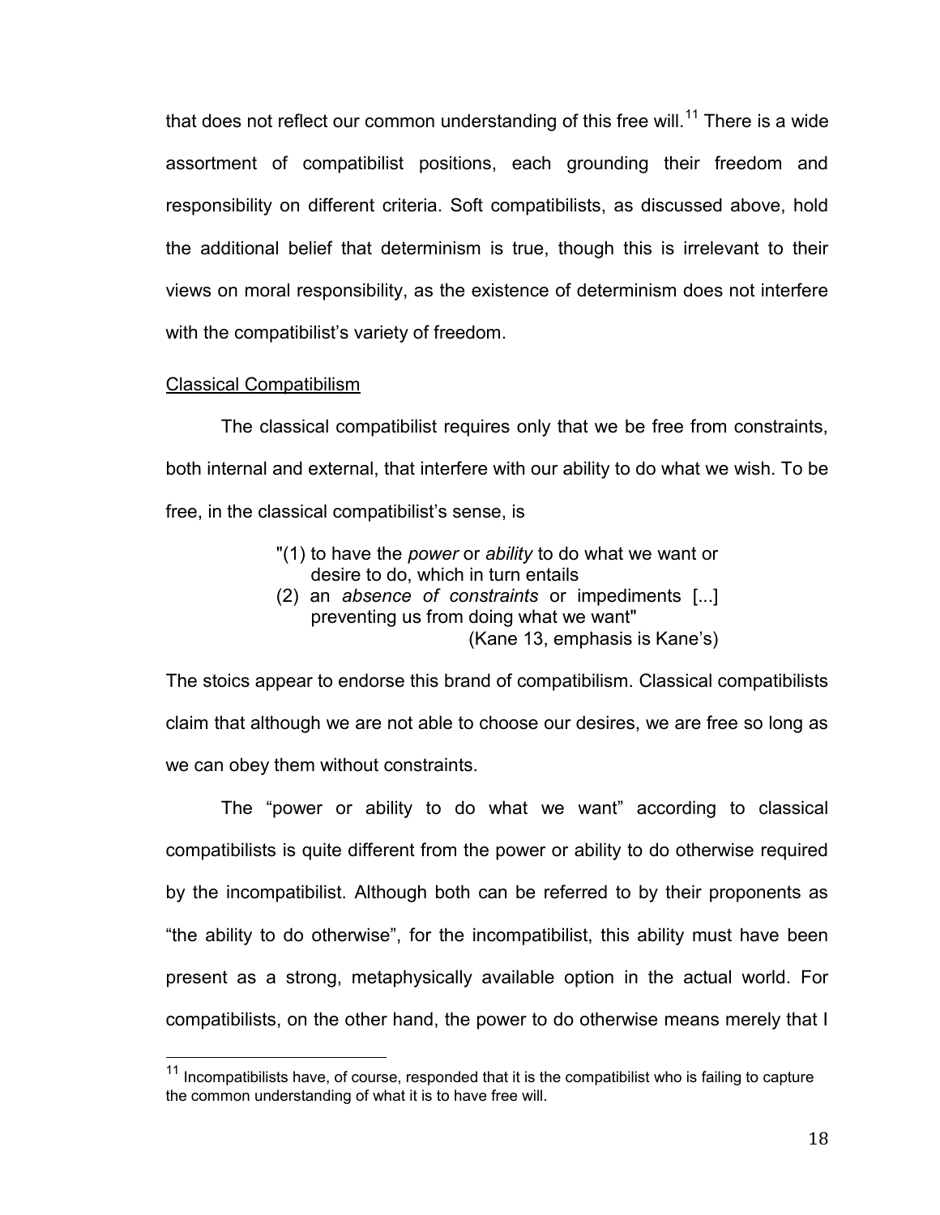that does not reflect our common understanding of this free will.[11] There is a wide assortment of compatibilist positions, each grounding their freedom and responsibility on different criteria. Soft compatibilists, as discussed above, hold the additional belief that determinism is true, though this is irrelevant to their views on moral responsibility, as the existence of determinism does not interfere with the compatibilist's variety of freedom.

### Classical Compatibilism

The classical compatibilist requires only that we be free from constraints, both internal and external, that interfere with our ability to do what we wish. To be free, in the classical compatibilist's sense, is

> "(1) to have the *power* or *ability* to do what we want or desire to do, which in turn entails
> (2) an *absence of constraints* or impediments [...] preventing us from doing what we want"
> (Kane 13, emphasis is Kane's)

The stoics appear to endorse this brand of compatibilism. Classical compatibilists claim that although we are not able to choose our desires, we are free so long as we can obey them without constraints.

The "power or ability to do what we want" according to classical compatibilists is quite different from the power or ability to do otherwise required by the incompatibilist. Although both can be referred to by their proponents as "the ability to do otherwise", for the incompatibilist, this ability must have been present as a strong, metaphysically available option in the actual world. For compatibilists, on the other hand, the power to do otherwise means merely that I

[11] Incompatibilists have, of course, responded that it is the compatibilist who is failing to capture the common understanding of what it is to have free will.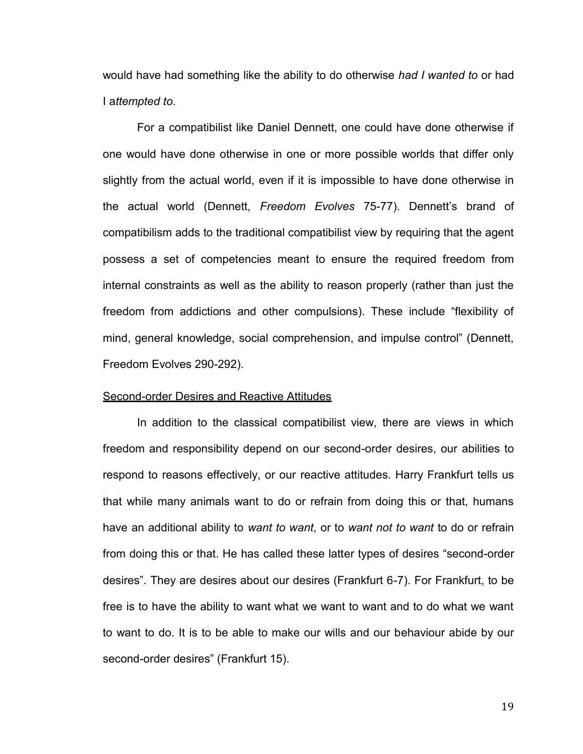would have had something like the ability to do otherwise *had I wanted to* or had I a*ttempted to*.

For a compatibilist like Daniel Dennett, one could have done otherwise if one would have done otherwise in one or more possible worlds that differ only slightly from the actual world, even if it is impossible to have done otherwise in the actual world (Dennett, *Freedom Evolves* 75-77). Dennett's brand of compatibilism adds to the traditional compatibilist view by requiring that the agent possess a set of competencies meant to ensure the required freedom from internal constraints as well as the ability to reason properly (rather than just the freedom from addictions and other compulsions). These include "flexibility of mind, general knowledge, social comprehension, and impulse control" (Dennett, Freedom Evolves 290-292).

<u>Second-order Desires and Reactive Attitudes</u>

In addition to the classical compatibilist view, there are views in which freedom and responsibility depend on our second-order desires, our abilities to respond to reasons effectively, or our reactive attitudes. Harry Frankfurt tells us that while many animals want to do or refrain from doing this or that, humans have an additional ability to *want to want*, or to *want not to want* to do or refrain from doing this or that. He has called these latter types of desires "second-order desires". They are desires about our desires (Frankfurt 6-7). For Frankfurt, to be free is to have the ability to want what we want to want and to do what we want to want to do. It is to be able to make our wills and our behaviour abide by our second-order desires" (Frankfurt 15).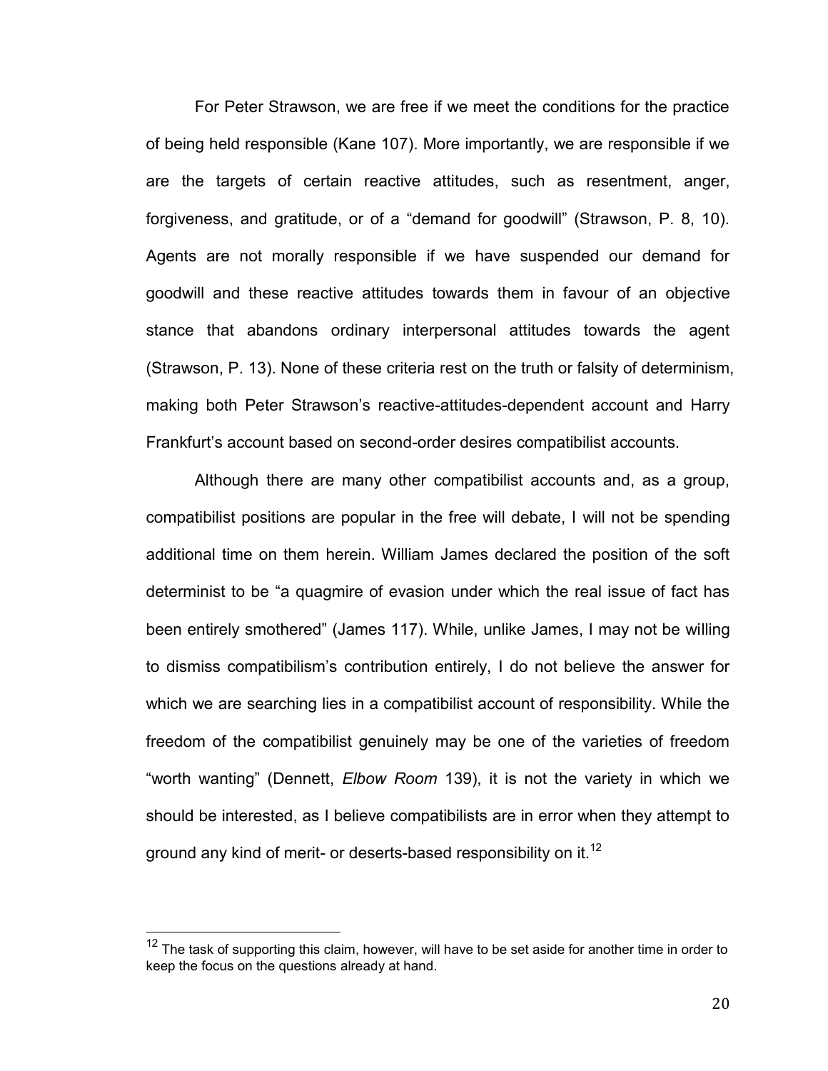For Peter Strawson, we are free if we meet the conditions for the practice of being held responsible (Kane 107). More importantly, we are responsible if we are the targets of certain reactive attitudes, such as resentment, anger, forgiveness, and gratitude, or of a "demand for goodwill" (Strawson, P. 8, 10). Agents are not morally responsible if we have suspended our demand for goodwill and these reactive attitudes towards them in favour of an objective stance that abandons ordinary interpersonal attitudes towards the agent (Strawson, P. 13). None of these criteria rest on the truth or falsity of determinism, making both Peter Strawson's reactive-attitudes-dependent account and Harry Frankfurt's account based on second-order desires compatibilist accounts.

Although there are many other compatibilist accounts and, as a group, compatibilist positions are popular in the free will debate, I will not be spending additional time on them herein. William James declared the position of the soft determinist to be "a quagmire of evasion under which the real issue of fact has been entirely smothered" (James 117). While, unlike James, I may not be willing to dismiss compatibilism's contribution entirely, I do not believe the answer for which we are searching lies in a compatibilist account of responsibility. While the freedom of the compatibilist genuinely may be one of the varieties of freedom "worth wanting" (Dennett, *Elbow Room* 139), it is not the variety in which we should be interested, as I believe compatibilists are in error when they attempt to ground any kind of merit- or deserts-based responsibility on it.[12]

---

[12] The task of supporting this claim, however, will have to be set aside for another time in order to keep the focus on the questions already at hand.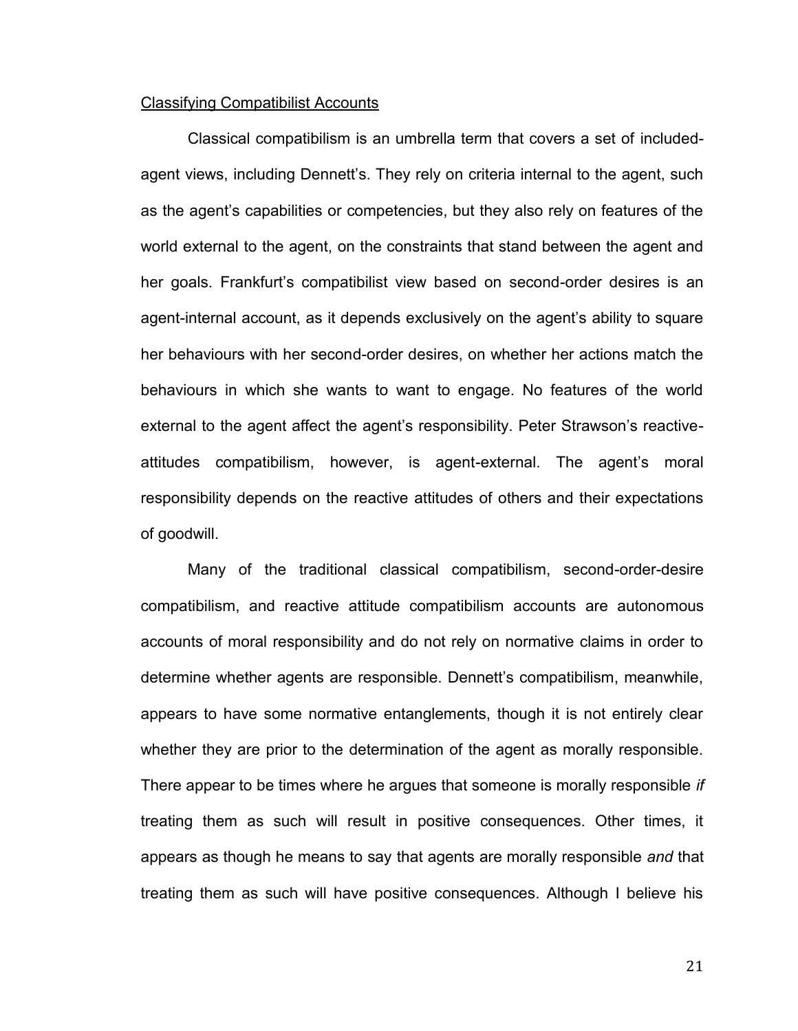Classifying Compatibilist Accounts

Classical compatibilism is an umbrella term that covers a set of included-agent views, including Dennett's. They rely on criteria internal to the agent, such as the agent's capabilities or competencies, but they also rely on features of the world external to the agent, on the constraints that stand between the agent and her goals. Frankfurt's compatibilist view based on second-order desires is an agent-internal account, as it depends exclusively on the agent's ability to square her behaviours with her second-order desires, on whether her actions match the behaviours in which she wants to want to engage. No features of the world external to the agent affect the agent's responsibility. Peter Strawson's reactive-attitudes compatibilism, however, is agent-external. The agent's moral responsibility depends on the reactive attitudes of others and their expectations of goodwill.

Many of the traditional classical compatibilism, second-order-desire compatibilism, and reactive attitude compatibilism accounts are autonomous accounts of moral responsibility and do not rely on normative claims in order to determine whether agents are responsible. Dennett's compatibilism, meanwhile, appears to have some normative entanglements, though it is not entirely clear whether they are prior to the determination of the agent as morally responsible. There appear to be times where he argues that someone is morally responsible *if* treating them as such will result in positive consequences. Other times, it appears as though he means to say that agents are morally responsible *and* that treating them as such will have positive consequences. Although I believe his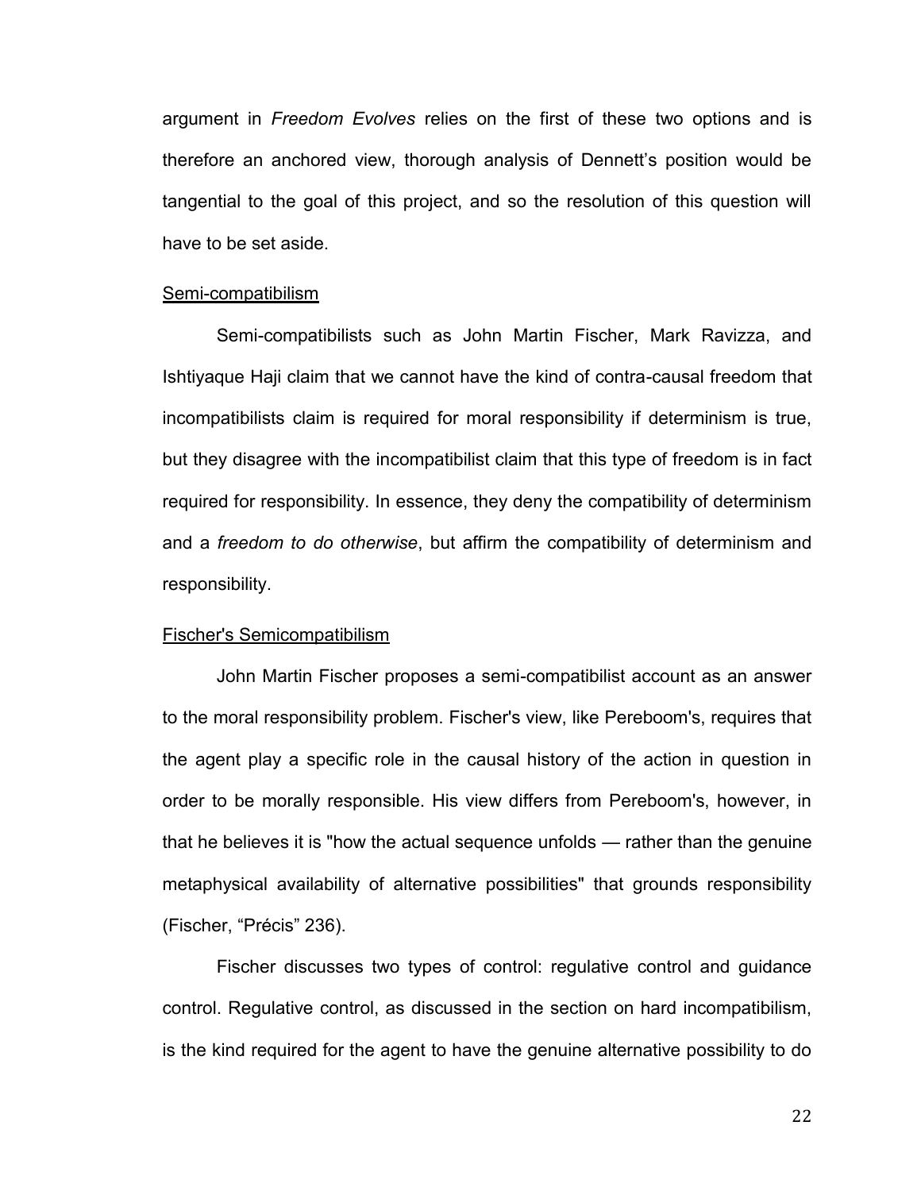argument in *Freedom Evolves* relies on the first of these two options and is therefore an anchored view, thorough analysis of Dennett's position would be tangential to the goal of this project, and so the resolution of this question will have to be set aside.

### Semi-compatibilism

Semi-compatibilists such as John Martin Fischer, Mark Ravizza, and Ishtiyaque Haji claim that we cannot have the kind of contra-causal freedom that incompatibilists claim is required for moral responsibility if determinism is true, but they disagree with the incompatibilist claim that this type of freedom is in fact required for responsibility. In essence, they deny the compatibility of determinism and a *freedom to do otherwise*, but affirm the compatibility of determinism and responsibility.

### Fischer's Semicompatibilism

John Martin Fischer proposes a semi-compatibilist account as an answer to the moral responsibility problem. Fischer's view, like Pereboom's, requires that the agent play a specific role in the causal history of the action in question in order to be morally responsible. His view differs from Pereboom's, however, in that he believes it is "how the actual sequence unfolds — rather than the genuine metaphysical availability of alternative possibilities" that grounds responsibility (Fischer, "Précis" 236).

Fischer discusses two types of control: regulative control and guidance control. Regulative control, as discussed in the section on hard incompatibilism, is the kind required for the agent to have the genuine alternative possibility to do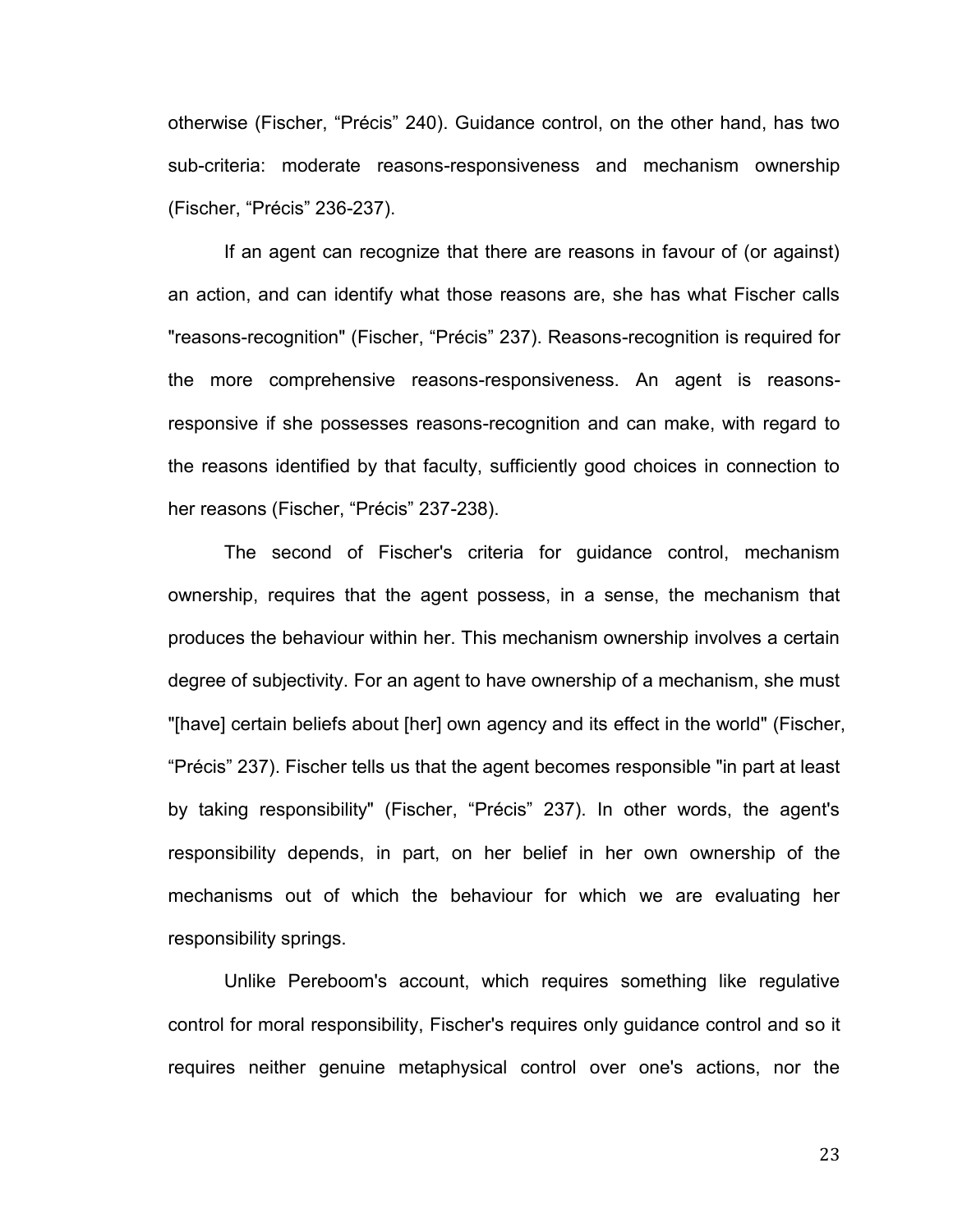otherwise (Fischer, "Précis" 240). Guidance control, on the other hand, has two sub-criteria: moderate reasons-responsiveness and mechanism ownership (Fischer, "Précis" 236-237).

If an agent can recognize that there are reasons in favour of (or against) an action, and can identify what those reasons are, she has what Fischer calls "reasons-recognition" (Fischer, "Précis" 237). Reasons-recognition is required for the more comprehensive reasons-responsiveness. An agent is reasons-responsive if she possesses reasons-recognition and can make, with regard to the reasons identified by that faculty, sufficiently good choices in connection to her reasons (Fischer, "Précis" 237-238).

The second of Fischer's criteria for guidance control, mechanism ownership, requires that the agent possess, in a sense, the mechanism that produces the behaviour within her. This mechanism ownership involves a certain degree of subjectivity. For an agent to have ownership of a mechanism, she must "[have] certain beliefs about [her] own agency and its effect in the world" (Fischer, "Précis" 237). Fischer tells us that the agent becomes responsible "in part at least by taking responsibility" (Fischer, "Précis" 237). In other words, the agent's responsibility depends, in part, on her belief in her own ownership of the mechanisms out of which the behaviour for which we are evaluating her responsibility springs.

Unlike Pereboom's account, which requires something like regulative control for moral responsibility, Fischer's requires only guidance control and so it requires neither genuine metaphysical control over one's actions, nor the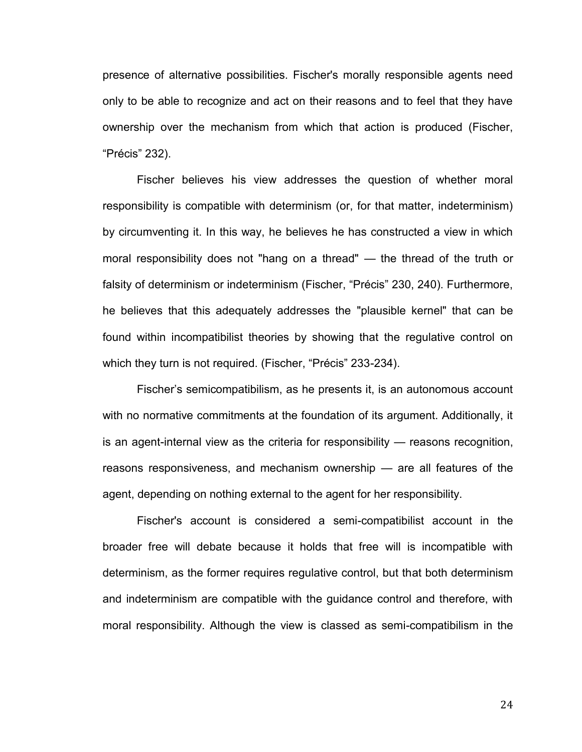presence of alternative possibilities. Fischer's morally responsible agents need only to be able to recognize and act on their reasons and to feel that they have ownership over the mechanism from which that action is produced (Fischer, "Précis" 232).

Fischer believes his view addresses the question of whether moral responsibility is compatible with determinism (or, for that matter, indeterminism) by circumventing it. In this way, he believes he has constructed a view in which moral responsibility does not "hang on a thread" — the thread of the truth or falsity of determinism or indeterminism (Fischer, "Précis" 230, 240). Furthermore, he believes that this adequately addresses the "plausible kernel" that can be found within incompatibilist theories by showing that the regulative control on which they turn is not required. (Fischer, "Précis" 233-234).

Fischer's semicompatibilism, as he presents it, is an autonomous account with no normative commitments at the foundation of its argument. Additionally, it is an agent-internal view as the criteria for responsibility — reasons recognition, reasons responsiveness, and mechanism ownership — are all features of the agent, depending on nothing external to the agent for her responsibility.

Fischer's account is considered a semi-compatibilist account in the broader free will debate because it holds that free will is incompatible with determinism, as the former requires regulative control, but that both determinism and indeterminism are compatible with the guidance control and therefore, with moral responsibility. Although the view is classed as semi-compatibilism in the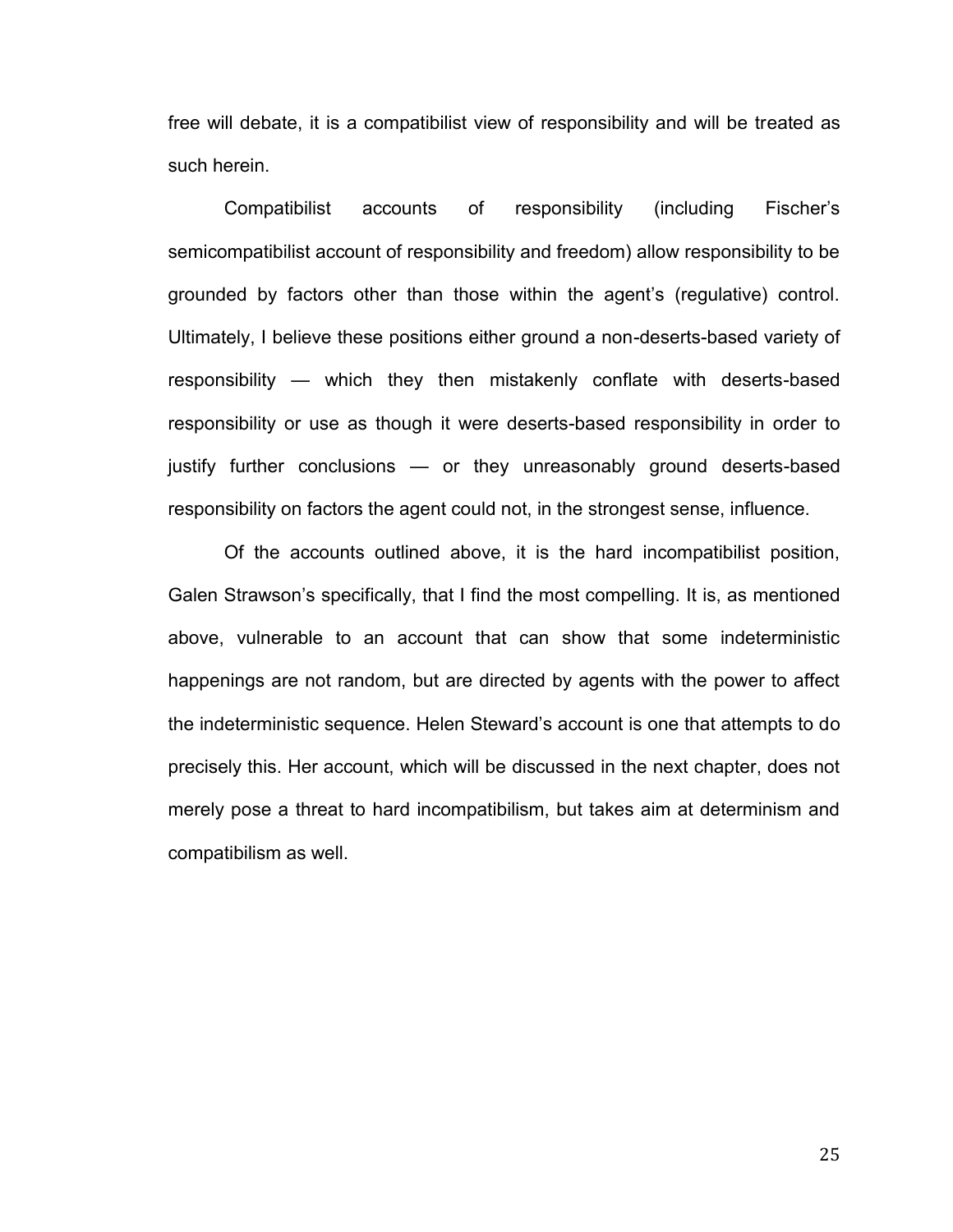free will debate, it is a compatibilist view of responsibility and will be treated as such herein.

Compatibilist accounts of responsibility (including Fischer's semicompatibilist account of responsibility and freedom) allow responsibility to be grounded by factors other than those within the agent's (regulative) control. Ultimately, I believe these positions either ground a non-deserts-based variety of responsibility — which they then mistakenly conflate with deserts-based responsibility or use as though it were deserts-based responsibility in order to justify further conclusions — or they unreasonably ground deserts-based responsibility on factors the agent could not, in the strongest sense, influence.

Of the accounts outlined above, it is the hard incompatibilist position, Galen Strawson's specifically, that I find the most compelling. It is, as mentioned above, vulnerable to an account that can show that some indeterministic happenings are not random, but are directed by agents with the power to affect the indeterministic sequence. Helen Steward's account is one that attempts to do precisely this. Her account, which will be discussed in the next chapter, does not merely pose a threat to hard incompatibilism, but takes aim at determinism and compatibilism as well.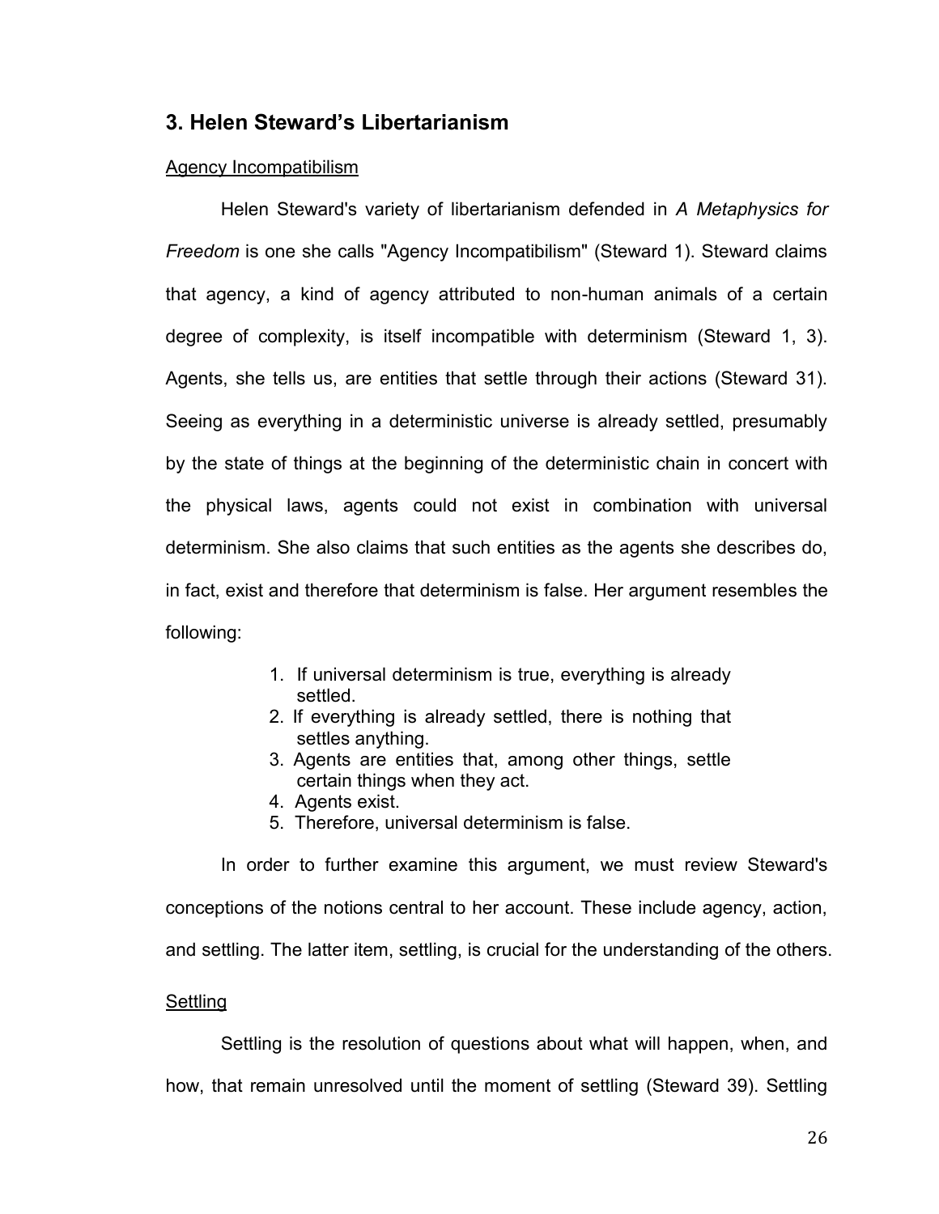## 3. Helen Steward's Libertarianism

Agency Incompatibilism

Helen Steward's variety of libertarianism defended in *A Metaphysics for Freedom* is one she calls "Agency Incompatibilism" (Steward 1). Steward claims that agency, a kind of agency attributed to non-human animals of a certain degree of complexity, is itself incompatible with determinism (Steward 1, 3). Agents, she tells us, are entities that settle through their actions (Steward 31). Seeing as everything in a deterministic universe is already settled, presumably by the state of things at the beginning of the deterministic chain in concert with the physical laws, agents could not exist in combination with universal determinism. She also claims that such entities as the agents she describes do, in fact, exist and therefore that determinism is false. Her argument resembles the following:

1. If universal determinism is true, everything is already settled.
2. If everything is already settled, there is nothing that settles anything.
3. Agents are entities that, among other things, settle certain things when they act.
4. Agents exist.
5. Therefore, universal determinism is false.

In order to further examine this argument, we must review Steward's conceptions of the notions central to her account. These include agency, action, and settling. The latter item, settling, is crucial for the understanding of the others.

Settling

Settling is the resolution of questions about what will happen, when, and how, that remain unresolved until the moment of settling (Steward 39). Settling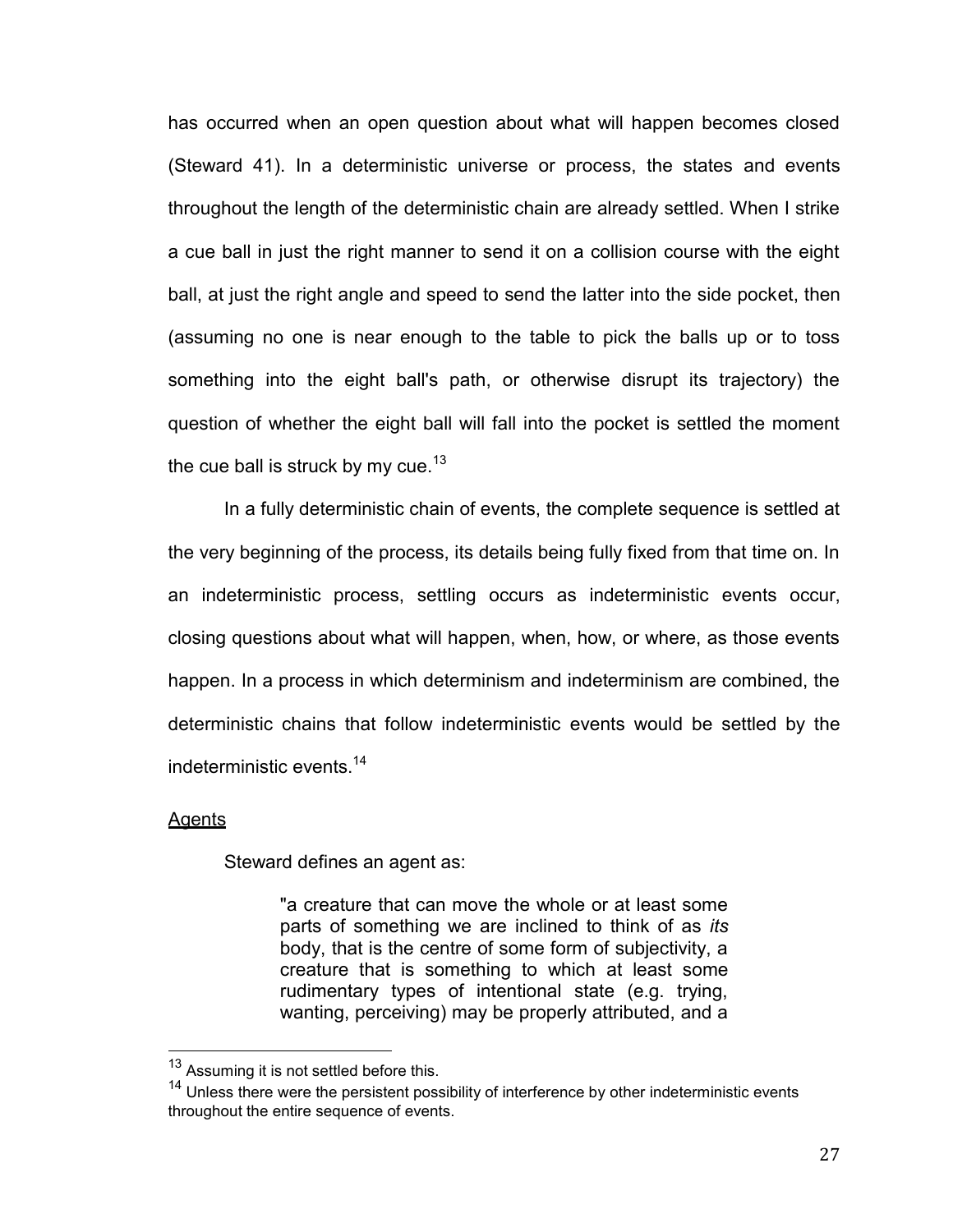has occurred when an open question about what will happen becomes closed (Steward 41). In a deterministic universe or process, the states and events throughout the length of the deterministic chain are already settled. When I strike a cue ball in just the right manner to send it on a collision course with the eight ball, at just the right angle and speed to send the latter into the side pocket, then (assuming no one is near enough to the table to pick the balls up or to toss something into the eight ball's path, or otherwise disrupt its trajectory) the question of whether the eight ball will fall into the pocket is settled the moment the cue ball is struck by my cue.[13]

In a fully deterministic chain of events, the complete sequence is settled at the very beginning of the process, its details being fully fixed from that time on. In an indeterministic process, settling occurs as indeterministic events occur, closing questions about what will happen, when, how, or where, as those events happen. In a process in which determinism and indeterminism are combined, the deterministic chains that follow indeterministic events would be settled by the indeterministic events.[14]

Agents

Steward defines an agent as:

> "a creature that can move the whole or at least some parts of something we are inclined to think of as *its* body, that is the centre of some form of subjectivity, a creature that is something to which at least some rudimentary types of intentional state (e.g. trying, wanting, perceiving) may be properly attributed, and a

---

[13] Assuming it is not settled before this.

[14] Unless there were the persistent possibility of interference by other indeterministic events throughout the entire sequence of events.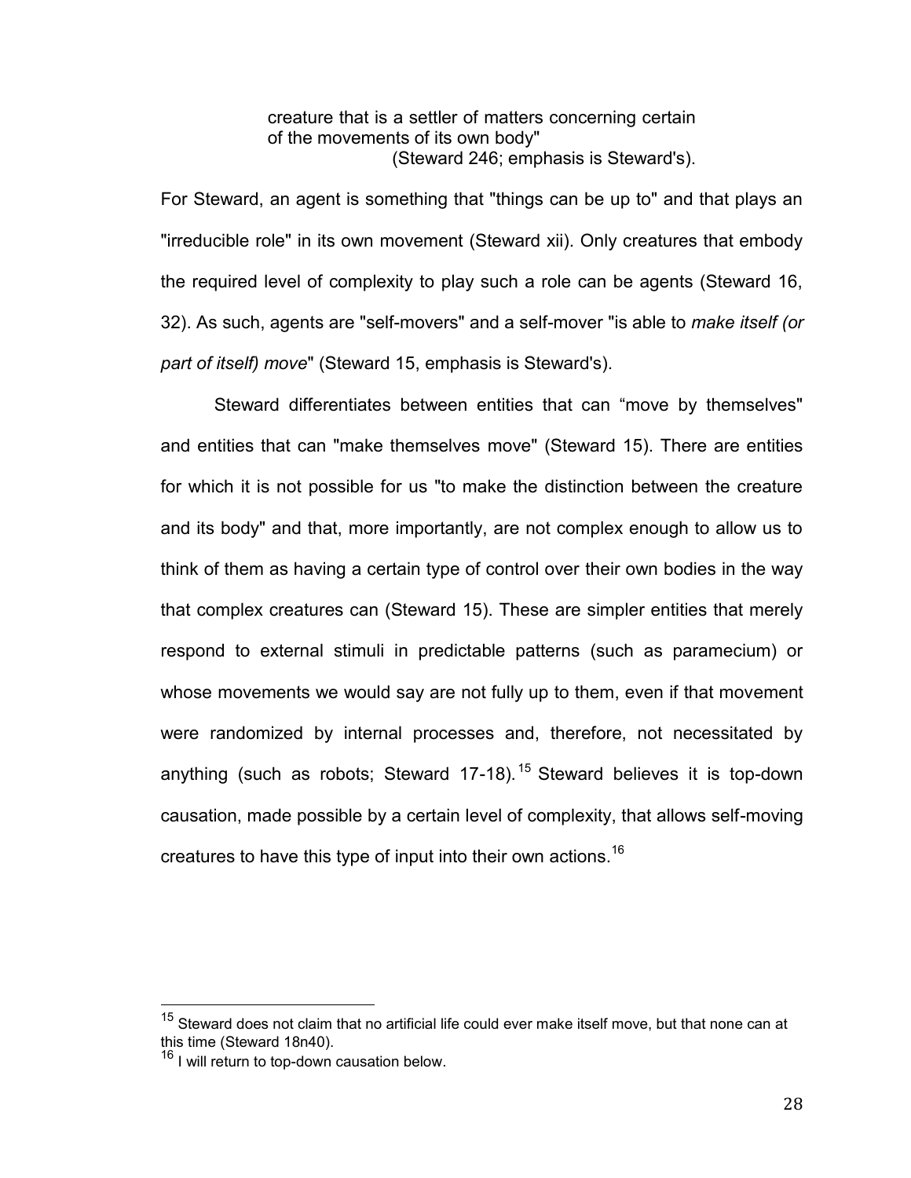> creature that is a settler of matters concerning certain of the movements of its own body"
> (Steward 246; emphasis is Steward's).

For Steward, an agent is something that "things can be up to" and that plays an "irreducible role" in its own movement (Steward xii). Only creatures that embody the required level of complexity to play such a role can be agents (Steward 16, 32). As such, agents are "self-movers" and a self-mover "is able to *make itself (or part of itself) move*" (Steward 15, emphasis is Steward's).

Steward differentiates between entities that can "move by themselves" and entities that can "make themselves move" (Steward 15). There are entities for which it is not possible for us "to make the distinction between the creature and its body" and that, more importantly, are not complex enough to allow us to think of them as having a certain type of control over their own bodies in the way that complex creatures can (Steward 15). These are simpler entities that merely respond to external stimuli in predictable patterns (such as paramecium) or whose movements we would say are not fully up to them, even if that movement were randomized by internal processes and, therefore, not necessitated by anything (such as robots; Steward 17-18).[15] Steward believes it is top-down causation, made possible by a certain level of complexity, that allows self-moving creatures to have this type of input into their own actions.[16]

---

[15] Steward does not claim that no artificial life could ever make itself move, but that none can at this time (Steward 18n40).

[16] I will return to top-down causation below.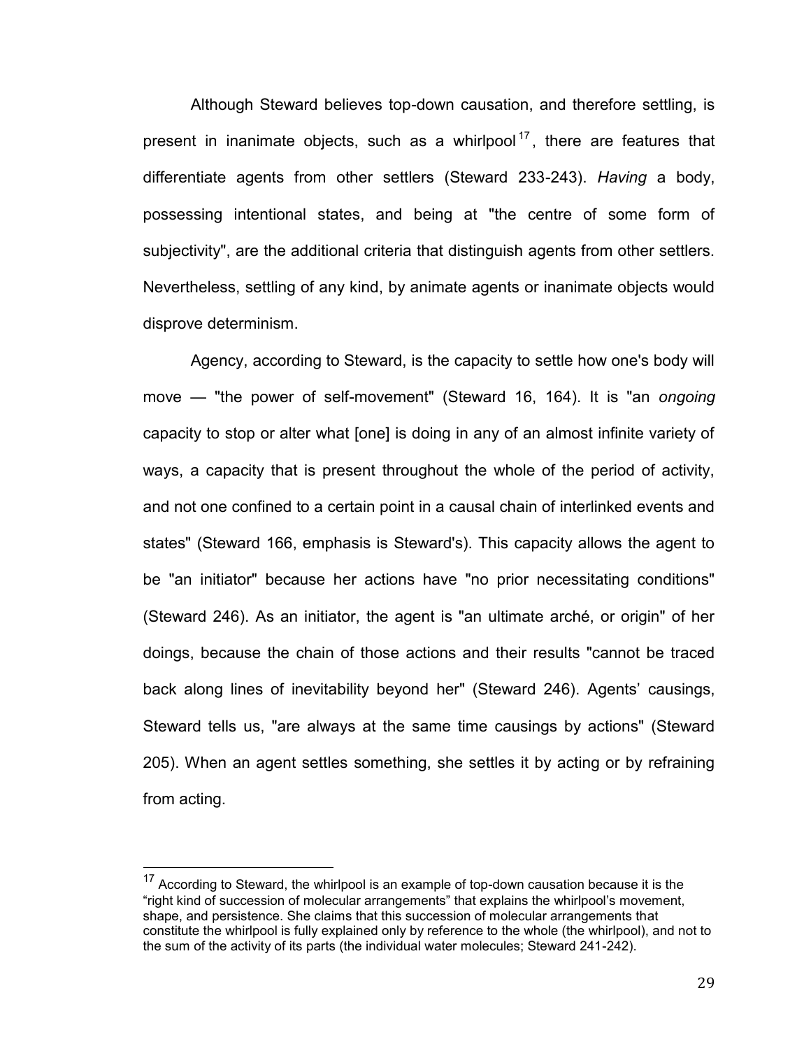Although Steward believes top-down causation, and therefore settling, is present in inanimate objects, such as a whirlpool[17], there are features that differentiate agents from other settlers (Steward 233-243). *Having* a body, possessing intentional states, and being at "the centre of some form of subjectivity", are the additional criteria that distinguish agents from other settlers. Nevertheless, settling of any kind, by animate agents or inanimate objects would disprove determinism.

Agency, according to Steward, is the capacity to settle how one's body will move — "the power of self-movement" (Steward 16, 164). It is "an *ongoing* capacity to stop or alter what [one] is doing in any of an almost infinite variety of ways, a capacity that is present throughout the whole of the period of activity, and not one confined to a certain point in a causal chain of interlinked events and states" (Steward 166, emphasis is Steward's). This capacity allows the agent to be "an initiator" because her actions have "no prior necessitating conditions" (Steward 246). As an initiator, the agent is "an ultimate arché, or origin" of her doings, because the chain of those actions and their results "cannot be traced back along lines of inevitability beyond her" (Steward 246). Agents' causings, Steward tells us, "are always at the same time causings by actions" (Steward 205). When an agent settles something, she settles it by acting or by refraining from acting.

[17] According to Steward, the whirlpool is an example of top-down causation because it is the "right kind of succession of molecular arrangements" that explains the whirlpool's movement, shape, and persistence. She claims that this succession of molecular arrangements that constitute the whirlpool is fully explained only by reference to the whole (the whirlpool), and not to the sum of the activity of its parts (the individual water molecules; Steward 241-242).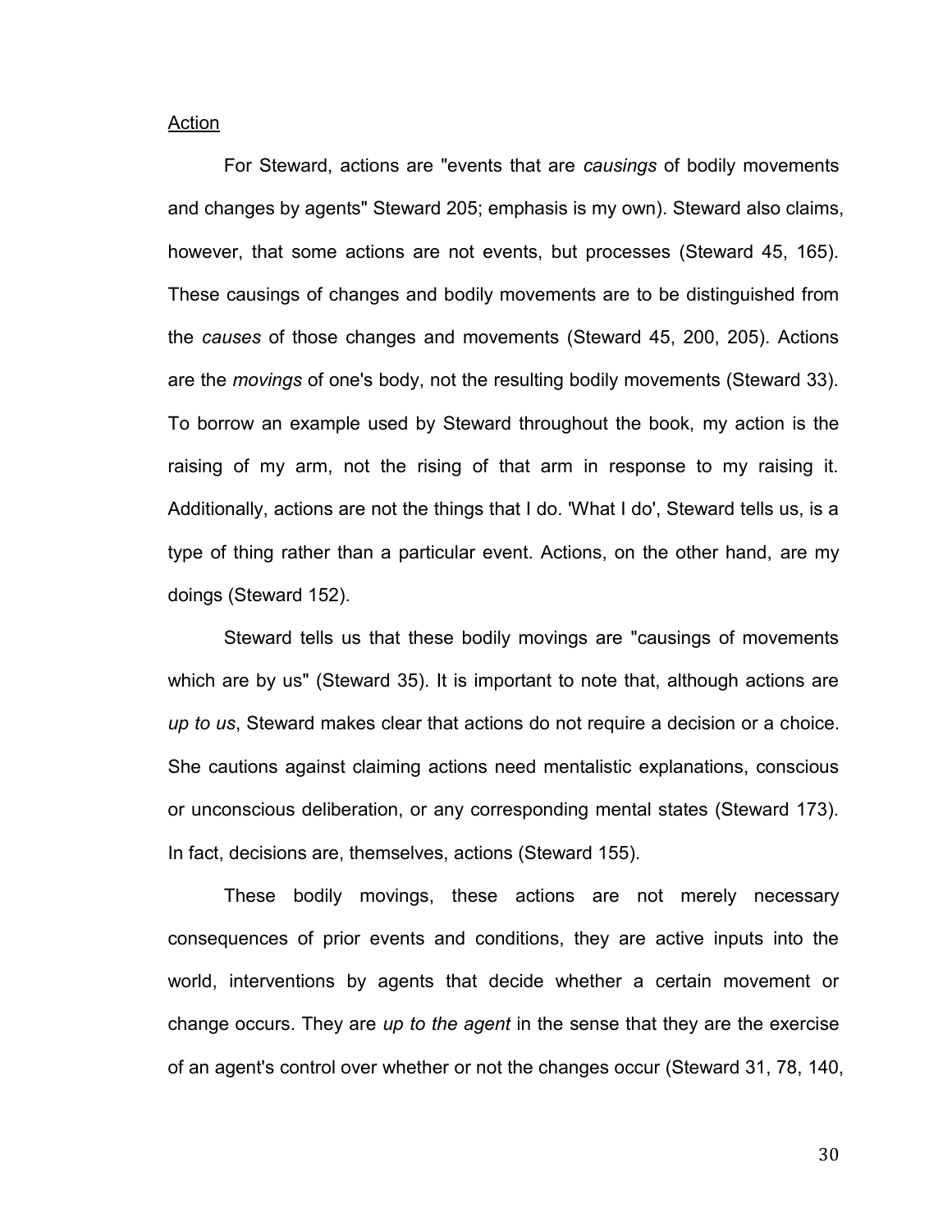<u>Action</u>

For Steward, actions are "events that are *causings* of bodily movements and changes by agents" Steward 205; emphasis is my own). Steward also claims, however, that some actions are not events, but processes (Steward 45, 165). These causings of changes and bodily movements are to be distinguished from the *causes* of those changes and movements (Steward 45, 200, 205). Actions are the *movings* of one's body, not the resulting bodily movements (Steward 33). To borrow an example used by Steward throughout the book, my action is the raising of my arm, not the rising of that arm in response to my raising it. Additionally, actions are not the things that I do. 'What I do', Steward tells us, is a type of thing rather than a particular event. Actions, on the other hand, are my doings (Steward 152).

Steward tells us that these bodily movings are "causings of movements which are by us" (Steward 35). It is important to note that, although actions are *up to us*, Steward makes clear that actions do not require a decision or a choice. She cautions against claiming actions need mentalistic explanations, conscious or unconscious deliberation, or any corresponding mental states (Steward 173). In fact, decisions are, themselves, actions (Steward 155).

These bodily movings, these actions are not merely necessary consequences of prior events and conditions, they are active inputs into the world, interventions by agents that decide whether a certain movement or change occurs. They are *up to the agent* in the sense that they are the exercise of an agent's control over whether or not the changes occur (Steward 31, 78, 140,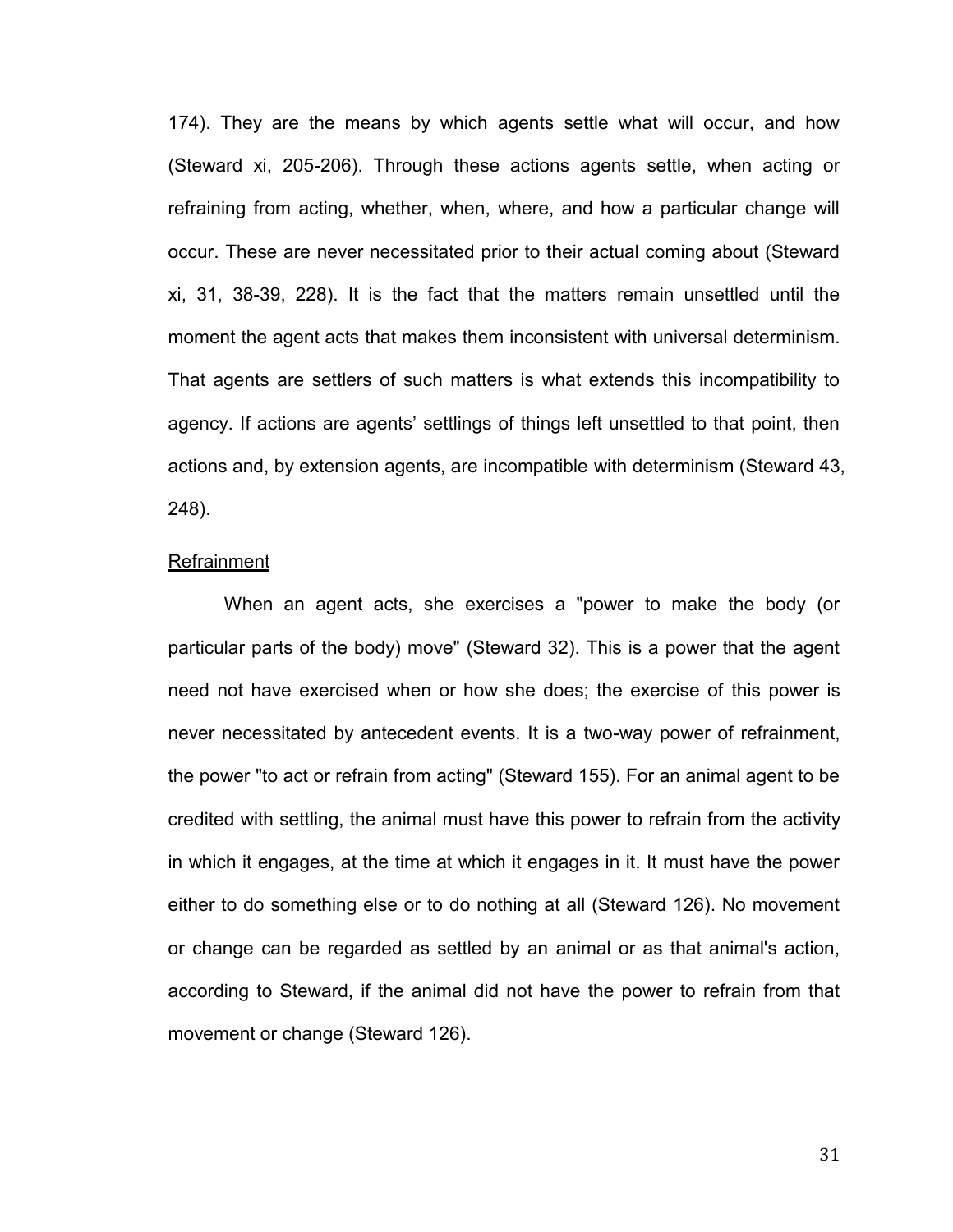174). They are the means by which agents settle what will occur, and how (Steward xi, 205-206). Through these actions agents settle, when acting or refraining from acting, whether, when, where, and how a particular change will occur. These are never necessitated prior to their actual coming about (Steward xi, 31, 38-39, 228). It is the fact that the matters remain unsettled until the moment the agent acts that makes them inconsistent with universal determinism. That agents are settlers of such matters is what extends this incompatibility to agency. If actions are agents' settlings of things left unsettled to that point, then actions and, by extension agents, are incompatible with determinism (Steward 43, 248).

<u>Refrainment</u>

When an agent acts, she exercises a "power to make the body (or particular parts of the body) move" (Steward 32). This is a power that the agent need not have exercised when or how she does; the exercise of this power is never necessitated by antecedent events. It is a two-way power of refrainment, the power "to act or refrain from acting" (Steward 155). For an animal agent to be credited with settling, the animal must have this power to refrain from the activity in which it engages, at the time at which it engages in it. It must have the power either to do something else or to do nothing at all (Steward 126). No movement or change can be regarded as settled by an animal or as that animal's action, according to Steward, if the animal did not have the power to refrain from that movement or change (Steward 126).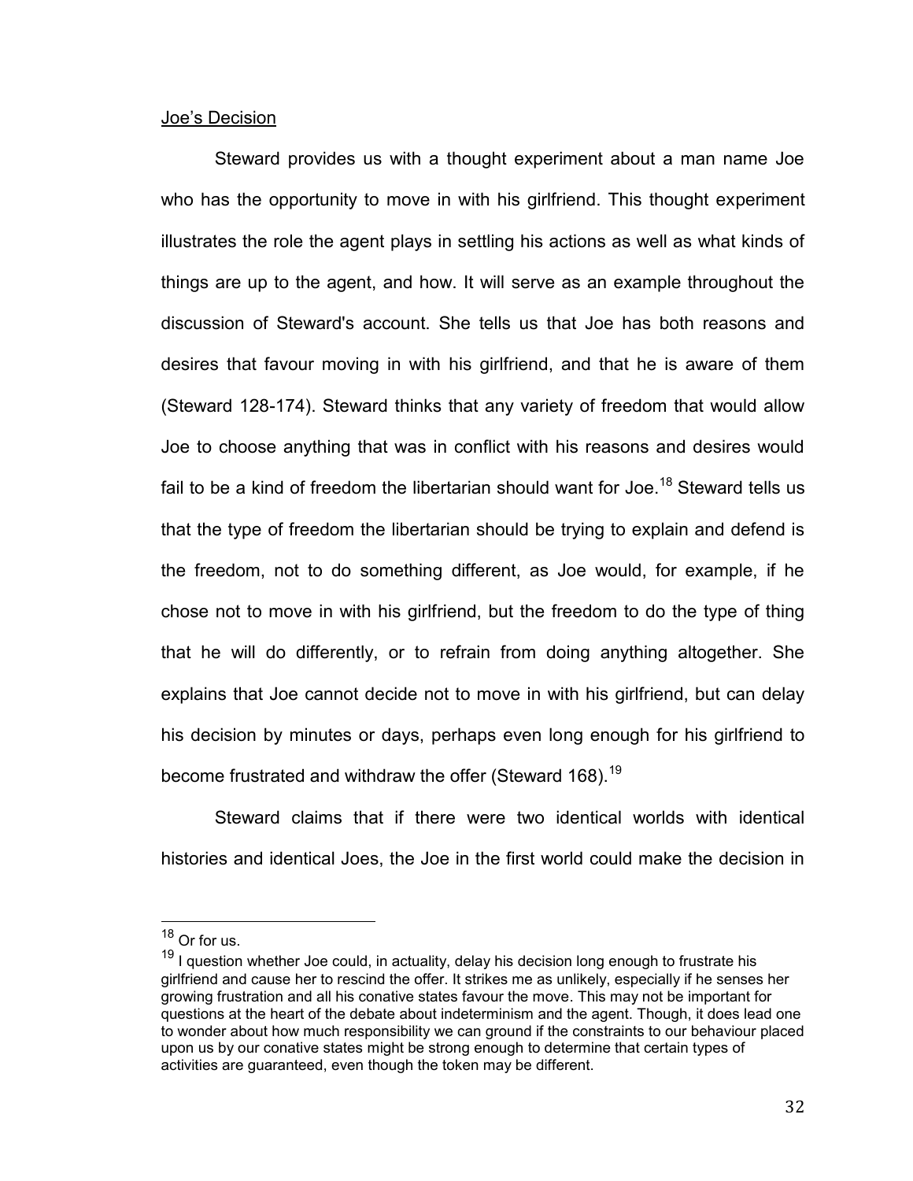Joe's Decision

Steward provides us with a thought experiment about a man name Joe who has the opportunity to move in with his girlfriend. This thought experiment illustrates the role the agent plays in settling his actions as well as what kinds of things are up to the agent, and how. It will serve as an example throughout the discussion of Steward's account. She tells us that Joe has both reasons and desires that favour moving in with his girlfriend, and that he is aware of them (Steward 128-174). Steward thinks that any variety of freedom that would allow Joe to choose anything that was in conflict with his reasons and desires would fail to be a kind of freedom the libertarian should want for Joe.[18] Steward tells us that the type of freedom the libertarian should be trying to explain and defend is the freedom, not to do something different, as Joe would, for example, if he chose not to move in with his girlfriend, but the freedom to do the type of thing that he will do differently, or to refrain from doing anything altogether. She explains that Joe cannot decide not to move in with his girlfriend, but can delay his decision by minutes or days, perhaps even long enough for his girlfriend to become frustrated and withdraw the offer (Steward 168).[19]

Steward claims that if there were two identical worlds with identical histories and identical Joes, the Joe in the first world could make the decision in

---

[18] Or for us.

[19] I question whether Joe could, in actuality, delay his decision long enough to frustrate his girlfriend and cause her to rescind the offer. It strikes me as unlikely, especially if he senses her growing frustration and all his conative states favour the move. This may not be important for questions at the heart of the debate about indeterminism and the agent. Though, it does lead one to wonder about how much responsibility we can ground if the constraints to our behaviour placed upon us by our conative states might be strong enough to determine that certain types of activities are guaranteed, even though the token may be different.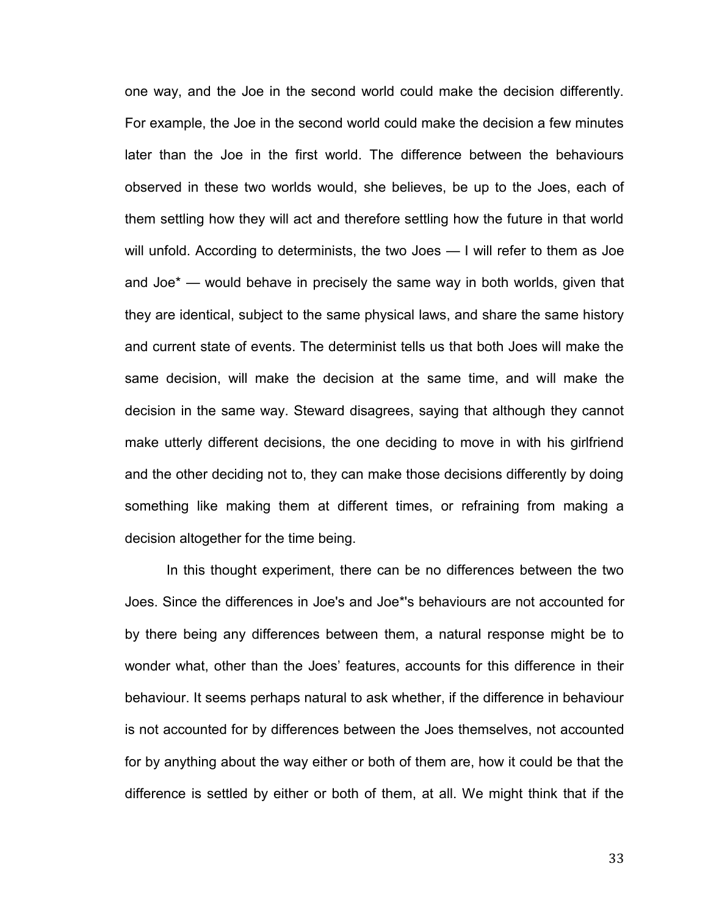one way, and the Joe in the second world could make the decision differently. For example, the Joe in the second world could make the decision a few minutes later than the Joe in the first world. The difference between the behaviours observed in these two worlds would, she believes, be up to the Joes, each of them settling how they will act and therefore settling how the future in that world will unfold. According to determinists, the two Joes — I will refer to them as Joe and Joe* — would behave in precisely the same way in both worlds, given that they are identical, subject to the same physical laws, and share the same history and current state of events. The determinist tells us that both Joes will make the same decision, will make the decision at the same time, and will make the decision in the same way. Steward disagrees, saying that although they cannot make utterly different decisions, the one deciding to move in with his girlfriend and the other deciding not to, they can make those decisions differently by doing something like making them at different times, or refraining from making a decision altogether for the time being.

In this thought experiment, there can be no differences between the two Joes. Since the differences in Joe's and Joe*'s behaviours are not accounted for by there being any differences between them, a natural response might be to wonder what, other than the Joes' features, accounts for this difference in their behaviour. It seems perhaps natural to ask whether, if the difference in behaviour is not accounted for by differences between the Joes themselves, not accounted for by anything about the way either or both of them are, how it could be that the difference is settled by either or both of them, at all. We might think that if the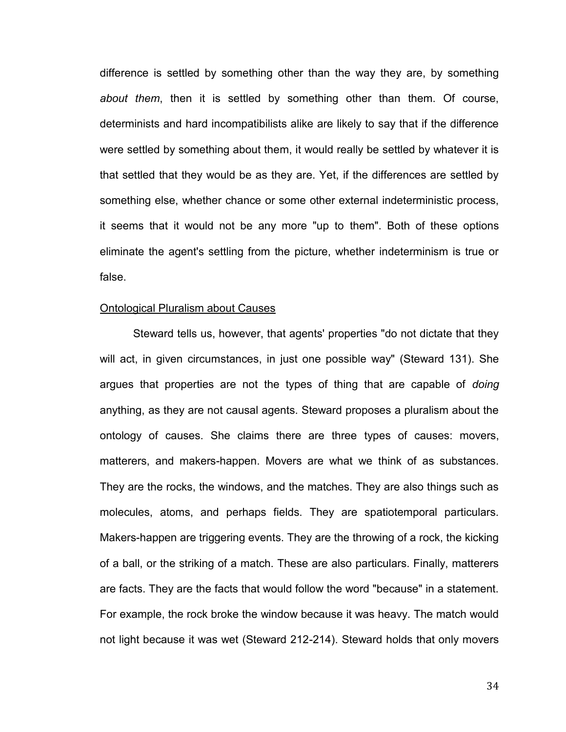difference is settled by something other than the way they are, by something *about them*, then it is settled by something other than them. Of course, determinists and hard incompatibilists alike are likely to say that if the difference were settled by something about them, it would really be settled by whatever it is that settled that they would be as they are. Yet, if the differences are settled by something else, whether chance or some other external indeterministic process, it seems that it would not be any more "up to them". Both of these options eliminate the agent's settling from the picture, whether indeterminism is true or false.

## Ontological Pluralism about Causes

Steward tells us, however, that agents' properties "do not dictate that they will act, in given circumstances, in just one possible way" (Steward 131). She argues that properties are not the types of thing that are capable of *doing* anything, as they are not causal agents. Steward proposes a pluralism about the ontology of causes. She claims there are three types of causes: movers, matterers, and makers-happen. Movers are what we think of as substances. They are the rocks, the windows, and the matches. They are also things such as molecules, atoms, and perhaps fields. They are spatiotemporal particulars. Makers-happen are triggering events. They are the throwing of a rock, the kicking of a ball, or the striking of a match. These are also particulars. Finally, matterers are facts. They are the facts that would follow the word "because" in a statement. For example, the rock broke the window because it was heavy. The match would not light because it was wet (Steward 212-214). Steward holds that only movers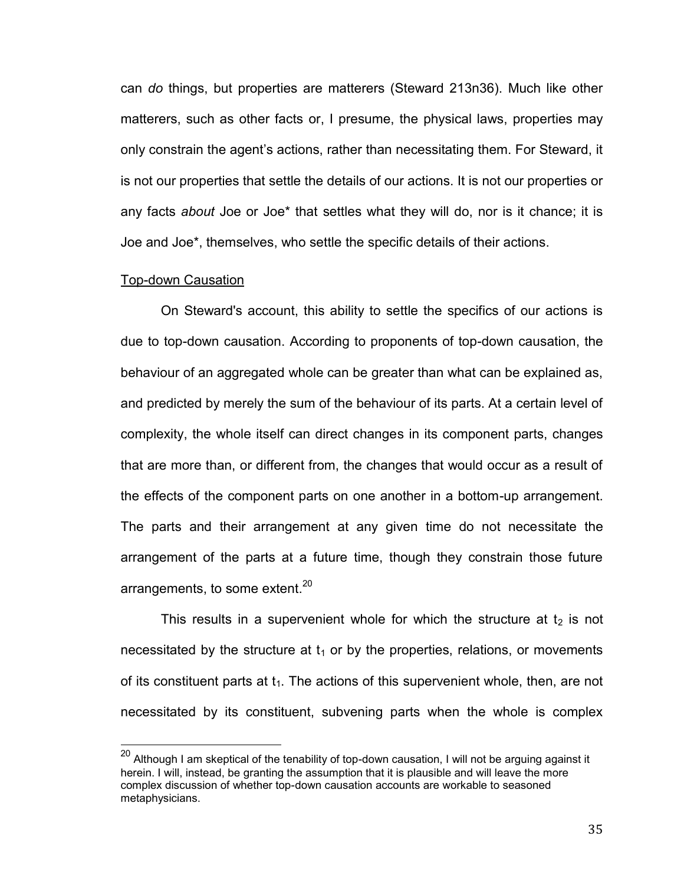can *do* things, but properties are matterers (Steward 213n36). Much like other matterers, such as other facts or, I presume, the physical laws, properties may only constrain the agent's actions, rather than necessitating them. For Steward, it is not our properties that settle the details of our actions. It is not our properties or any facts *about* Joe or Joe* that settles what they will do, nor is it chance; it is Joe and Joe*, themselves, who settle the specific details of their actions.

Top-down Causation

On Steward's account, this ability to settle the specifics of our actions is due to top-down causation. According to proponents of top-down causation, the behaviour of an aggregated whole can be greater than what can be explained as, and predicted by merely the sum of the behaviour of its parts. At a certain level of complexity, the whole itself can direct changes in its component parts, changes that are more than, or different from, the changes that would occur as a result of the effects of the component parts on one another in a bottom-up arrangement. The parts and their arrangement at any given time do not necessitate the arrangement of the parts at a future time, though they constrain those future arrangements, to some extent.[20]

This results in a supervenient whole for which the structure at $t_2$ is not necessitated by the structure at $t_1$ or by the properties, relations, or movements of its constituent parts at $t_1$. The actions of this supervenient whole, then, are not necessitated by its constituent, subvening parts when the whole is complex

[20] Although I am skeptical of the tenability of top-down causation, I will not be arguing against it herein. I will, instead, be granting the assumption that it is plausible and will leave the more complex discussion of whether top-down causation accounts are workable to seasoned metaphysicians.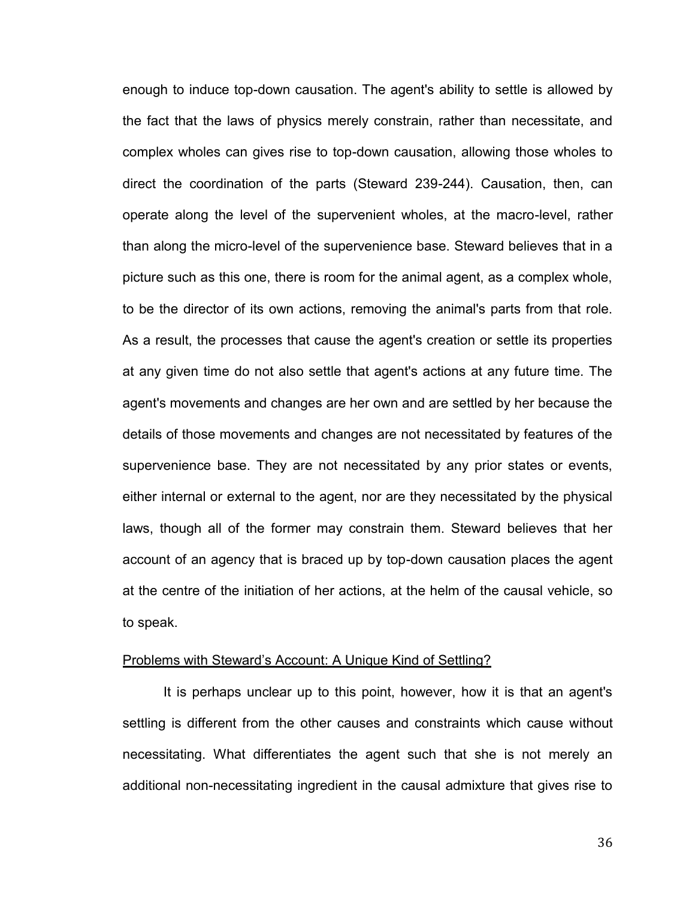enough to induce top-down causation. The agent's ability to settle is allowed by the fact that the laws of physics merely constrain, rather than necessitate, and complex wholes can gives rise to top-down causation, allowing those wholes to direct the coordination of the parts (Steward 239-244). Causation, then, can operate along the level of the supervenient wholes, at the macro-level, rather than along the micro-level of the supervenience base. Steward believes that in a picture such as this one, there is room for the animal agent, as a complex whole, to be the director of its own actions, removing the animal's parts from that role. As a result, the processes that cause the agent's creation or settle its properties at any given time do not also settle that agent's actions at any future time. The agent's movements and changes are her own and are settled by her because the details of those movements and changes are not necessitated by features of the supervenience base. They are not necessitated by any prior states or events, either internal or external to the agent, nor are they necessitated by the physical laws, though all of the former may constrain them. Steward believes that her account of an agency that is braced up by top-down causation places the agent at the centre of the initiation of her actions, at the helm of the causal vehicle, so to speak.

### Problems with Steward’s Account: A Unique Kind of Settling?

It is perhaps unclear up to this point, however, how it is that an agent's settling is different from the other causes and constraints which cause without necessitating. What differentiates the agent such that she is not merely an additional non-necessitating ingredient in the causal admixture that gives rise to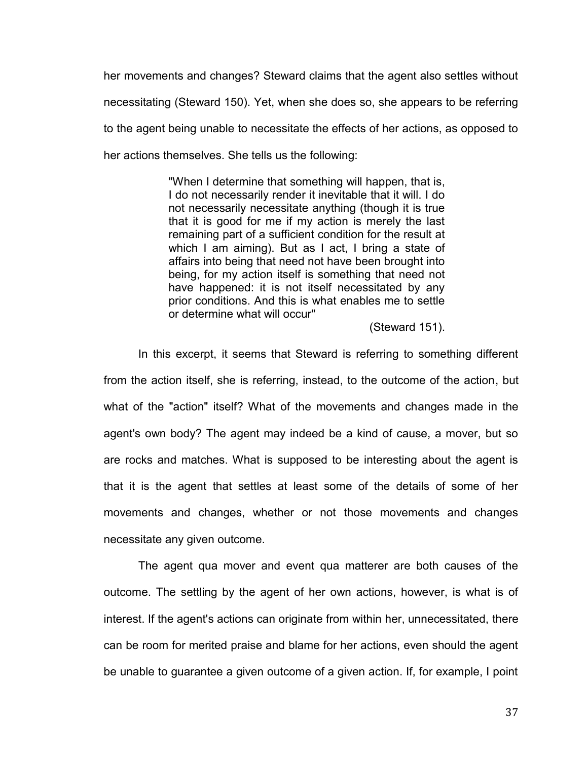her movements and changes? Steward claims that the agent also settles without necessitating (Steward 150). Yet, when she does so, she appears to be referring to the agent being unable to necessitate the effects of her actions, as opposed to her actions themselves. She tells us the following:

> "When I determine that something will happen, that is, I do not necessarily render it inevitable that it will. I do not necessarily necessitate anything (though it is true that it is good for me if my action is merely the last remaining part of a sufficient condition for the result at which I am aiming). But as I act, I bring a state of affairs into being that need not have been brought into being, for my action itself is something that need not have happened: it is not itself necessitated by any prior conditions. And this is what enables me to settle or determine what will occur"
>
> (Steward 151).

In this excerpt, it seems that Steward is referring to something different from the action itself, she is referring, instead, to the outcome of the action, but what of the "action" itself? What of the movements and changes made in the agent's own body? The agent may indeed be a kind of cause, a mover, but so are rocks and matches. What is supposed to be interesting about the agent is that it is the agent that settles at least some of the details of some of her movements and changes, whether or not those movements and changes necessitate any given outcome.

The agent qua mover and event qua matterer are both causes of the outcome. The settling by the agent of her own actions, however, is what is of interest. If the agent's actions can originate from within her, unnecessitated, there can be room for merited praise and blame for her actions, even should the agent be unable to guarantee a given outcome of a given action. If, for example, I point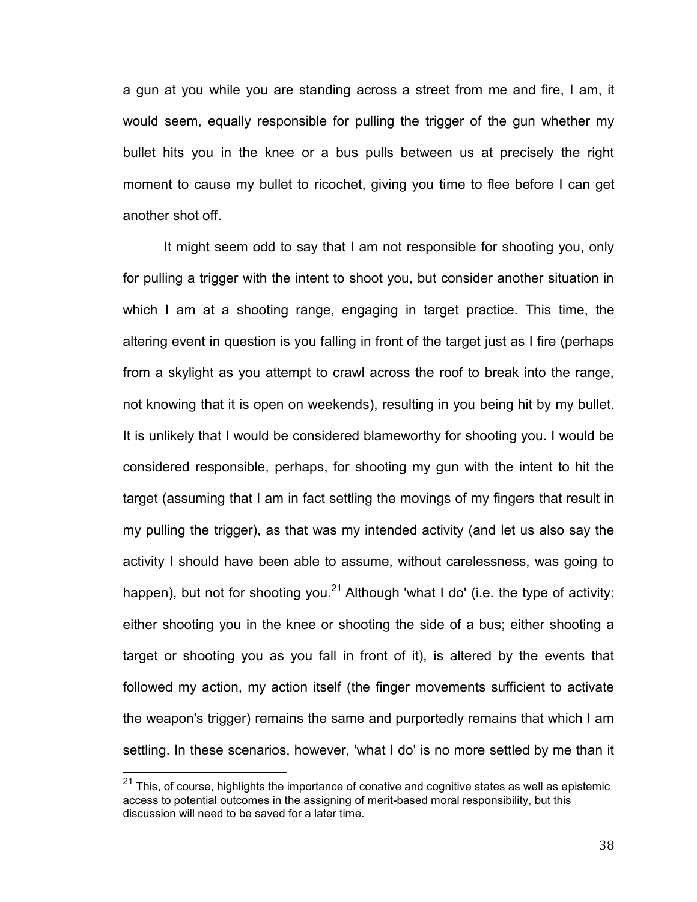a gun at you while you are standing across a street from me and fire, I am, it would seem, equally responsible for pulling the trigger of the gun whether my bullet hits you in the knee or a bus pulls between us at precisely the right moment to cause my bullet to ricochet, giving you time to flee before I can get another shot off.

It might seem odd to say that I am not responsible for shooting you, only for pulling a trigger with the intent to shoot you, but consider another situation in which I am at a shooting range, engaging in target practice. This time, the altering event in question is you falling in front of the target just as I fire (perhaps from a skylight as you attempt to crawl across the roof to break into the range, not knowing that it is open on weekends), resulting in you being hit by my bullet. It is unlikely that I would be considered blameworthy for shooting you. I would be considered responsible, perhaps, for shooting my gun with the intent to hit the target (assuming that I am in fact settling the movings of my fingers that result in my pulling the trigger), as that was my intended activity (and let us also say the activity I should have been able to assume, without carelessness, was going to happen), but not for shooting you.[21] Although 'what I do' (i.e. the type of activity: either shooting you in the knee or shooting the side of a bus; either shooting a target or shooting you as you fall in front of it), is altered by the events that followed my action, my action itself (the finger movements sufficient to activate the weapon's trigger) remains the same and purportedly remains that which I am settling. In these scenarios, however, 'what I do' is no more settled by me than it

[21] This, of course, highlights the importance of conative and cognitive states as well as epistemic access to potential outcomes in the assigning of merit-based moral responsibility, but this discussion will need to be saved for a later time.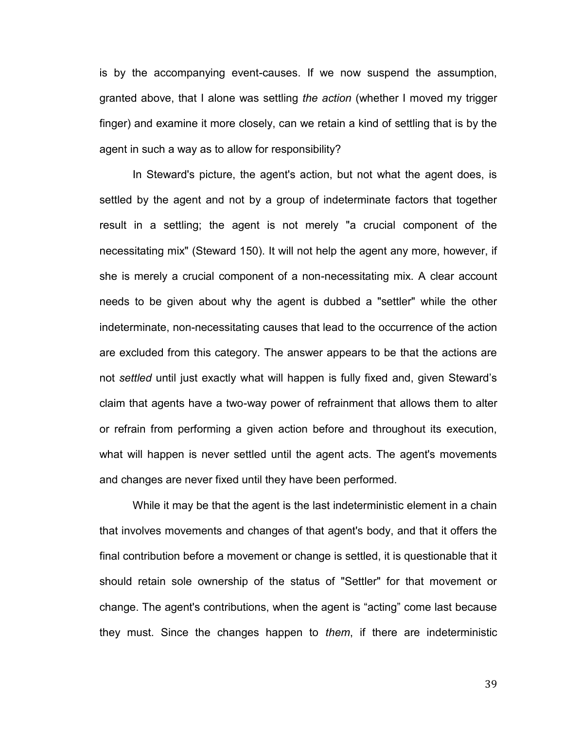is by the accompanying event-causes. If we now suspend the assumption, granted above, that I alone was settling *the action* (whether I moved my trigger finger) and examine it more closely, can we retain a kind of settling that is by the agent in such a way as to allow for responsibility?

In Steward's picture, the agent's action, but not what the agent does, is settled by the agent and not by a group of indeterminate factors that together result in a settling; the agent is not merely "a crucial component of the necessitating mix" (Steward 150). It will not help the agent any more, however, if she is merely a crucial component of a non-necessitating mix. A clear account needs to be given about why the agent is dubbed a "settler" while the other indeterminate, non-necessitating causes that lead to the occurrence of the action are excluded from this category. The answer appears to be that the actions are not *settled* until just exactly what will happen is fully fixed and, given Steward's claim that agents have a two-way power of refrainment that allows them to alter or refrain from performing a given action before and throughout its execution, what will happen is never settled until the agent acts. The agent's movements and changes are never fixed until they have been performed.

While it may be that the agent is the last indeterministic element in a chain that involves movements and changes of that agent's body, and that it offers the final contribution before a movement or change is settled, it is questionable that it should retain sole ownership of the status of "Settler" for that movement or change. The agent's contributions, when the agent is "acting" come last because they must. Since the changes happen to *them*, if there are indeterministic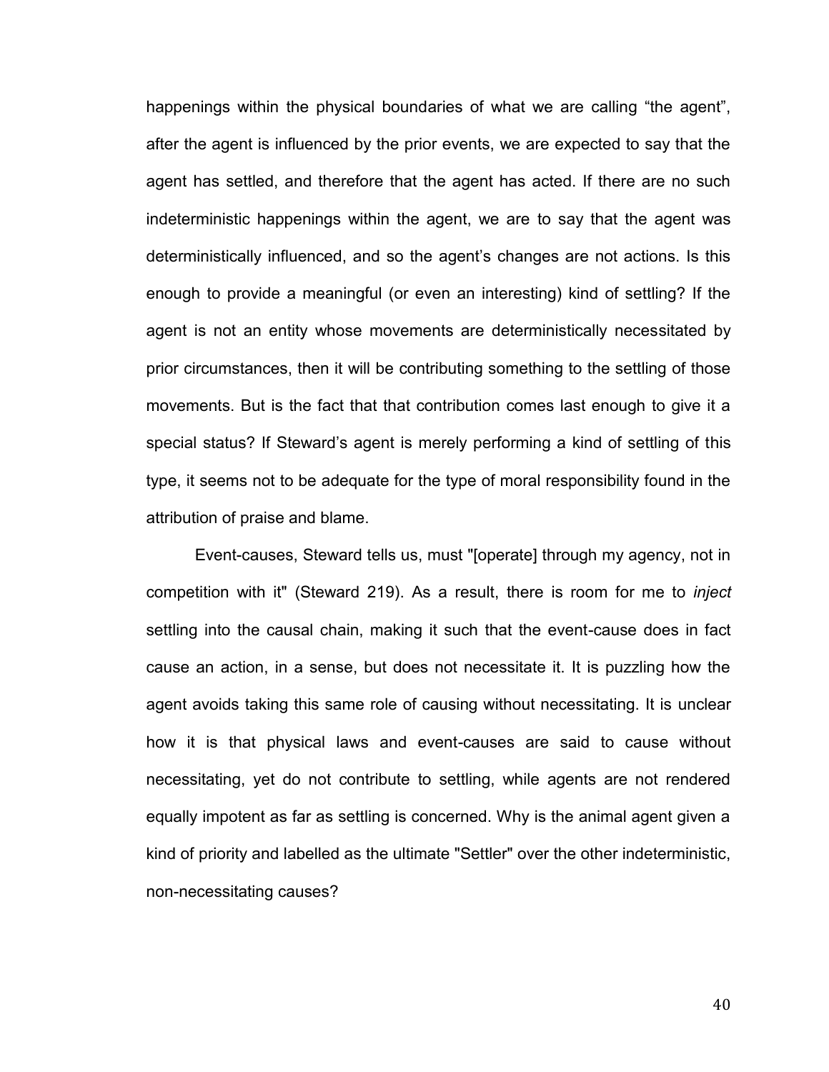happenings within the physical boundaries of what we are calling “the agent”, after the agent is influenced by the prior events, we are expected to say that the agent has settled, and therefore that the agent has acted. If there are no such indeterministic happenings within the agent, we are to say that the agent was deterministically influenced, and so the agent’s changes are not actions. Is this enough to provide a meaningful (or even an interesting) kind of settling? If the agent is not an entity whose movements are deterministically necessitated by prior circumstances, then it will be contributing something to the settling of those movements. But is the fact that that contribution comes last enough to give it a special status? If Steward’s agent is merely performing a kind of settling of this type, it seems not to be adequate for the type of moral responsibility found in the attribution of praise and blame.

Event-causes, Steward tells us, must "[operate] through my agency, not in competition with it" (Steward 219). As a result, there is room for me to *inject* settling into the causal chain, making it such that the event-cause does in fact cause an action, in a sense, but does not necessitate it. It is puzzling how the agent avoids taking this same role of causing without necessitating. It is unclear how it is that physical laws and event-causes are said to cause without necessitating, yet do not contribute to settling, while agents are not rendered equally impotent as far as settling is concerned. Why is the animal agent given a kind of priority and labelled as the ultimate "Settler" over the other indeterministic, non-necessitating causes?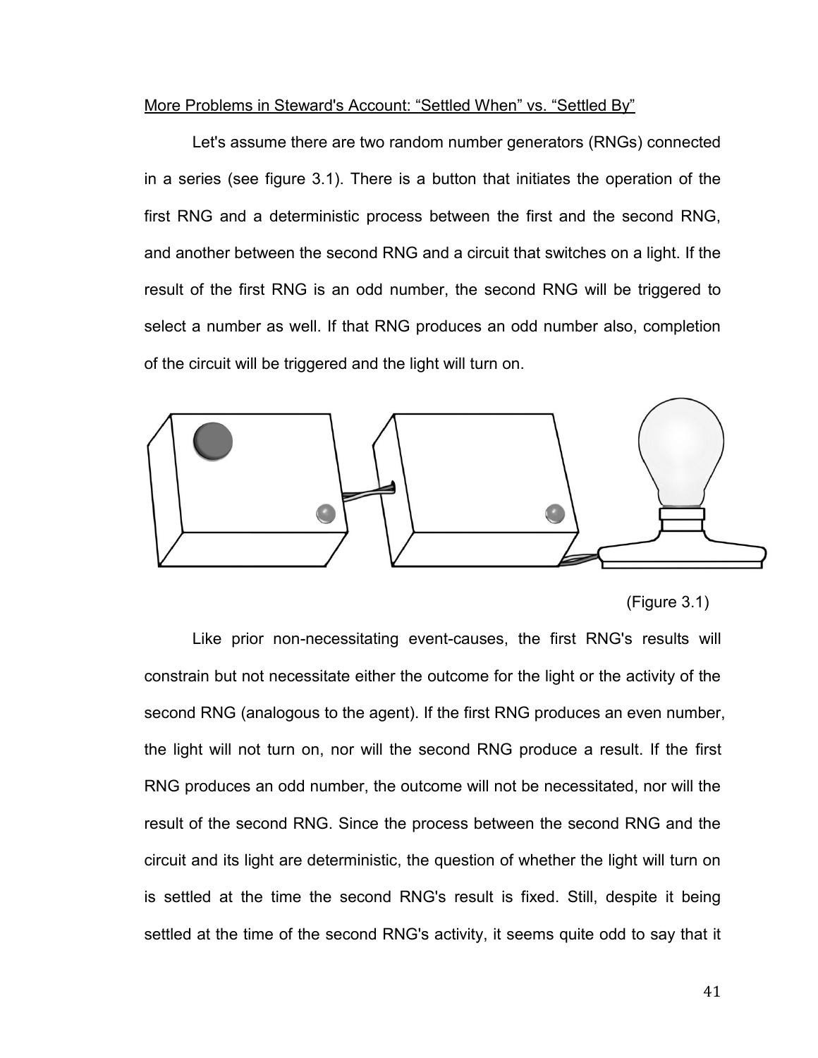More Problems in Steward's Account: "Settled When" vs. "Settled By"

Let's assume there are two random number generators (RNGs) connected in a series (see figure 3.1). There is a button that initiates the operation of the first RNG and a deterministic process between the first and the second RNG, and another between the second RNG and a circuit that switches on a light. If the result of the first RNG is an odd number, the second RNG will be triggered to select a number as well. If that RNG produces an odd number also, completion of the circuit will be triggered and the light will turn on.

(Figure 3.1)

Like prior non-necessitating event-causes, the first RNG's results will constrain but not necessitate either the outcome for the light or the activity of the second RNG (analogous to the agent). If the first RNG produces an even number, the light will not turn on, nor will the second RNG produce a result. If the first RNG produces an odd number, the outcome will not be necessitated, nor will the result of the second RNG. Since the process between the second RNG and the circuit and its light are deterministic, the question of whether the light will turn on is settled at the time the second RNG's result is fixed. Still, despite it being settled at the time of the second RNG's activity, it seems quite odd to say that it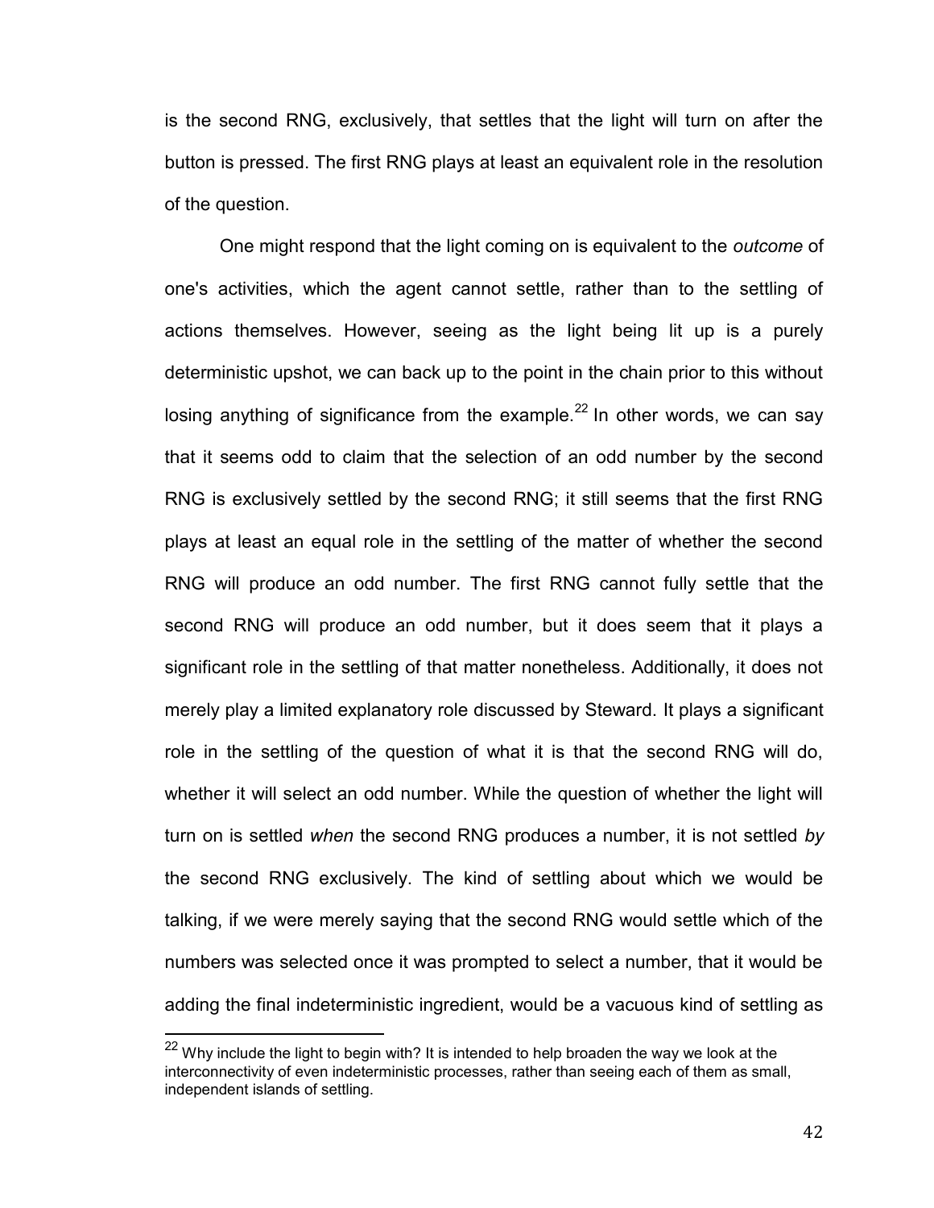is the second RNG, exclusively, that settles that the light will turn on after the button is pressed. The first RNG plays at least an equivalent role in the resolution of the question.

One might respond that the light coming on is equivalent to the *outcome* of one's activities, which the agent cannot settle, rather than to the settling of actions themselves. However, seeing as the light being lit up is a purely deterministic upshot, we can back up to the point in the chain prior to this without losing anything of significance from the example.[22] In other words, we can say that it seems odd to claim that the selection of an odd number by the second RNG is exclusively settled by the second RNG; it still seems that the first RNG plays at least an equal role in the settling of the matter of whether the second RNG will produce an odd number. The first RNG cannot fully settle that the second RNG will produce an odd number, but it does seem that it plays a significant role in the settling of that matter nonetheless. Additionally, it does not merely play a limited explanatory role discussed by Steward. It plays a significant role in the settling of the question of what it is that the second RNG will do, whether it will select an odd number. While the question of whether the light will turn on is settled *when* the second RNG produces a number, it is not settled *by* the second RNG exclusively. The kind of settling about which we would be talking, if we were merely saying that the second RNG would settle which of the numbers was selected once it was prompted to select a number, that it would be adding the final indeterministic ingredient, would be a vacuous kind of settling as

---

[22] Why include the light to begin with? It is intended to help broaden the way we look at the interconnectivity of even indeterministic processes, rather than seeing each of them as small, independent islands of settling.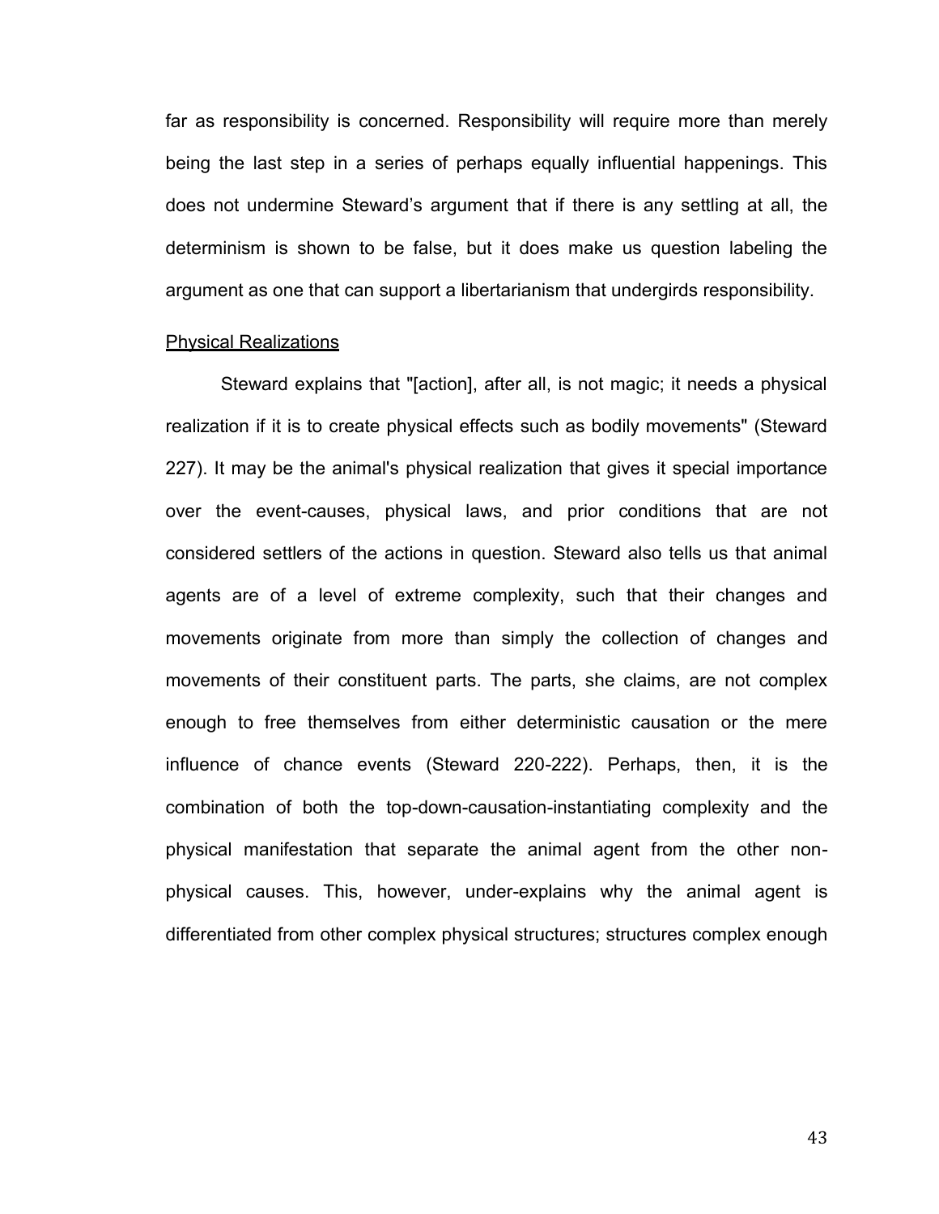far as responsibility is concerned. Responsibility will require more than merely being the last step in a series of perhaps equally influential happenings. This does not undermine Steward's argument that if there is any settling at all, the determinism is shown to be false, but it does make us question labeling the argument as one that can support a libertarianism that undergirds responsibility.

### Physical Realizations

Steward explains that "[action], after all, is not magic; it needs a physical realization if it is to create physical effects such as bodily movements" (Steward 227). It may be the animal's physical realization that gives it special importance over the event-causes, physical laws, and prior conditions that are not considered settlers of the actions in question. Steward also tells us that animal agents are of a level of extreme complexity, such that their changes and movements originate from more than simply the collection of changes and movements of their constituent parts. The parts, she claims, are not complex enough to free themselves from either deterministic causation or the mere influence of chance events (Steward 220-222). Perhaps, then, it is the combination of both the top-down-causation-instantiating complexity and the physical manifestation that separate the animal agent from the other non-physical causes. This, however, under-explains why the animal agent is differentiated from other complex physical structures; structures complex enough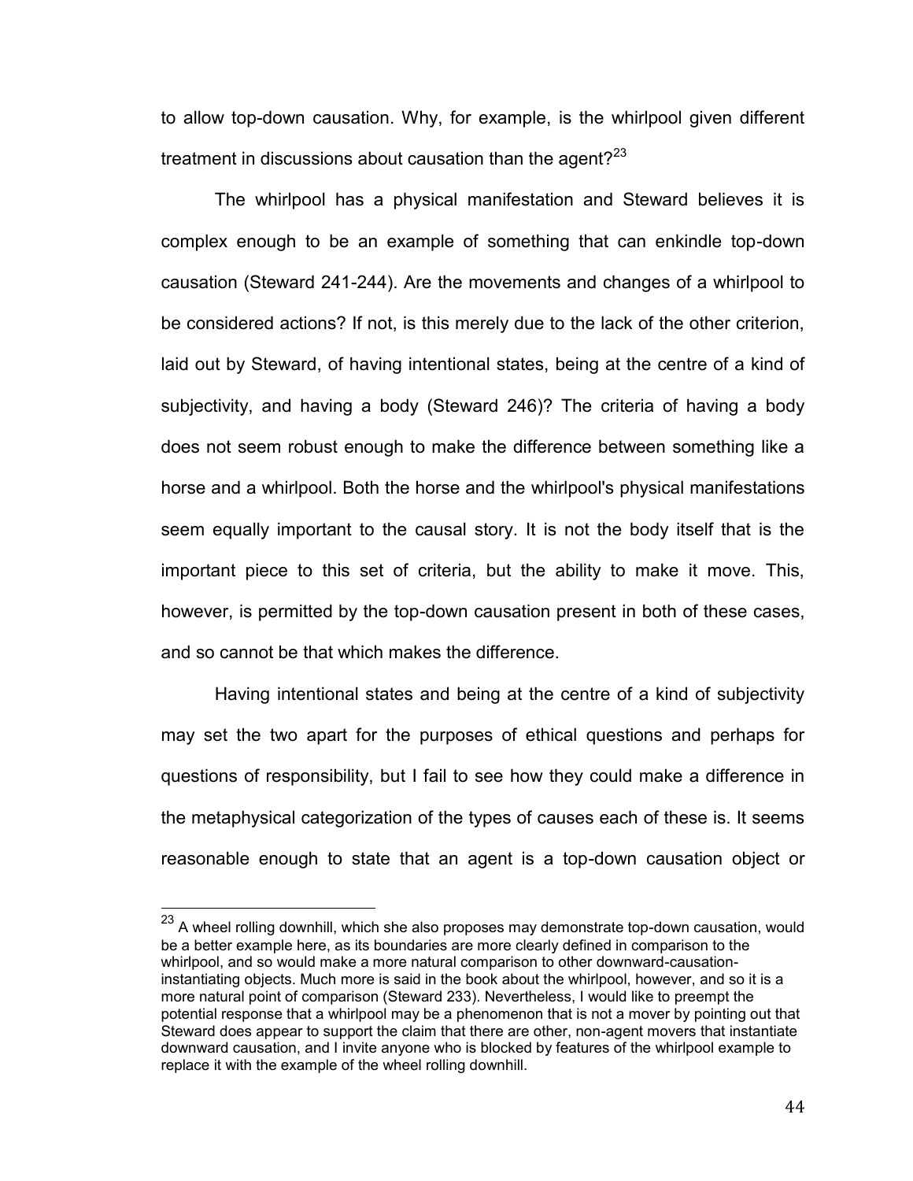to allow top-down causation. Why, for example, is the whirlpool given different treatment in discussions about causation than the agent?[23]

The whirlpool has a physical manifestation and Steward believes it is complex enough to be an example of something that can enkindle top-down causation (Steward 241-244). Are the movements and changes of a whirlpool to be considered actions? If not, is this merely due to the lack of the other criterion, laid out by Steward, of having intentional states, being at the centre of a kind of subjectivity, and having a body (Steward 246)? The criteria of having a body does not seem robust enough to make the difference between something like a horse and a whirlpool. Both the horse and the whirlpool's physical manifestations seem equally important to the causal story. It is not the body itself that is the important piece to this set of criteria, but the ability to make it move. This, however, is permitted by the top-down causation present in both of these cases, and so cannot be that which makes the difference.

Having intentional states and being at the centre of a kind of subjectivity may set the two apart for the purposes of ethical questions and perhaps for questions of responsibility, but I fail to see how they could make a difference in the metaphysical categorization of the types of causes each of these is. It seems reasonable enough to state that an agent is a top-down causation object or

---

[23] A wheel rolling downhill, which she also proposes may demonstrate top-down causation, would be a better example here, as its boundaries are more clearly defined in comparison to the whirlpool, and so would make a more natural comparison to other downward-causation-instantiating objects. Much more is said in the book about the whirlpool, however, and so it is a more natural point of comparison (Steward 233). Nevertheless, I would like to preempt the potential response that a whirlpool may be a phenomenon that is not a mover by pointing out that Steward does appear to support the claim that there are other, non-agent movers that instantiate downward causation, and I invite anyone who is blocked by features of the whirlpool example to replace it with the example of the wheel rolling downhill.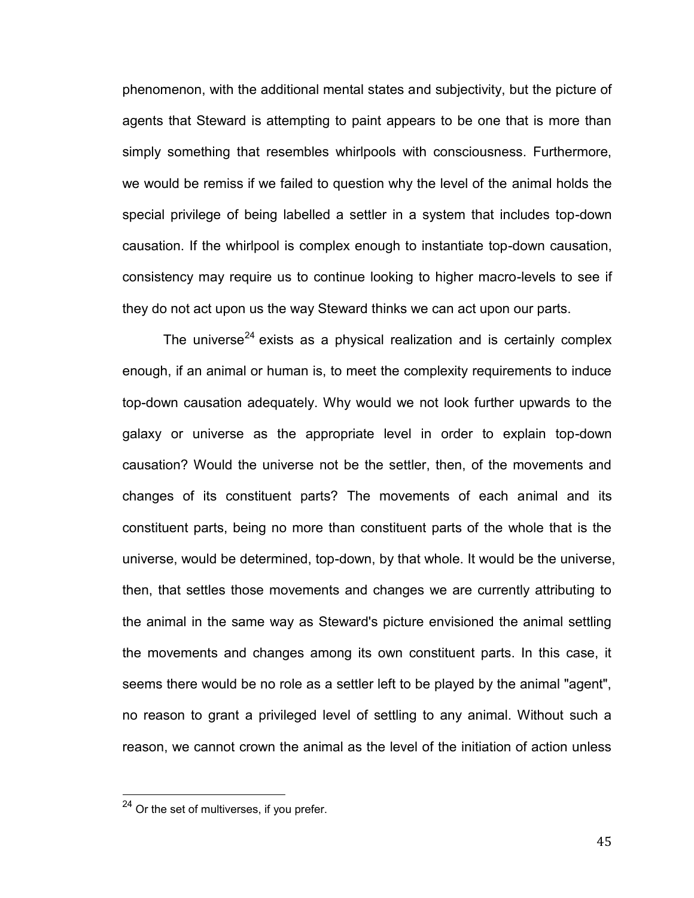phenomenon, with the additional mental states and subjectivity, but the picture of agents that Steward is attempting to paint appears to be one that is more than simply something that resembles whirlpools with consciousness. Furthermore, we would be remiss if we failed to question why the level of the animal holds the special privilege of being labelled a settler in a system that includes top-down causation. If the whirlpool is complex enough to instantiate top-down causation, consistency may require us to continue looking to higher macro-levels to see if they do not act upon us the way Steward thinks we can act upon our parts.

The universe[24] exists as a physical realization and is certainly complex enough, if an animal or human is, to meet the complexity requirements to induce top-down causation adequately. Why would we not look further upwards to the galaxy or universe as the appropriate level in order to explain top-down causation? Would the universe not be the settler, then, of the movements and changes of its constituent parts? The movements of each animal and its constituent parts, being no more than constituent parts of the whole that is the universe, would be determined, top-down, by that whole. It would be the universe, then, that settles those movements and changes we are currently attributing to the animal in the same way as Steward's picture envisioned the animal settling the movements and changes among its own constituent parts. In this case, it seems there would be no role as a settler left to be played by the animal "agent", no reason to grant a privileged level of settling to any animal. Without such a reason, we cannot crown the animal as the level of the initiation of action unless

[24] Or the set of multiverses, if you prefer.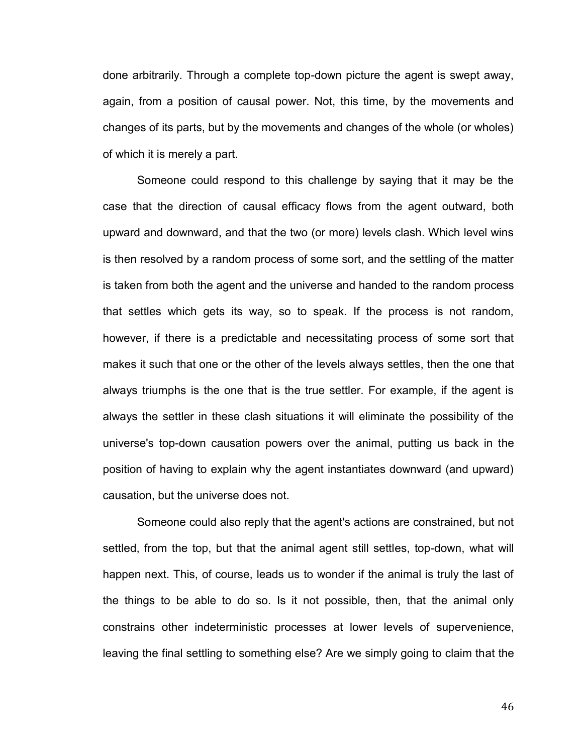done arbitrarily. Through a complete top-down picture the agent is swept away, again, from a position of causal power. Not, this time, by the movements and changes of its parts, but by the movements and changes of the whole (or wholes) of which it is merely a part.

Someone could respond to this challenge by saying that it may be the case that the direction of causal efficacy flows from the agent outward, both upward and downward, and that the two (or more) levels clash. Which level wins is then resolved by a random process of some sort, and the settling of the matter is taken from both the agent and the universe and handed to the random process that settles which gets its way, so to speak. If the process is not random, however, if there is a predictable and necessitating process of some sort that makes it such that one or the other of the levels always settles, then the one that always triumphs is the one that is the true settler. For example, if the agent is always the settler in these clash situations it will eliminate the possibility of the universe's top-down causation powers over the animal, putting us back in the position of having to explain why the agent instantiates downward (and upward) causation, but the universe does not.

Someone could also reply that the agent's actions are constrained, but not settled, from the top, but that the animal agent still settles, top-down, what will happen next. This, of course, leads us to wonder if the animal is truly the last of the things to be able to do so. Is it not possible, then, that the animal only constrains other indeterministic processes at lower levels of supervenience, leaving the final settling to something else? Are we simply going to claim that the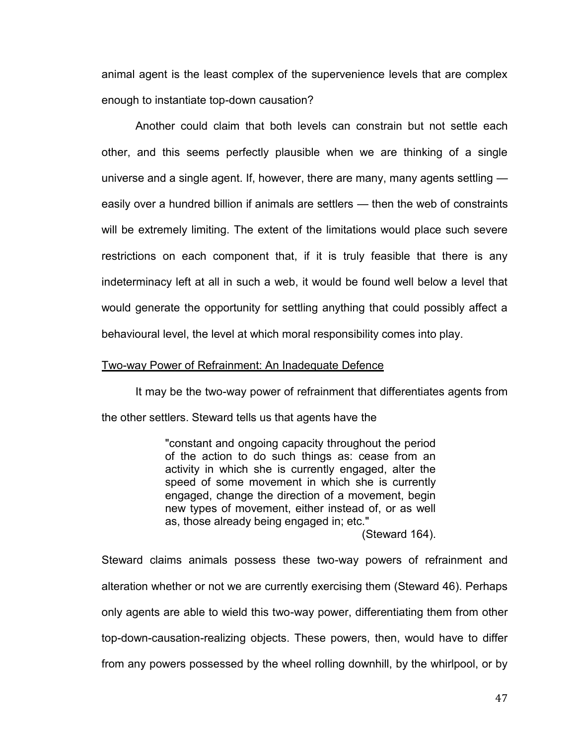animal agent is the least complex of the supervenience levels that are complex enough to instantiate top-down causation?

Another could claim that both levels can constrain but not settle each other, and this seems perfectly plausible when we are thinking of a single universe and a single agent. If, however, there are many, many agents settling — easily over a hundred billion if animals are settlers — then the web of constraints will be extremely limiting. The extent of the limitations would place such severe restrictions on each component that, if it is truly feasible that there is any indeterminacy left at all in such a web, it would be found well below a level that would generate the opportunity for settling anything that could possibly affect a behavioural level, the level at which moral responsibility comes into play.

Two-way Power of Refrainment: An Inadequate Defence

It may be the two-way power of refrainment that differentiates agents from the other settlers. Steward tells us that agents have the

> "constant and ongoing capacity throughout the period of the action to do such things as: cease from an activity in which she is currently engaged, alter the speed of some movement in which she is currently engaged, change the direction of a movement, begin new types of movement, either instead of, or as well as, those already being engaged in; etc."
> (Steward 164).

Steward claims animals possess these two-way powers of refrainment and alteration whether or not we are currently exercising them (Steward 46). Perhaps only agents are able to wield this two-way power, differentiating them from other top-down-causation-realizing objects. These powers, then, would have to differ from any powers possessed by the wheel rolling downhill, by the whirlpool, or by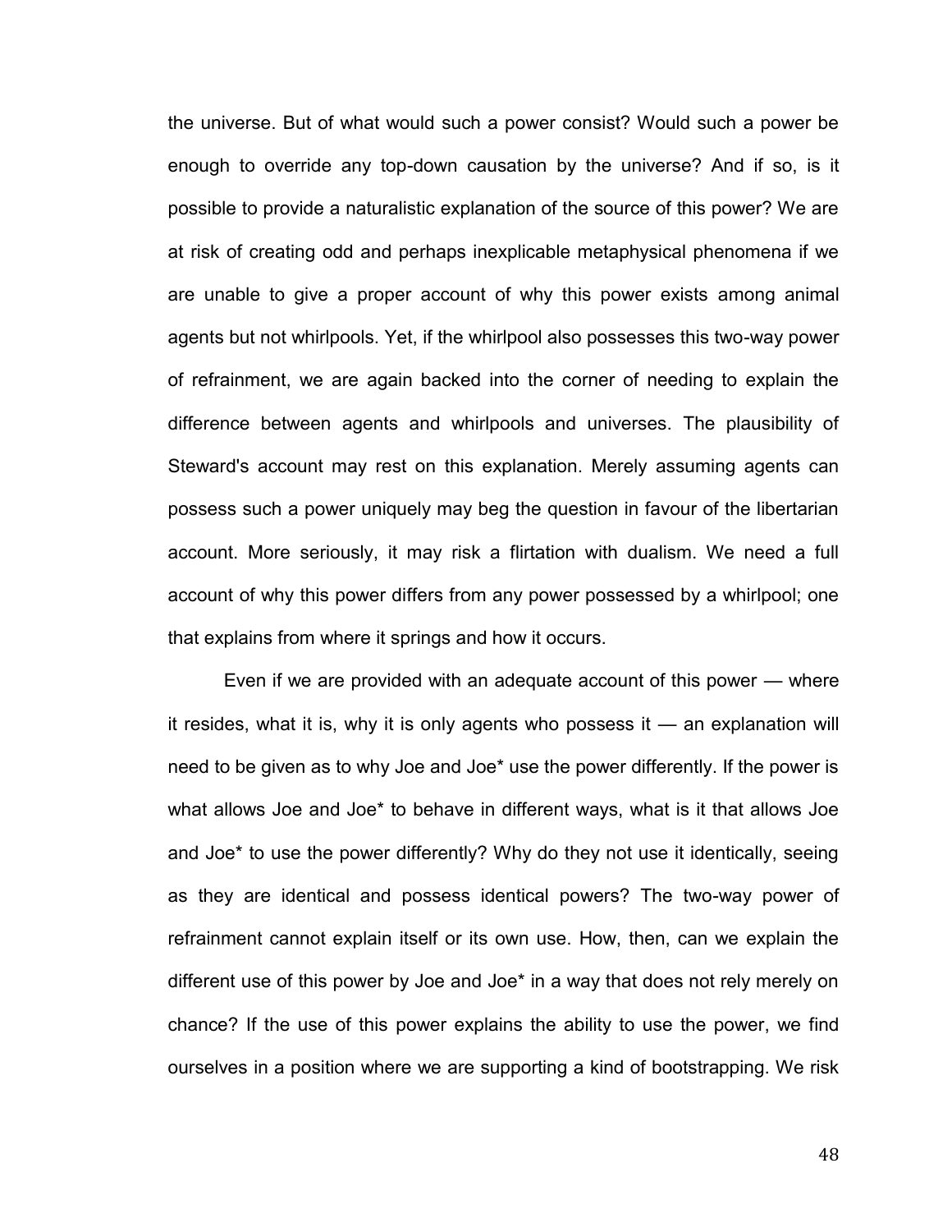the universe. But of what would such a power consist? Would such a power be enough to override any top-down causation by the universe? And if so, is it possible to provide a naturalistic explanation of the source of this power? We are at risk of creating odd and perhaps inexplicable metaphysical phenomena if we are unable to give a proper account of why this power exists among animal agents but not whirlpools. Yet, if the whirlpool also possesses this two-way power of refrainment, we are again backed into the corner of needing to explain the difference between agents and whirlpools and universes. The plausibility of Steward's account may rest on this explanation. Merely assuming agents can possess such a power uniquely may beg the question in favour of the libertarian account. More seriously, it may risk a flirtation with dualism. We need a full account of why this power differs from any power possessed by a whirlpool; one that explains from where it springs and how it occurs.

Even if we are provided with an adequate account of this power — where it resides, what it is, why it is only agents who possess it — an explanation will need to be given as to why Joe and Joe* use the power differently. If the power is what allows Joe and Joe* to behave in different ways, what is it that allows Joe and Joe* to use the power differently? Why do they not use it identically, seeing as they are identical and possess identical powers? The two-way power of refrainment cannot explain itself or its own use. How, then, can we explain the different use of this power by Joe and Joe* in a way that does not rely merely on chance? If the use of this power explains the ability to use the power, we find ourselves in a position where we are supporting a kind of bootstrapping. We risk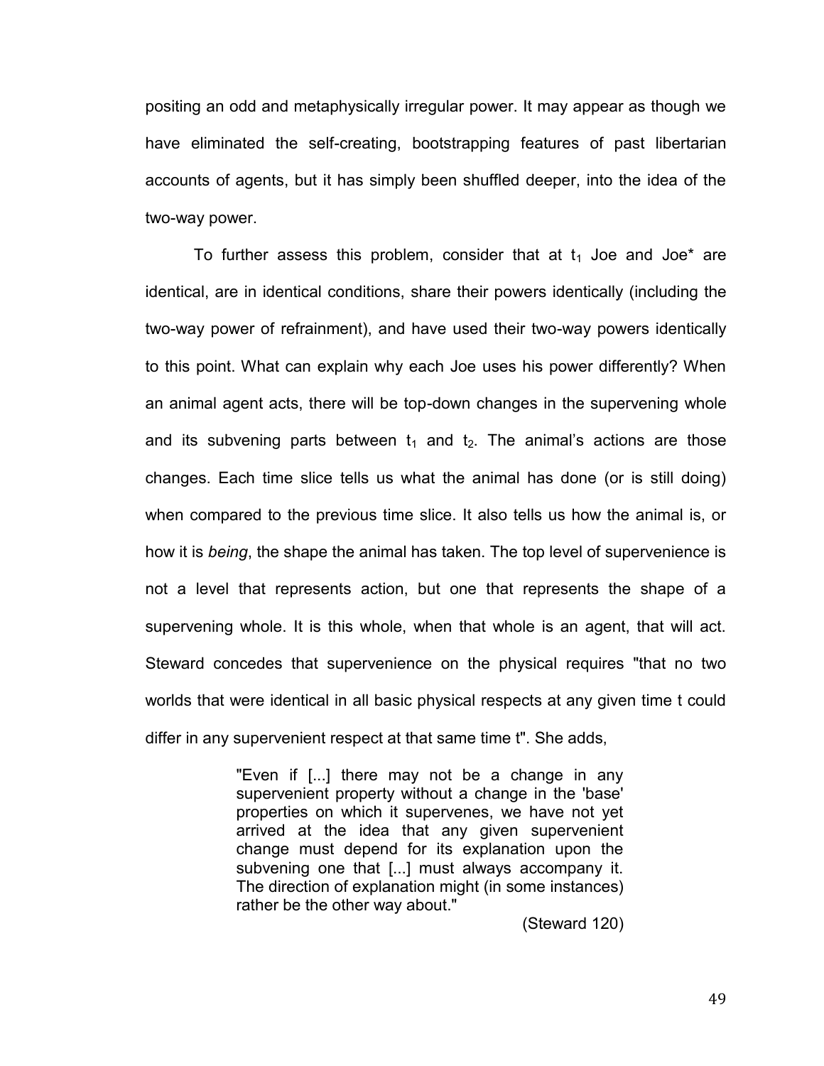positing an odd and metaphysically irregular power. It may appear as though we have eliminated the self-creating, bootstrapping features of past libertarian accounts of agents, but it has simply been shuffled deeper, into the idea of the two-way power.

To further assess this problem, consider that at $t_1$ Joe and Joe* are identical, are in identical conditions, share their powers identically (including the two-way power of refrainment), and have used their two-way powers identically to this point. What can explain why each Joe uses his power differently? When an animal agent acts, there will be top-down changes in the supervening whole and its subvening parts between $t_1$ and $t_2$. The animal's actions are those changes. Each time slice tells us what the animal has done (or is still doing) when compared to the previous time slice. It also tells us how the animal is, or how it is *being*, the shape the animal has taken. The top level of supervenience is not a level that represents action, but one that represents the shape of a supervening whole. It is this whole, when that whole is an agent, that will act. Steward concedes that supervenience on the physical requires "that no two worlds that were identical in all basic physical respects at any given time t could differ in any supervenient respect at that same time t". She adds,

> "Even if [...] there may not be a change in any supervenient property without a change in the 'base' properties on which it supervenes, we have not yet arrived at the idea that any given supervenient change must depend for its explanation upon the subvening one that [...] must always accompany it. The direction of explanation might (in some instances) rather be the other way about."
>
> (Steward 120)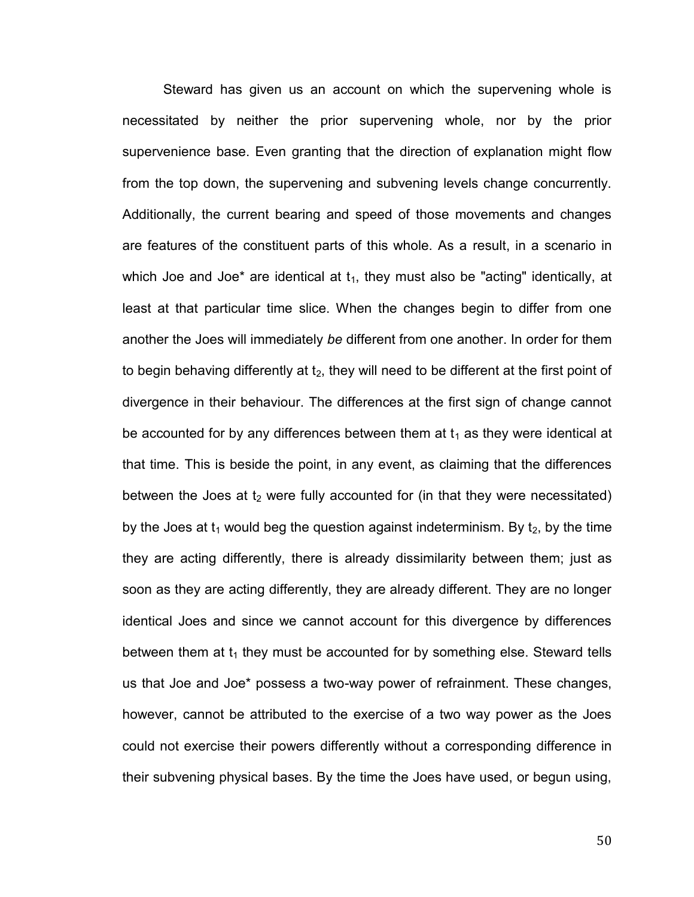Steward has given us an account on which the supervening whole is necessitated by neither the prior supervening whole, nor by the prior supervenience base. Even granting that the direction of explanation might flow from the top down, the supervening and subvening levels change concurrently. Additionally, the current bearing and speed of those movements and changes are features of the constituent parts of this whole. As a result, in a scenario in which Joe and Joe* are identical at $t_1$, they must also be "acting" identically, at least at that particular time slice. When the changes begin to differ from one another the Joes will immediately *be* different from one another. In order for them to begin behaving differently at $t_2$, they will need to be different at the first point of divergence in their behaviour. The differences at the first sign of change cannot be accounted for by any differences between them at $t_1$ as they were identical at that time. This is beside the point, in any event, as claiming that the differences between the Joes at $t_2$ were fully accounted for (in that they were necessitated) by the Joes at $t_1$ would beg the question against indeterminism. By $t_2$, by the time they are acting differently, there is already dissimilarity between them; just as soon as they are acting differently, they are already different. They are no longer identical Joes and since we cannot account for this divergence by differences between them at $t_1$ they must be accounted for by something else. Steward tells us that Joe and Joe* possess a two-way power of refrainment. These changes, however, cannot be attributed to the exercise of a two way power as the Joes could not exercise their powers differently without a corresponding difference in their subvening physical bases. By the time the Joes have used, or begun using,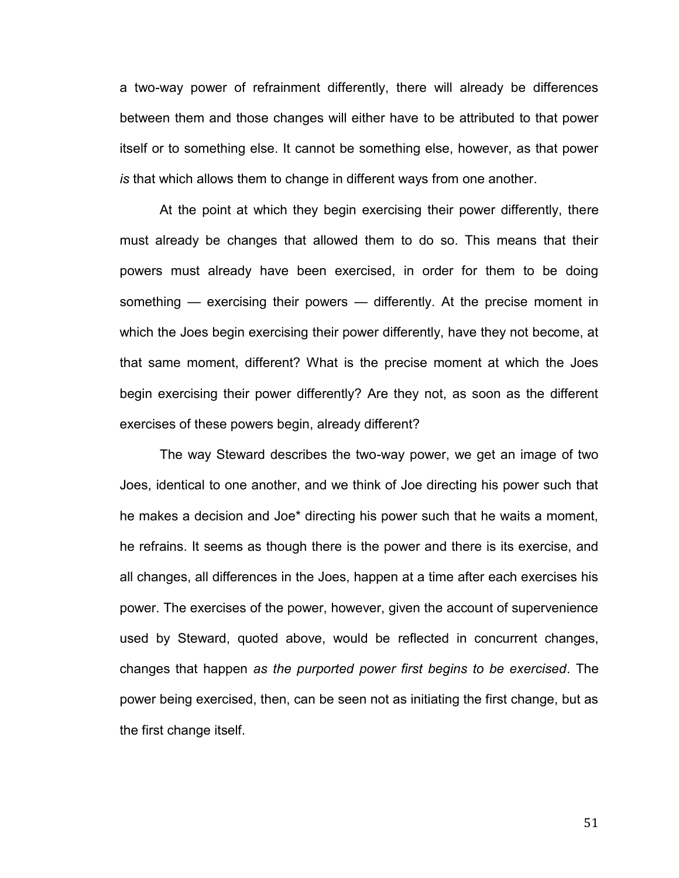a two-way power of refrainment differently, there will already be differences between them and those changes will either have to be attributed to that power itself or to something else. It cannot be something else, however, as that power *is* that which allows them to change in different ways from one another.

At the point at which they begin exercising their power differently, there must already be changes that allowed them to do so. This means that their powers must already have been exercised, in order for them to be doing something — exercising their powers — differently. At the precise moment in which the Joes begin exercising their power differently, have they not become, at that same moment, different? What is the precise moment at which the Joes begin exercising their power differently? Are they not, as soon as the different exercises of these powers begin, already different?

The way Steward describes the two-way power, we get an image of two Joes, identical to one another, and we think of Joe directing his power such that he makes a decision and Joe* directing his power such that he waits a moment, he refrains. It seems as though there is the power and there is its exercise, and all changes, all differences in the Joes, happen at a time after each exercises his power. The exercises of the power, however, given the account of supervenience used by Steward, quoted above, would be reflected in concurrent changes, changes that happen *as the purported power first begins to be exercised*. The power being exercised, then, can be seen not as initiating the first change, but as the first change itself.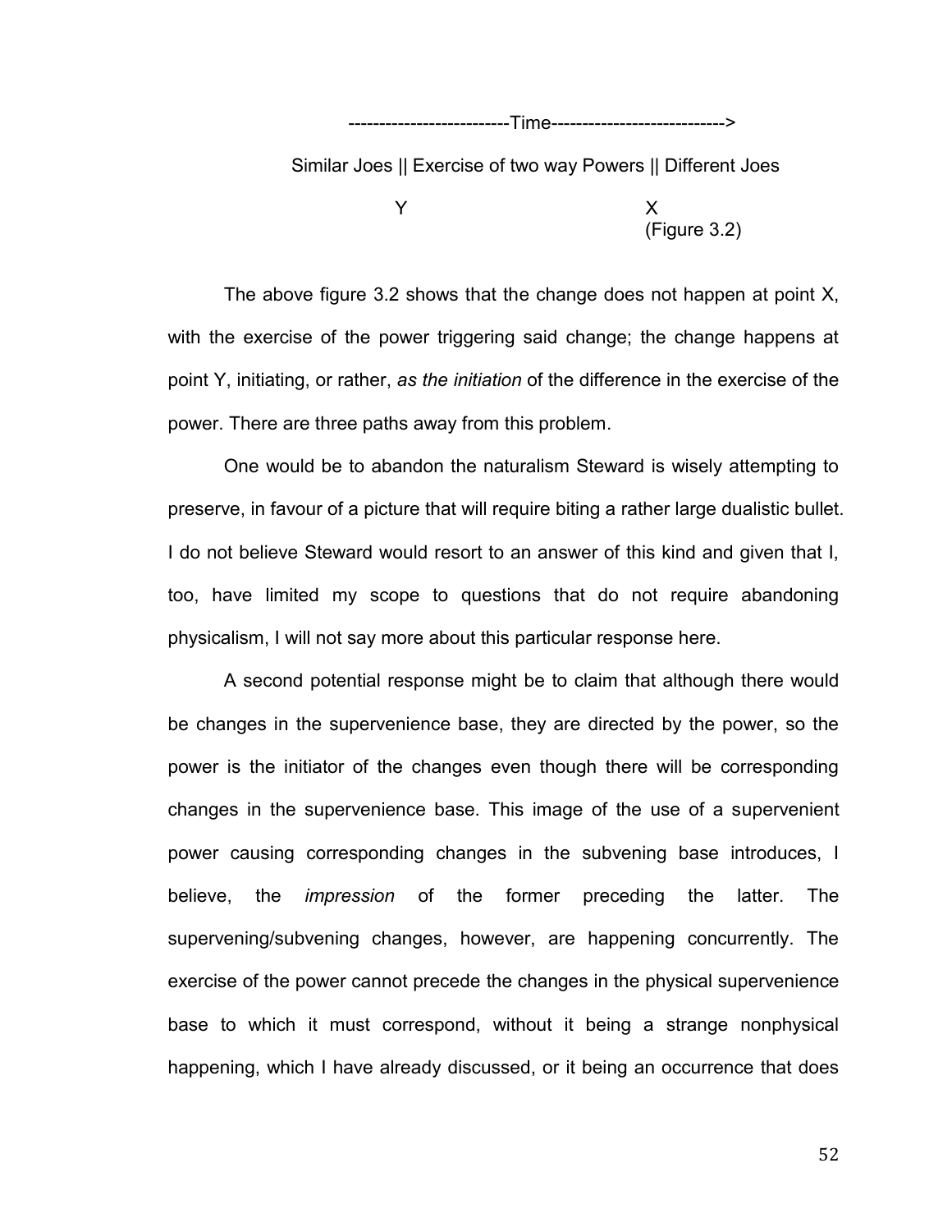--------------------------Time---------------------------->

Similar Joes || Exercise of two way Powers || Different Joes

Y X

(Figure 3.2)

The above figure 3.2 shows that the change does not happen at point X, with the exercise of the power triggering said change; the change happens at point Y, initiating, or rather, *as the initiation* of the difference in the exercise of the power. There are three paths away from this problem.

One would be to abandon the naturalism Steward is wisely attempting to preserve, in favour of a picture that will require biting a rather large dualistic bullet. I do not believe Steward would resort to an answer of this kind and given that I, too, have limited my scope to questions that do not require abandoning physicalism, I will not say more about this particular response here.

A second potential response might be to claim that although there would be changes in the supervenience base, they are directed by the power, so the power is the initiator of the changes even though there will be corresponding changes in the supervenience base. This image of the use of a supervenient power causing corresponding changes in the subvening base introduces, I believe, the *impression* of the former preceding the latter. The supervening/subvening changes, however, are happening concurrently. The exercise of the power cannot precede the changes in the physical supervenience base to which it must correspond, without it being a strange nonphysical happening, which I have already discussed, or it being an occurrence that does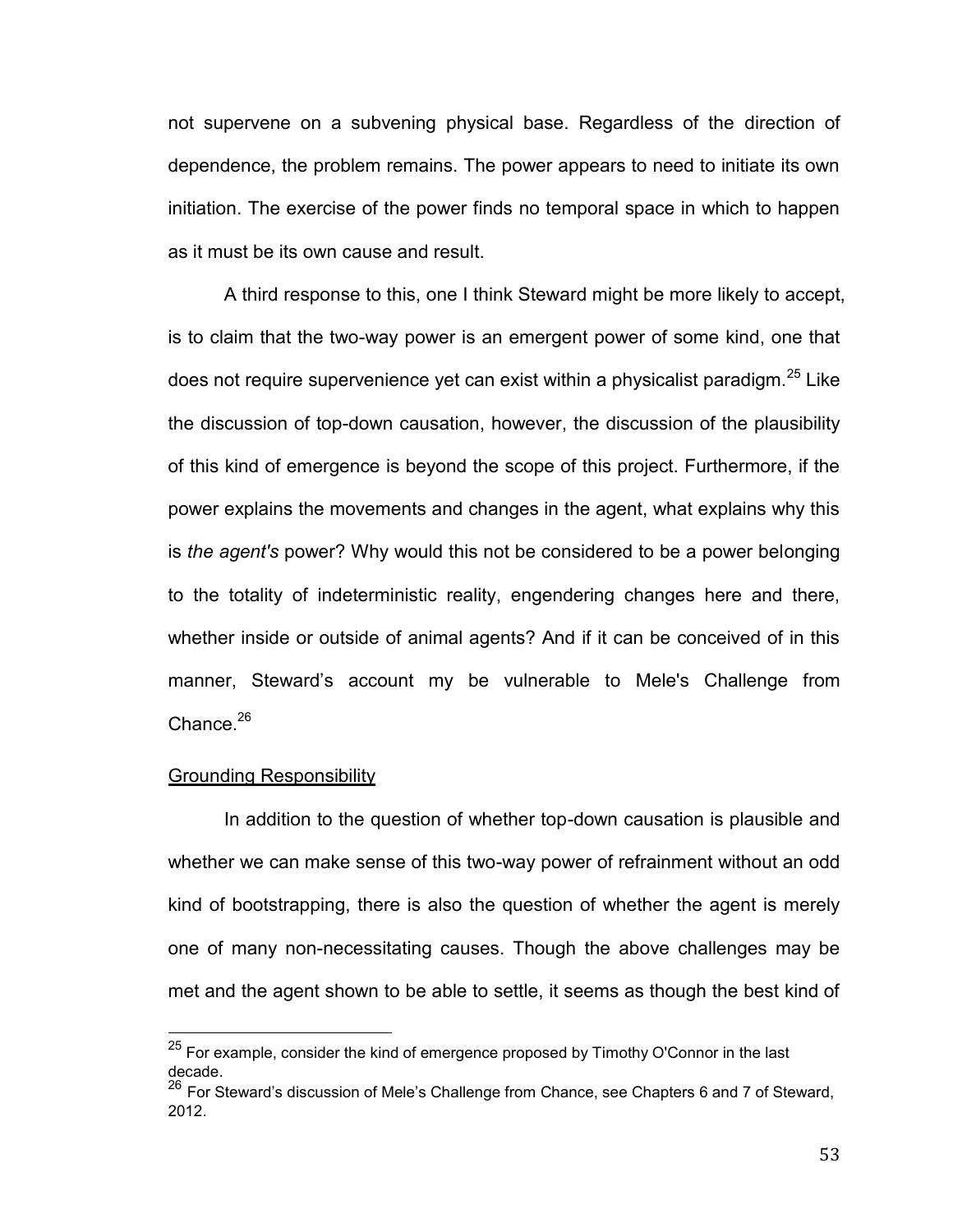not supervene on a subvening physical base. Regardless of the direction of dependence, the problem remains. The power appears to need to initiate its own initiation. The exercise of the power finds no temporal space in which to happen as it must be its own cause and result.

A third response to this, one I think Steward might be more likely to accept, is to claim that the two-way power is an emergent power of some kind, one that does not require supervenience yet can exist within a physicalist paradigm.[25] Like the discussion of top-down causation, however, the discussion of the plausibility of this kind of emergence is beyond the scope of this project. Furthermore, if the power explains the movements and changes in the agent, what explains why this is *the agent's* power? Why would this not be considered to be a power belonging to the totality of indeterministic reality, engendering changes here and there, whether inside or outside of animal agents? And if it can be conceived of in this manner, Steward's account my be vulnerable to Mele's Challenge from Chance.[26]

<u>Grounding Responsibility</u>

In addition to the question of whether top-down causation is plausible and whether we can make sense of this two-way power of refrainment without an odd kind of bootstrapping, there is also the question of whether the agent is merely one of many non-necessitating causes. Though the above challenges may be met and the agent shown to be able to settle, it seems as though the best kind of

---

[25] For example, consider the kind of emergence proposed by Timothy O'Connor in the last decade.

[26] For Steward's discussion of Mele's Challenge from Chance, see Chapters 6 and 7 of Steward, 2012.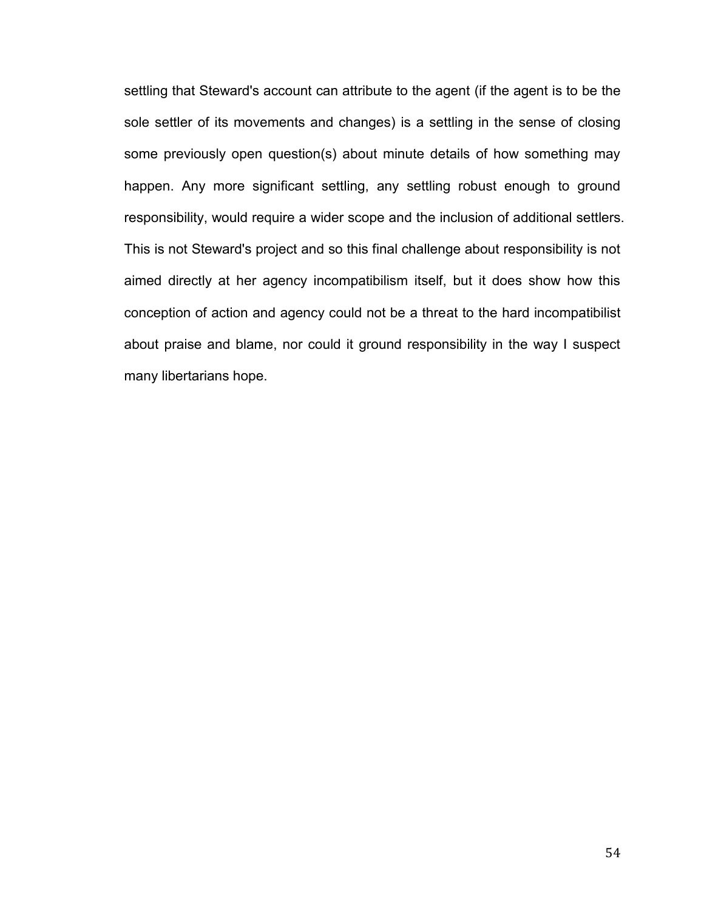settling that Steward's account can attribute to the agent (if the agent is to be the sole settler of its movements and changes) is a settling in the sense of closing some previously open question(s) about minute details of how something may happen. Any more significant settling, any settling robust enough to ground responsibility, would require a wider scope and the inclusion of additional settlers. This is not Steward's project and so this final challenge about responsibility is not aimed directly at her agency incompatibilism itself, but it does show how this conception of action and agency could not be a threat to the hard incompatibilist about praise and blame, nor could it ground responsibility in the way I suspect many libertarians hope.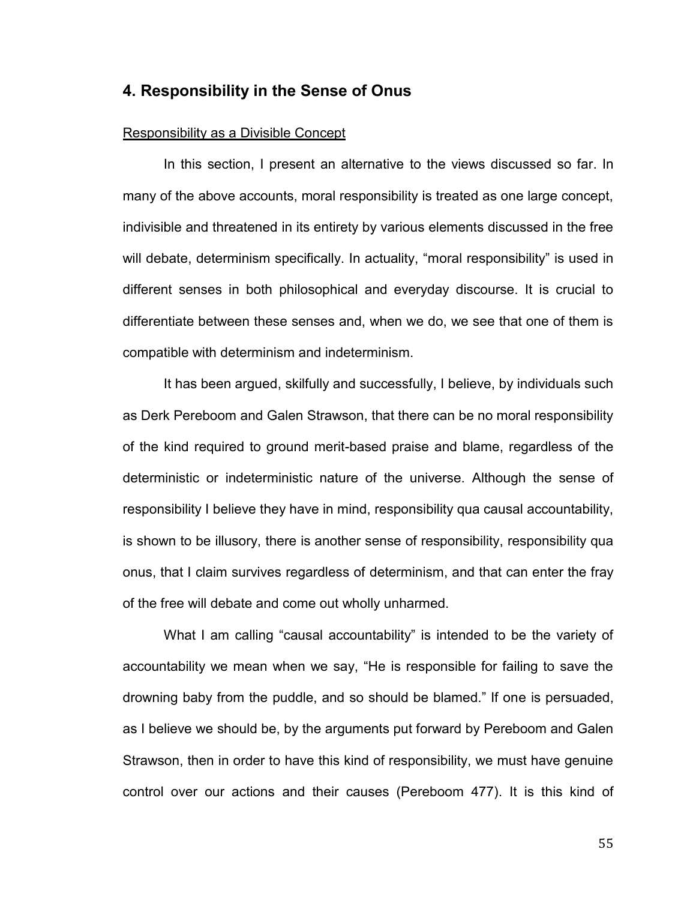## 4. Responsibility in the Sense of Onus

Responsibility as a Divisible Concept

In this section, I present an alternative to the views discussed so far. In many of the above accounts, moral responsibility is treated as one large concept, indivisible and threatened in its entirety by various elements discussed in the free will debate, determinism specifically. In actuality, "moral responsibility" is used in different senses in both philosophical and everyday discourse. It is crucial to differentiate between these senses and, when we do, we see that one of them is compatible with determinism and indeterminism.

It has been argued, skilfully and successfully, I believe, by individuals such as Derk Pereboom and Galen Strawson, that there can be no moral responsibility of the kind required to ground merit-based praise and blame, regardless of the deterministic or indeterministic nature of the universe. Although the sense of responsibility I believe they have in mind, responsibility qua causal accountability, is shown to be illusory, there is another sense of responsibility, responsibility qua onus, that I claim survives regardless of determinism, and that can enter the fray of the free will debate and come out wholly unharmed.

What I am calling "causal accountability" is intended to be the variety of accountability we mean when we say, "He is responsible for failing to save the drowning baby from the puddle, and so should be blamed." If one is persuaded, as I believe we should be, by the arguments put forward by Pereboom and Galen Strawson, then in order to have this kind of responsibility, we must have genuine control over our actions and their causes (Pereboom 477). It is this kind of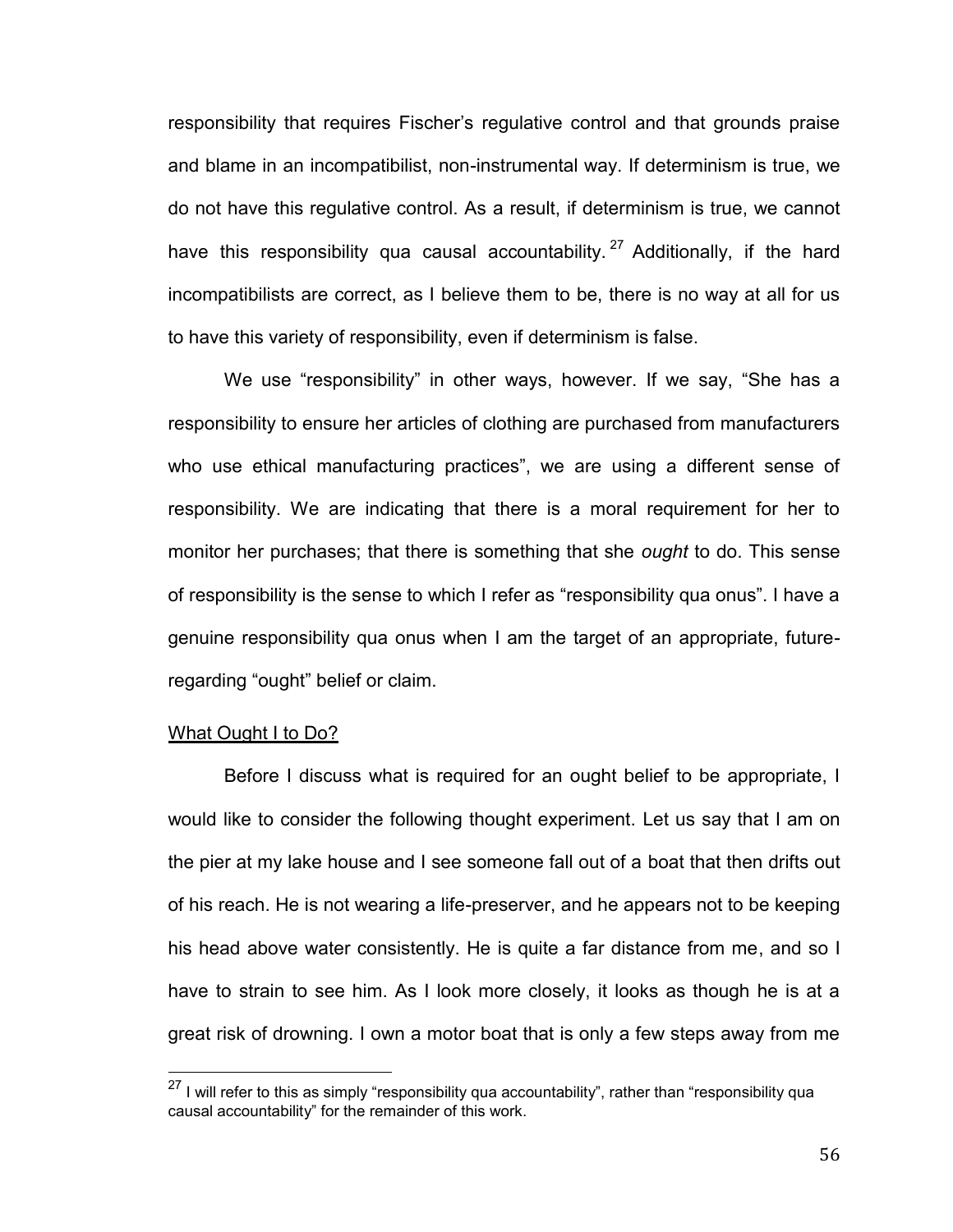responsibility that requires Fischer's regulative control and that grounds praise and blame in an incompatibilist, non-instrumental way. If determinism is true, we do not have this regulative control. As a result, if determinism is true, we cannot have this responsibility qua causal accountability.[27] Additionally, if the hard incompatibilists are correct, as I believe them to be, there is no way at all for us to have this variety of responsibility, even if determinism is false.

We use "responsibility" in other ways, however. If we say, "She has a responsibility to ensure her articles of clothing are purchased from manufacturers who use ethical manufacturing practices", we are using a different sense of responsibility. We are indicating that there is a moral requirement for her to monitor her purchases; that there is something that she *ought* to do. This sense of responsibility is the sense to which I refer as "responsibility qua onus". I have a genuine responsibility qua onus when I am the target of an appropriate, future-regarding "ought" belief or claim.

## What Ought I to Do?

Before I discuss what is required for an ought belief to be appropriate, I would like to consider the following thought experiment. Let us say that I am on the pier at my lake house and I see someone fall out of a boat that then drifts out of his reach. He is not wearing a life-preserver, and he appears not to be keeping his head above water consistently. He is quite a far distance from me, and so I have to strain to see him. As I look more closely, it looks as though he is at a great risk of drowning. I own a motor boat that is only a few steps away from me

[27] I will refer to this as simply "responsibility qua accountability", rather than "responsibility qua causal accountability" for the remainder of this work.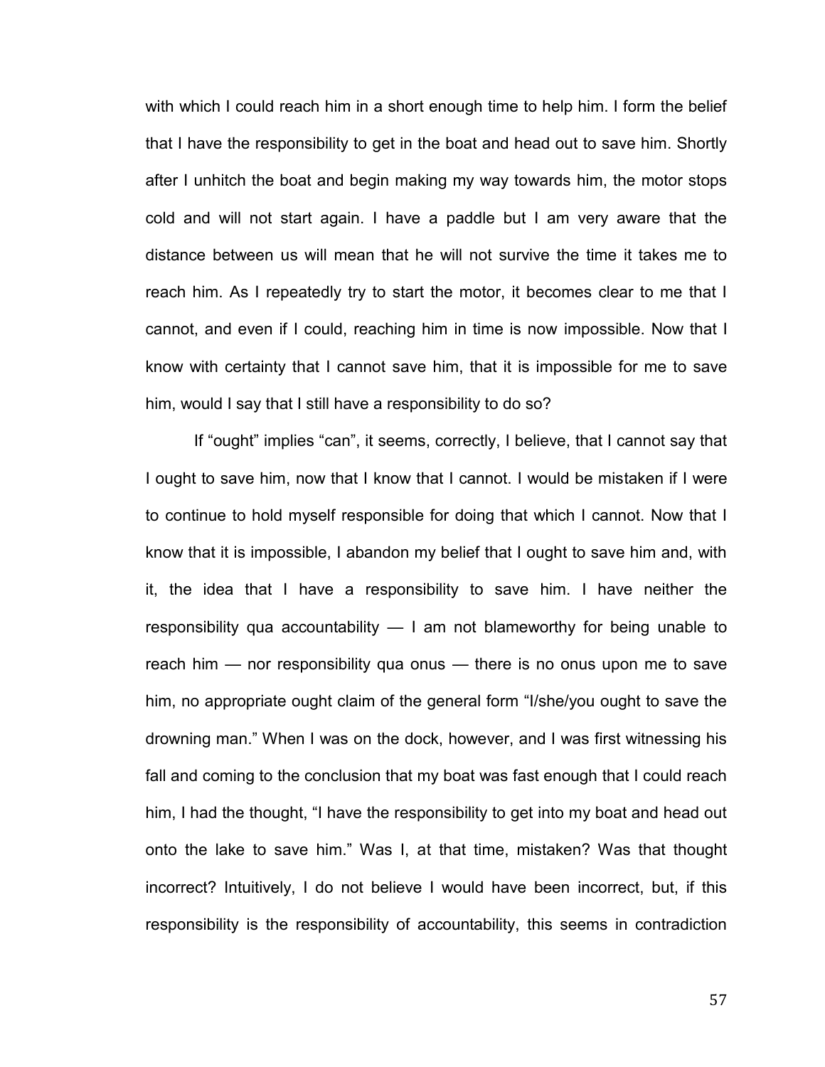with which I could reach him in a short enough time to help him. I form the belief that I have the responsibility to get in the boat and head out to save him. Shortly after I unhitch the boat and begin making my way towards him, the motor stops cold and will not start again. I have a paddle but I am very aware that the distance between us will mean that he will not survive the time it takes me to reach him. As I repeatedly try to start the motor, it becomes clear to me that I cannot, and even if I could, reaching him in time is now impossible. Now that I know with certainty that I cannot save him, that it is impossible for me to save him, would I say that I still have a responsibility to do so?

If "ought" implies "can", it seems, correctly, I believe, that I cannot say that I ought to save him, now that I know that I cannot. I would be mistaken if I were to continue to hold myself responsible for doing that which I cannot. Now that I know that it is impossible, I abandon my belief that I ought to save him and, with it, the idea that I have a responsibility to save him. I have neither the responsibility qua accountability — I am not blameworthy for being unable to reach him — nor responsibility qua onus — there is no onus upon me to save him, no appropriate ought claim of the general form "I/she/you ought to save the drowning man." When I was on the dock, however, and I was first witnessing his fall and coming to the conclusion that my boat was fast enough that I could reach him, I had the thought, "I have the responsibility to get into my boat and head out onto the lake to save him." Was I, at that time, mistaken? Was that thought incorrect? Intuitively, I do not believe I would have been incorrect, but, if this responsibility is the responsibility of accountability, this seems in contradiction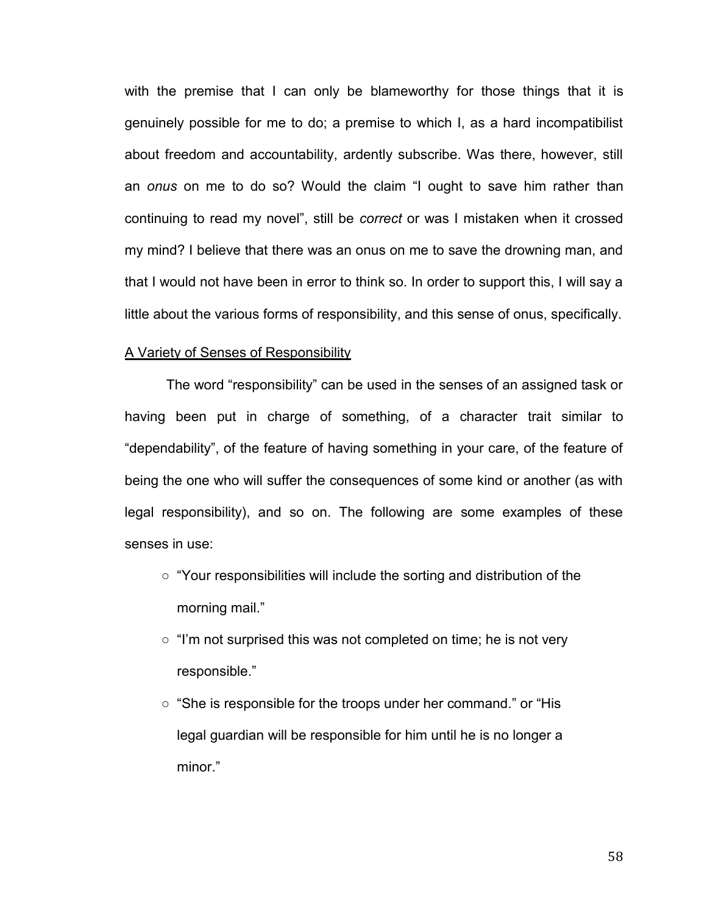with the premise that I can only be blameworthy for those things that it is genuinely possible for me to do; a premise to which I, as a hard incompatibilist about freedom and accountability, ardently subscribe. Was there, however, still an *onus* on me to do so? Would the claim "I ought to save him rather than continuing to read my novel", still be *correct* or was I mistaken when it crossed my mind? I believe that there was an onus on me to save the drowning man, and that I would not have been in error to think so. In order to support this, I will say a little about the various forms of responsibility, and this sense of onus, specifically.

## A Variety of Senses of Responsibility

The word "responsibility" can be used in the senses of an assigned task or having been put in charge of something, of a character trait similar to "dependability", of the feature of having something in your care, of the feature of being the one who will suffer the consequences of some kind or another (as with legal responsibility), and so on. The following are some examples of these senses in use:

- "Your responsibilities will include the sorting and distribution of the morning mail."
- "I'm not surprised this was not completed on time; he is not very responsible."
- "She is responsible for the troops under her command." or "His legal guardian will be responsible for him until he is no longer a minor."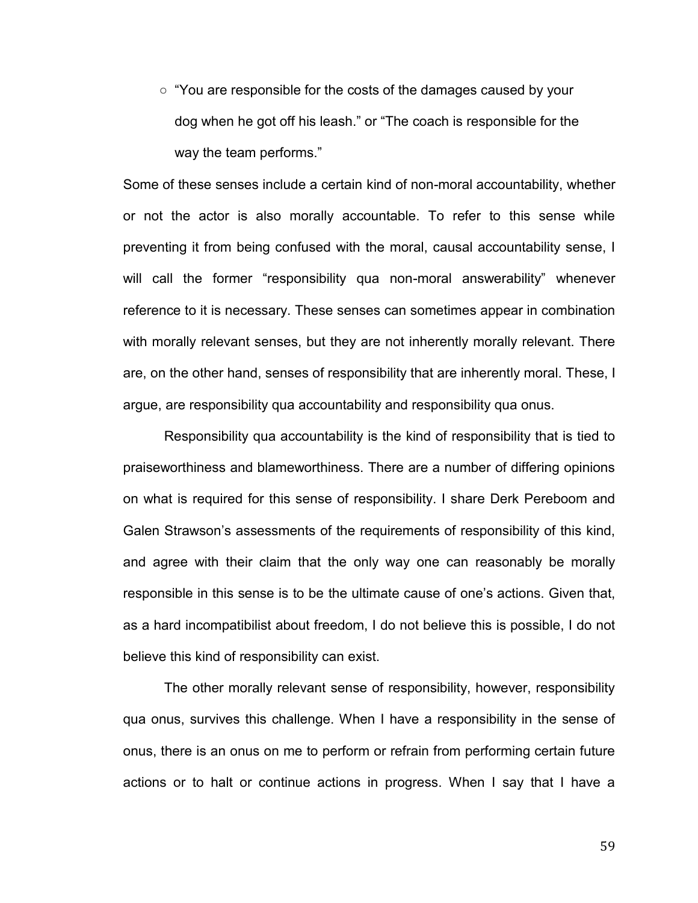- "You are responsible for the costs of the damages caused by your dog when he got off his leash." or "The coach is responsible for the way the team performs."

Some of these senses include a certain kind of non-moral accountability, whether or not the actor is also morally accountable. To refer to this sense while preventing it from being confused with the moral, causal accountability sense, I will call the former "responsibility qua non-moral answerability" whenever reference to it is necessary. These senses can sometimes appear in combination with morally relevant senses, but they are not inherently morally relevant. There are, on the other hand, senses of responsibility that are inherently moral. These, I argue, are responsibility qua accountability and responsibility qua onus.

Responsibility qua accountability is the kind of responsibility that is tied to praiseworthiness and blameworthiness. There are a number of differing opinions on what is required for this sense of responsibility. I share Derk Pereboom and Galen Strawson's assessments of the requirements of responsibility of this kind, and agree with their claim that the only way one can reasonably be morally responsible in this sense is to be the ultimate cause of one's actions. Given that, as a hard incompatibilist about freedom, I do not believe this is possible, I do not believe this kind of responsibility can exist.

The other morally relevant sense of responsibility, however, responsibility qua onus, survives this challenge. When I have a responsibility in the sense of onus, there is an onus on me to perform or refrain from performing certain future actions or to halt or continue actions in progress. When I say that I have a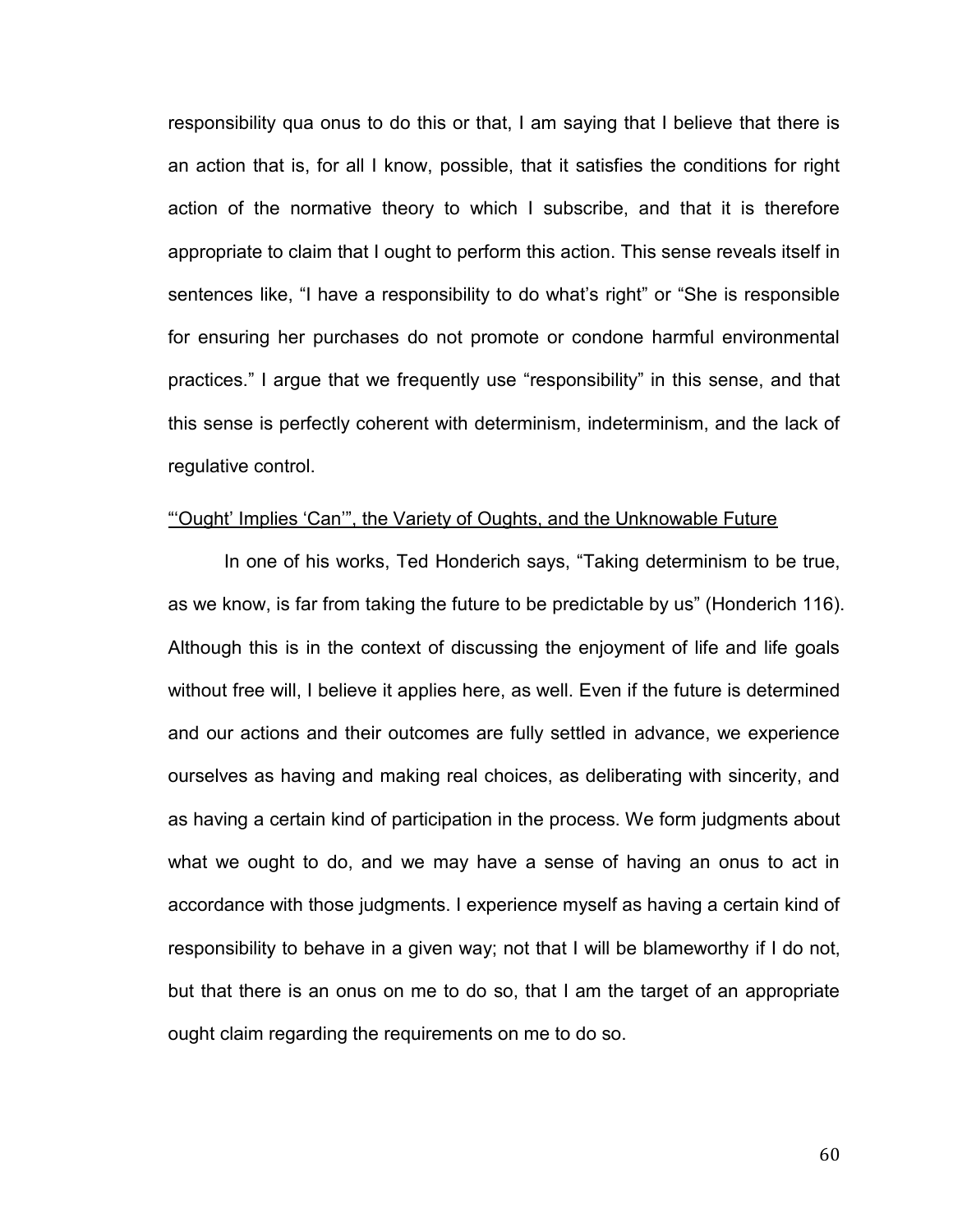responsibility qua onus to do this or that, I am saying that I believe that there is an action that is, for all I know, possible, that it satisfies the conditions for right action of the normative theory to which I subscribe, and that it is therefore appropriate to claim that I ought to perform this action. This sense reveals itself in sentences like, "I have a responsibility to do what's right" or "She is responsible for ensuring her purchases do not promote or condone harmful environmental practices." I argue that we frequently use "responsibility" in this sense, and that this sense is perfectly coherent with determinism, indeterminism, and the lack of regulative control.

## "'Ought' Implies 'Can'", the Variety of Oughts, and the Unknowable Future

In one of his works, Ted Honderich says, "Taking determinism to be true, as we know, is far from taking the future to be predictable by us" (Honderich 116). Although this is in the context of discussing the enjoyment of life and life goals without free will, I believe it applies here, as well. Even if the future is determined and our actions and their outcomes are fully settled in advance, we experience ourselves as having and making real choices, as deliberating with sincerity, and as having a certain kind of participation in the process. We form judgments about what we ought to do, and we may have a sense of having an onus to act in accordance with those judgments. I experience myself as having a certain kind of responsibility to behave in a given way; not that I will be blameworthy if I do not, but that there is an onus on me to do so, that I am the target of an appropriate ought claim regarding the requirements on me to do so.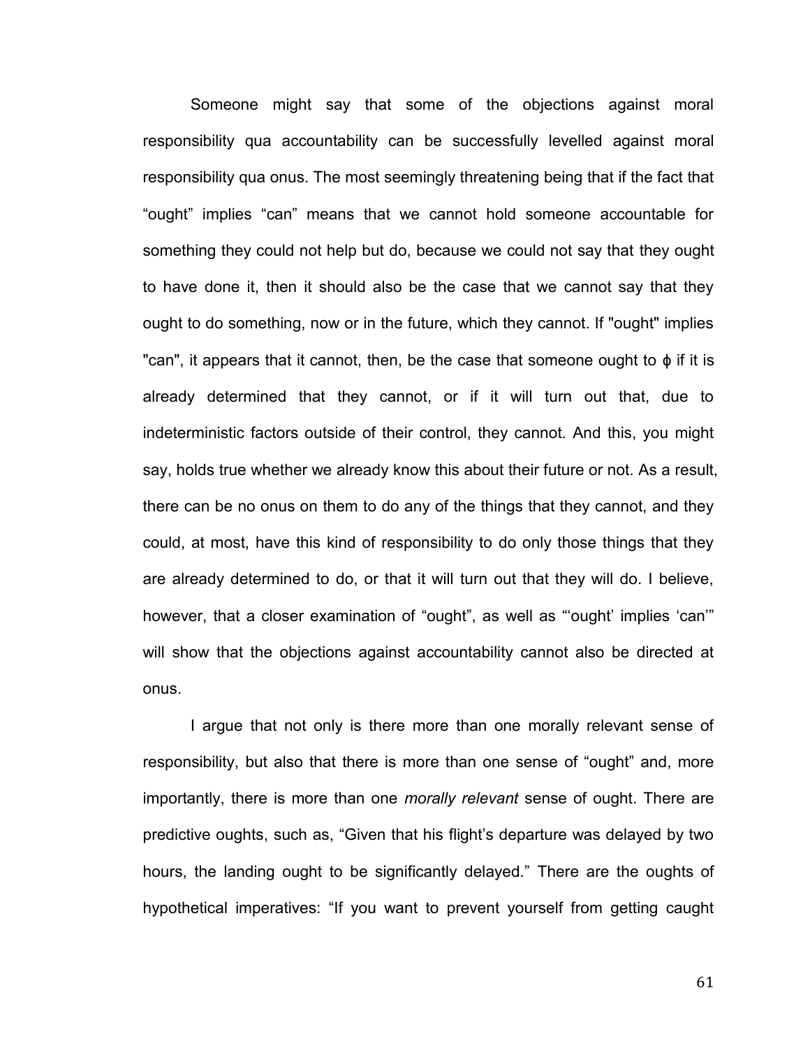Someone might say that some of the objections against moral responsibility qua accountability can be successfully levelled against moral responsibility qua onus. The most seemingly threatening being that if the fact that "ought" implies "can" means that we cannot hold someone accountable for something they could not help but do, because we could not say that they ought to have done it, then it should also be the case that we cannot say that they ought to do something, now or in the future, which they cannot. If "ought" implies "can", it appears that it cannot, then, be the case that someone ought to ϕ if it is already determined that they cannot, or if it will turn out that, due to indeterministic factors outside of their control, they cannot. And this, you might say, holds true whether we already know this about their future or not. As a result, there can be no onus on them to do any of the things that they cannot, and they could, at most, have this kind of responsibility to do only those things that they are already determined to do, or that it will turn out that they will do. I believe, however, that a closer examination of "ought", as well as "'ought' implies 'can'" will show that the objections against accountability cannot also be directed at onus.

I argue that not only is there more than one morally relevant sense of responsibility, but also that there is more than one sense of "ought" and, more importantly, there is more than one *morally relevant* sense of ought. There are predictive oughts, such as, "Given that his flight's departure was delayed by two hours, the landing ought to be significantly delayed." There are the oughts of hypothetical imperatives: "If you want to prevent yourself from getting caught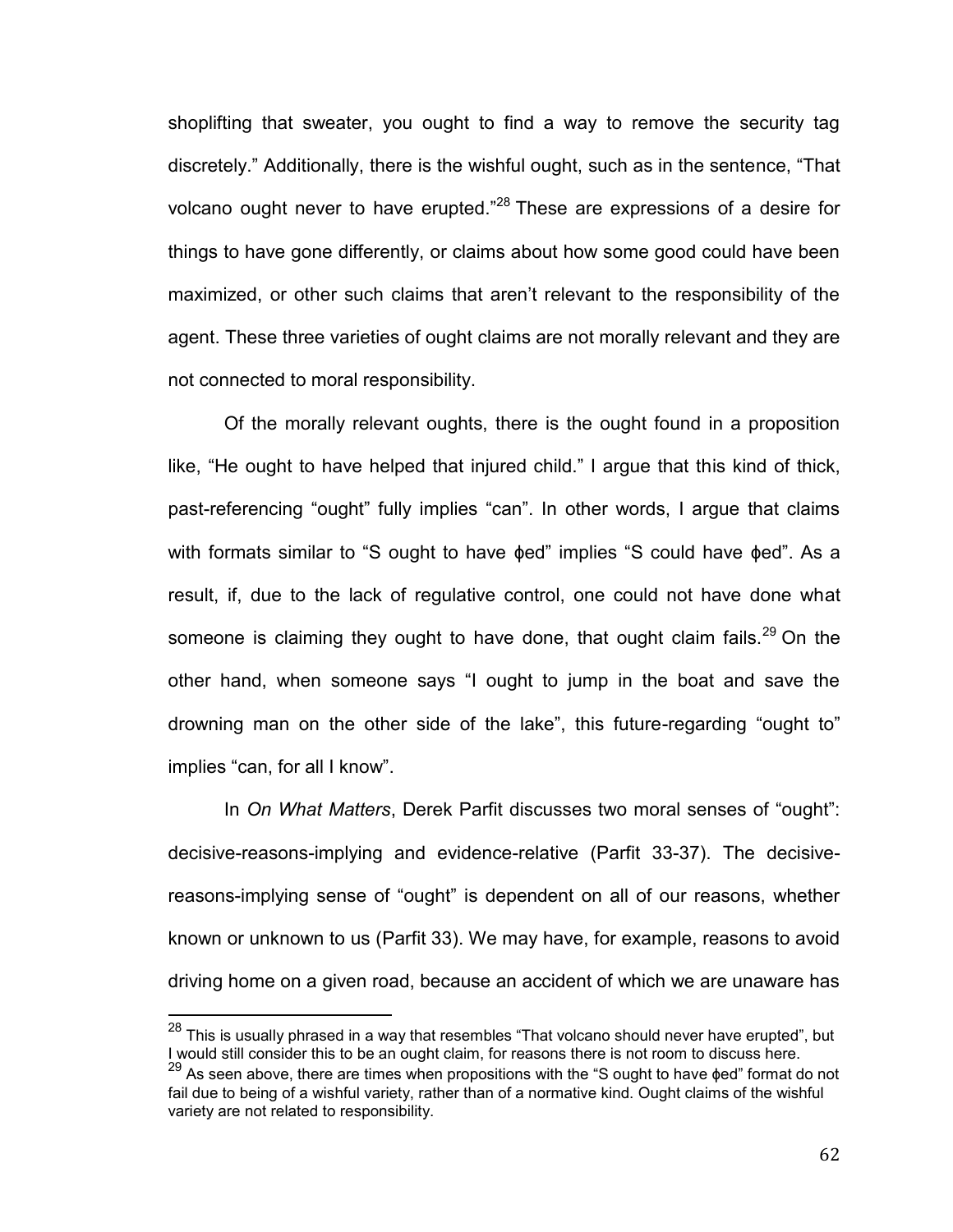shoplifting that sweater, you ought to find a way to remove the security tag discretely." Additionally, there is the wishful ought, such as in the sentence, "That volcano ought never to have erupted."[28] These are expressions of a desire for things to have gone differently, or claims about how some good could have been maximized, or other such claims that aren't relevant to the responsibility of the agent. These three varieties of ought claims are not morally relevant and they are not connected to moral responsibility.

Of the morally relevant oughts, there is the ought found in a proposition like, "He ought to have helped that injured child." I argue that this kind of thick, past-referencing "ought" fully implies "can". In other words, I argue that claims with formats similar to "S ought to have ϕed" implies "S could have ϕed". As a result, if, due to the lack of regulative control, one could not have done what someone is claiming they ought to have done, that ought claim fails.[29] On the other hand, when someone says "I ought to jump in the boat and save the drowning man on the other side of the lake", this future-regarding "ought to" implies "can, for all I know".

In *On What Matters*, Derek Parfit discusses two moral senses of "ought": decisive-reasons-implying and evidence-relative (Parfit 33-37). The decisive-reasons-implying sense of "ought" is dependent on all of our reasons, whether known or unknown to us (Parfit 33). We may have, for example, reasons to avoid driving home on a given road, because an accident of which we are unaware has

[28] This is usually phrased in a way that resembles "That volcano should never have erupted", but I would still consider this to be an ought claim, for reasons there is not room to discuss here.

[29] As seen above, there are times when propositions with the "S ought to have ϕed" format do not fail due to being of a wishful variety, rather than of a normative kind. Ought claims of the wishful variety are not related to responsibility.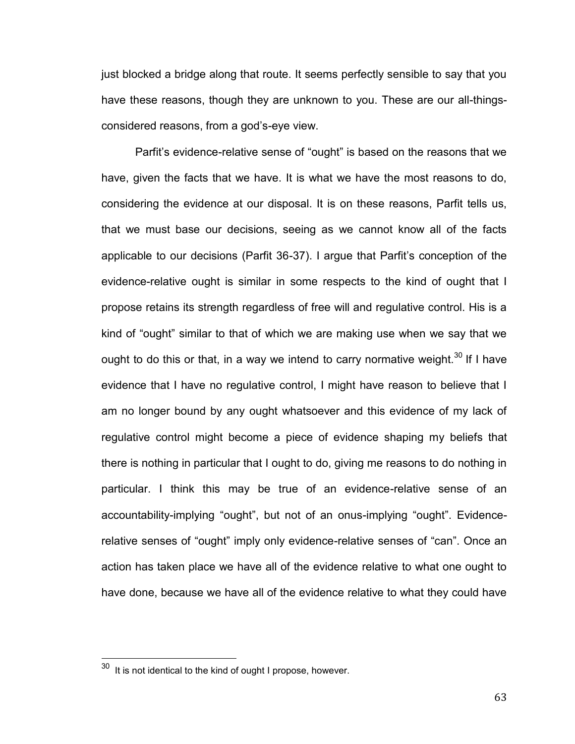just blocked a bridge along that route. It seems perfectly sensible to say that you have these reasons, though they are unknown to you. These are our all-things-considered reasons, from a god's-eye view.

Parfit's evidence-relative sense of "ought" is based on the reasons that we have, given the facts that we have. It is what we have the most reasons to do, considering the evidence at our disposal. It is on these reasons, Parfit tells us, that we must base our decisions, seeing as we cannot know all of the facts applicable to our decisions (Parfit 36-37). I argue that Parfit's conception of the evidence-relative ought is similar in some respects to the kind of ought that I propose retains its strength regardless of free will and regulative control. His is a kind of "ought" similar to that of which we are making use when we say that we ought to do this or that, in a way we intend to carry normative weight.[30] If I have evidence that I have no regulative control, I might have reason to believe that I am no longer bound by any ought whatsoever and this evidence of my lack of regulative control might become a piece of evidence shaping my beliefs that there is nothing in particular that I ought to do, giving me reasons to do nothing in particular. I think this may be true of an evidence-relative sense of an accountability-implying "ought", but not of an onus-implying "ought". Evidence-relative senses of "ought" imply only evidence-relative senses of "can". Once an action has taken place we have all of the evidence relative to what one ought to have done, because we have all of the evidence relative to what they could have

[30] It is not identical to the kind of ought I propose, however.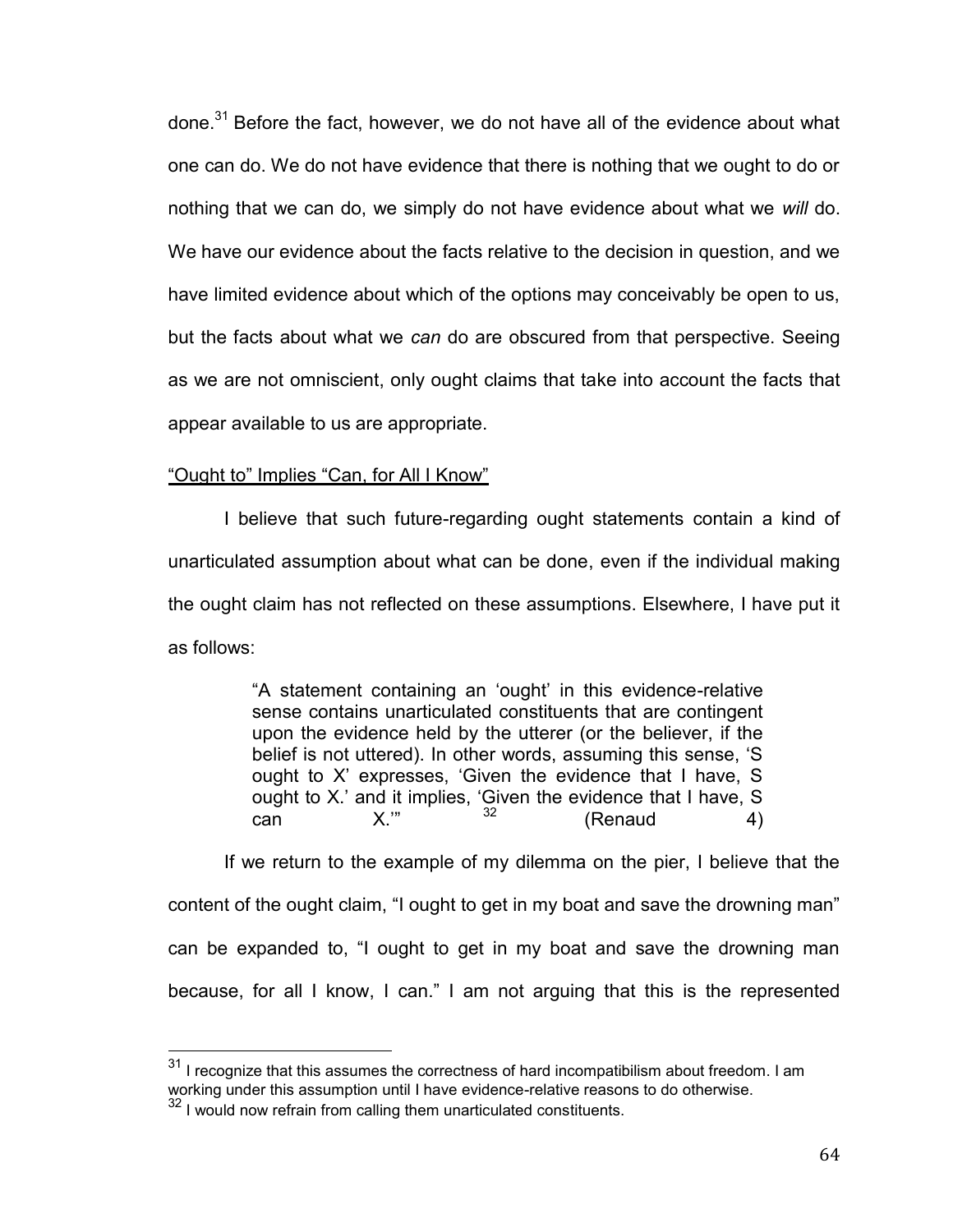done.[31] Before the fact, however, we do not have all of the evidence about what one can do. We do not have evidence that there is nothing that we ought to do or nothing that we can do, we simply do not have evidence about what we *will* do. We have our evidence about the facts relative to the decision in question, and we have limited evidence about which of the options may conceivably be open to us, but the facts about what we *can* do are obscured from that perspective. Seeing as we are not omniscient, only ought claims that take into account the facts that appear available to us are appropriate.

<u>"Ought to" Implies "Can, for All I Know"</u>

I believe that such future-regarding ought statements contain a kind of unarticulated assumption about what can be done, even if the individual making the ought claim has not reflected on these assumptions. Elsewhere, I have put it as follows:

> "A statement containing an 'ought' in this evidence-relative sense contains unarticulated constituents that are contingent upon the evidence held by the utterer (or the believer, if the belief is not uttered). In other words, assuming this sense, 'S ought to X' expresses, 'Given the evidence that I have, S ought to X.' and it implies, 'Given the evidence that I have, S can X.'"[32] (Renaud 4)

If we return to the example of my dilemma on the pier, I believe that the content of the ought claim, "I ought to get in my boat and save the drowning man" can be expanded to, "I ought to get in my boat and save the drowning man because, for all I know, I can." I am not arguing that this is the represented

---

[31] I recognize that this assumes the correctness of hard incompatibilism about freedom. I am working under this assumption until I have evidence-relative reasons to do otherwise.

[32] I would now refrain from calling them unarticulated constituents.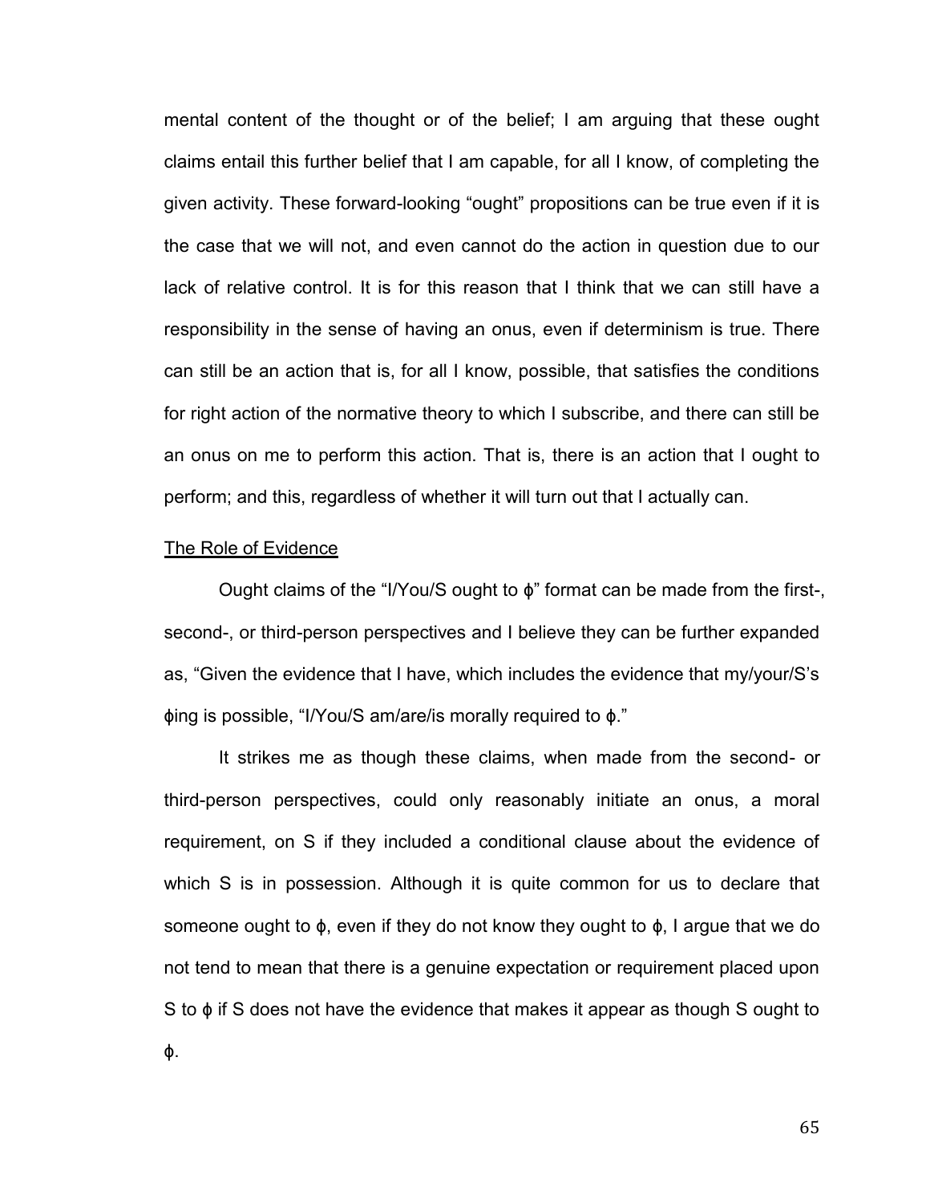mental content of the thought or of the belief; I am arguing that these ought claims entail this further belief that I am capable, for all I know, of completing the given activity. These forward-looking "ought" propositions can be true even if it is the case that we will not, and even cannot do the action in question due to our lack of relative control. It is for this reason that I think that we can still have a responsibility in the sense of having an onus, even if determinism is true. There can still be an action that is, for all I know, possible, that satisfies the conditions for right action of the normative theory to which I subscribe, and there can still be an onus on me to perform this action. That is, there is an action that I ought to perform; and this, regardless of whether it will turn out that I actually can.

<u>The Role of Evidence</u>

Ought claims of the "I/You/S ought to ϕ" format can be made from the first-, second-, or third-person perspectives and I believe they can be further expanded as, "Given the evidence that I have, which includes the evidence that my/your/S's ϕing is possible, "I/You/S am/are/is morally required to ϕ."

It strikes me as though these claims, when made from the second- or third-person perspectives, could only reasonably initiate an onus, a moral requirement, on S if they included a conditional clause about the evidence of which S is in possession. Although it is quite common for us to declare that someone ought to ϕ, even if they do not know they ought to ϕ, I argue that we do not tend to mean that there is a genuine expectation or requirement placed upon S to ϕ if S does not have the evidence that makes it appear as though S ought to ϕ.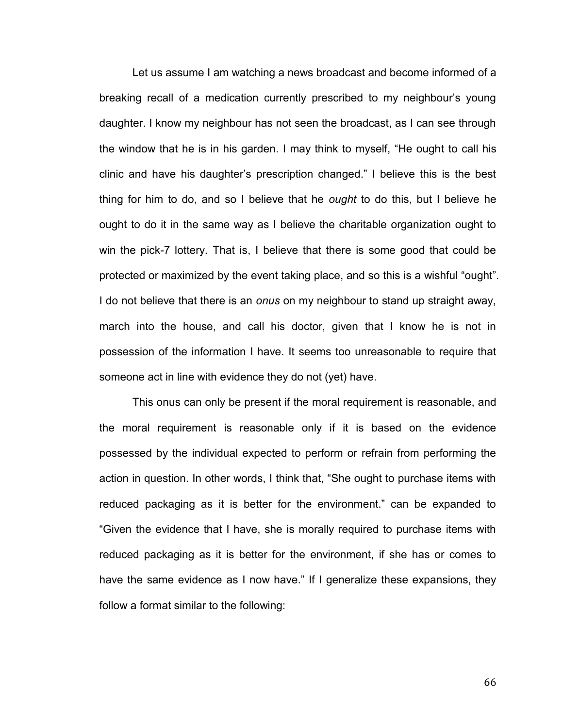Let us assume I am watching a news broadcast and become informed of a breaking recall of a medication currently prescribed to my neighbour's young daughter. I know my neighbour has not seen the broadcast, as I can see through the window that he is in his garden. I may think to myself, "He ought to call his clinic and have his daughter's prescription changed." I believe this is the best thing for him to do, and so I believe that he *ought* to do this, but I believe he ought to do it in the same way as I believe the charitable organization ought to win the pick-7 lottery. That is, I believe that there is some good that could be protected or maximized by the event taking place, and so this is a wishful "ought". I do not believe that there is an *onus* on my neighbour to stand up straight away, march into the house, and call his doctor, given that I know he is not in possession of the information I have. It seems too unreasonable to require that someone act in line with evidence they do not (yet) have.

This onus can only be present if the moral requirement is reasonable, and the moral requirement is reasonable only if it is based on the evidence possessed by the individual expected to perform or refrain from performing the action in question. In other words, I think that, "She ought to purchase items with reduced packaging as it is better for the environment." can be expanded to "Given the evidence that I have, she is morally required to purchase items with reduced packaging as it is better for the environment, if she has or comes to have the same evidence as I now have." If I generalize these expansions, they follow a format similar to the following: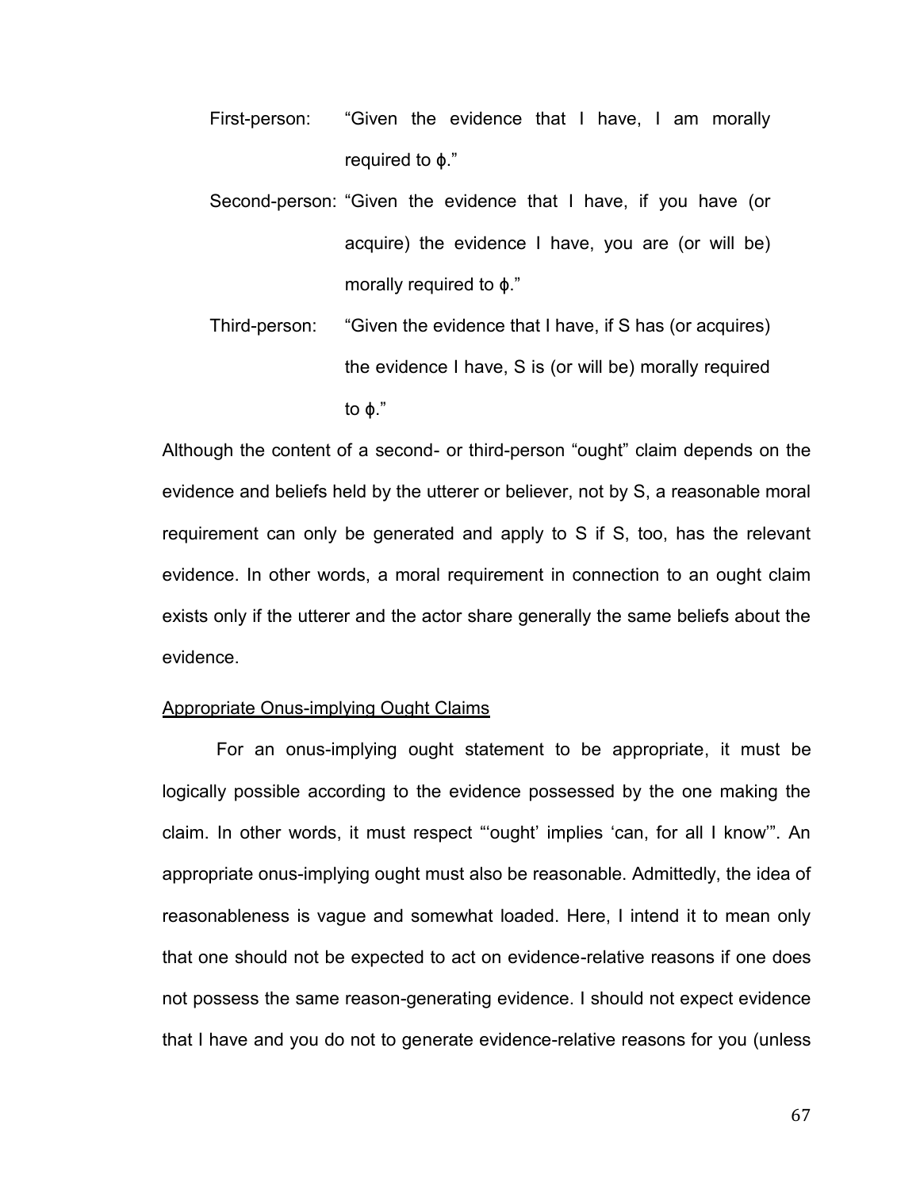First-person: "Given the evidence that I have, I am morally required to $\phi$."

Second-person: "Given the evidence that I have, if you have (or acquire) the evidence I have, you are (or will be) morally required to $\phi$."

Third-person: "Given the evidence that I have, if S has (or acquires) the evidence I have, S is (or will be) morally required to $\phi$."

Although the content of a second- or third-person "ought" claim depends on the evidence and beliefs held by the utterer or believer, not by S, a reasonable moral requirement can only be generated and apply to S if S, too, has the relevant evidence. In other words, a moral requirement in connection to an ought claim exists only if the utterer and the actor share generally the same beliefs about the evidence.

<u>Appropriate Onus-implying Ought Claims</u>

For an onus-implying ought statement to be appropriate, it must be logically possible according to the evidence possessed by the one making the claim. In other words, it must respect "'ought' implies 'can, for all I know'". An appropriate onus-implying ought must also be reasonable. Admittedly, the idea of reasonableness is vague and somewhat loaded. Here, I intend it to mean only that one should not be expected to act on evidence-relative reasons if one does not possess the same reason-generating evidence. I should not expect evidence that I have and you do not to generate evidence-relative reasons for you (unless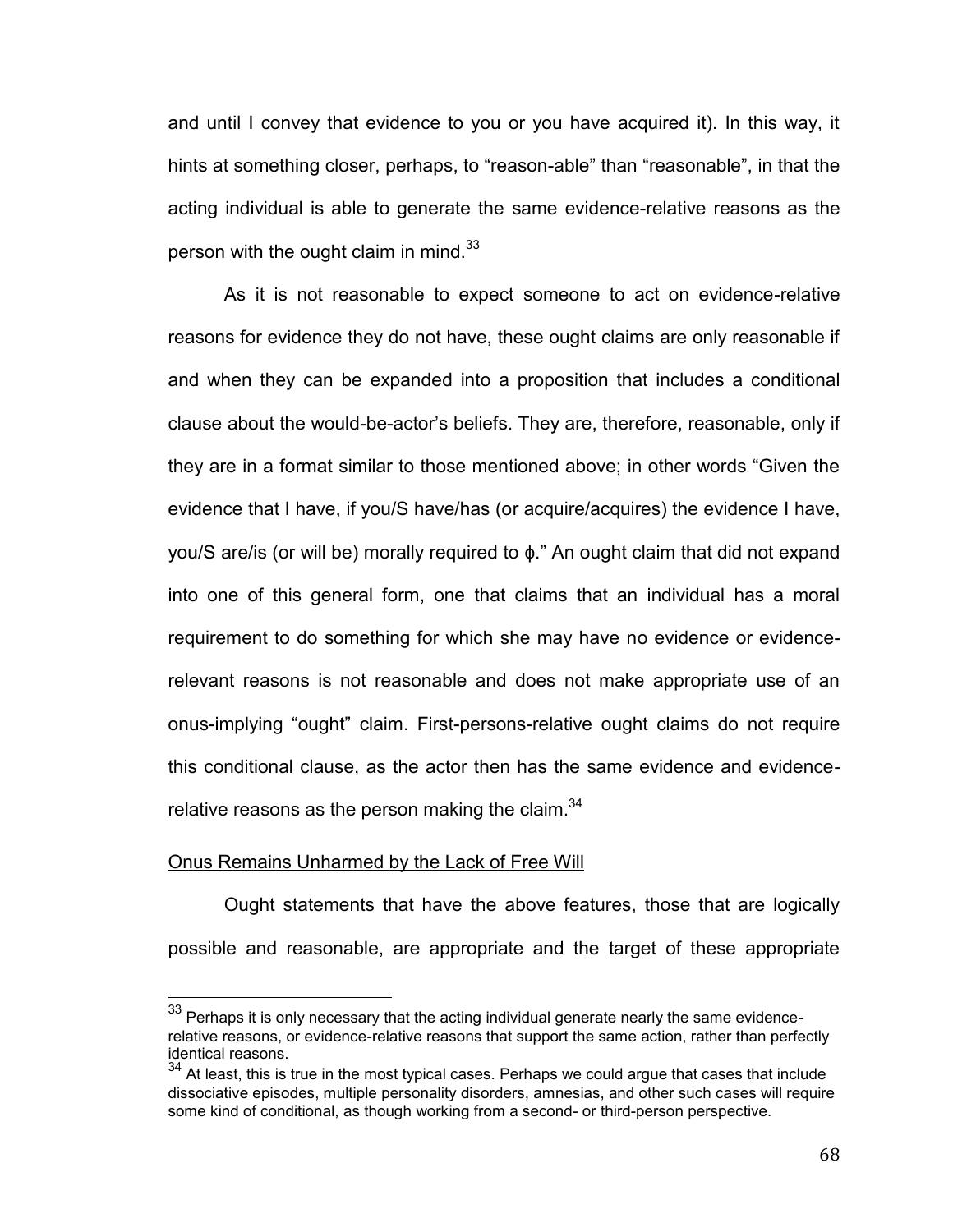and until I convey that evidence to you or you have acquired it). In this way, it hints at something closer, perhaps, to "reason-able" than "reasonable", in that the acting individual is able to generate the same evidence-relative reasons as the person with the ought claim in mind.[33]

As it is not reasonable to expect someone to act on evidence-relative reasons for evidence they do not have, these ought claims are only reasonable if and when they can be expanded into a proposition that includes a conditional clause about the would-be-actor's beliefs. They are, therefore, reasonable, only if they are in a format similar to those mentioned above; in other words "Given the evidence that I have, if you/S have/has (or acquire/acquires) the evidence I have, you/S are/is (or will be) morally required to ϕ." An ought claim that did not expand into one of this general form, one that claims that an individual has a moral requirement to do something for which she may have no evidence or evidence-relevant reasons is not reasonable and does not make appropriate use of an onus-implying "ought" claim. First-persons-relative ought claims do not require this conditional clause, as the actor then has the same evidence and evidence-relative reasons as the person making the claim.[34]

<u>Onus Remains Unharmed by the Lack of Free Will</u>

Ought statements that have the above features, those that are logically possible and reasonable, are appropriate and the target of these appropriate

[33] Perhaps it is only necessary that the acting individual generate nearly the same evidence-relative reasons, or evidence-relative reasons that support the same action, rather than perfectly identical reasons.

[34] At least, this is true in the most typical cases. Perhaps we could argue that cases that include dissociative episodes, multiple personality disorders, amnesias, and other such cases will require some kind of conditional, as though working from a second- or third-person perspective.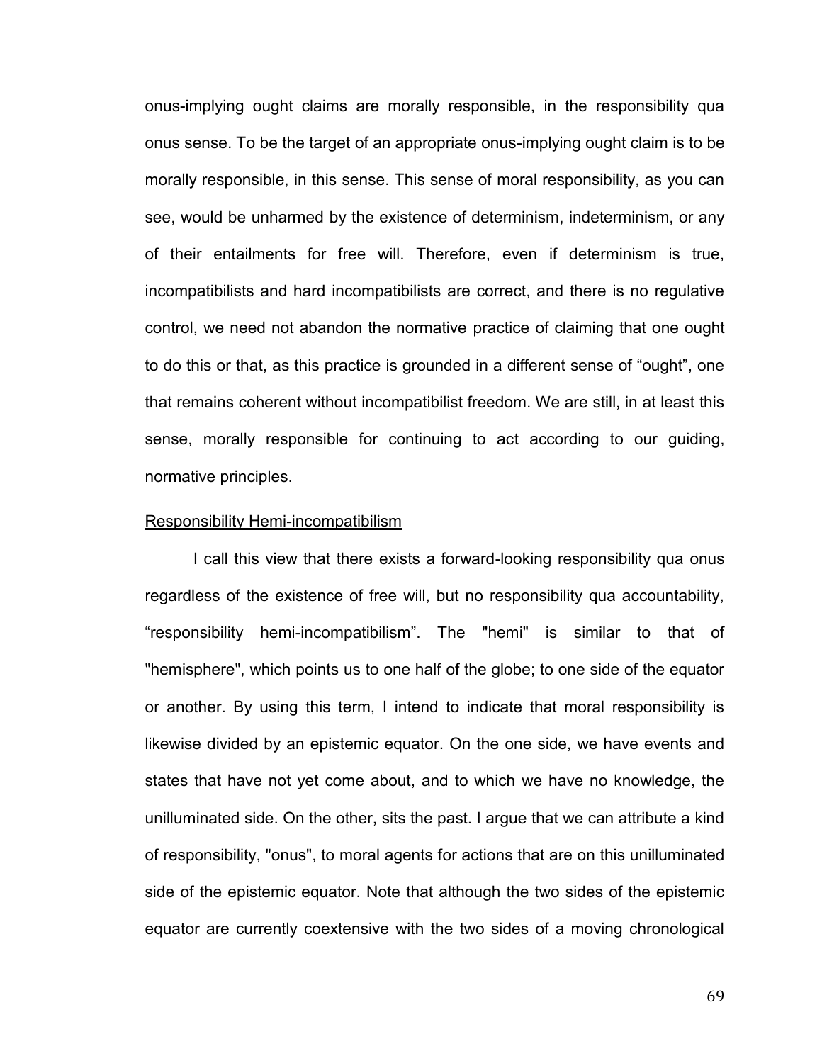onus-implying ought claims are morally responsible, in the responsibility qua onus sense. To be the target of an appropriate onus-implying ought claim is to be morally responsible, in this sense. This sense of moral responsibility, as you can see, would be unharmed by the existence of determinism, indeterminism, or any of their entailments for free will. Therefore, even if determinism is true, incompatibilists and hard incompatibilists are correct, and there is no regulative control, we need not abandon the normative practice of claiming that one ought to do this or that, as this practice is grounded in a different sense of "ought", one that remains coherent without incompatibilist freedom. We are still, in at least this sense, morally responsible for continuing to act according to our guiding, normative principles.

## Responsibility Hemi-incompatibilism

I call this view that there exists a forward-looking responsibility qua onus regardless of the existence of free will, but no responsibility qua accountability, "responsibility hemi-incompatibilism". The "hemi" is similar to that of "hemisphere", which points us to one half of the globe; to one side of the equator or another. By using this term, I intend to indicate that moral responsibility is likewise divided by an epistemic equator. On the one side, we have events and states that have not yet come about, and to which we have no knowledge, the unilluminated side. On the other, sits the past. I argue that we can attribute a kind of responsibility, "onus", to moral agents for actions that are on this unilluminated side of the epistemic equator. Note that although the two sides of the epistemic equator are currently coextensive with the two sides of a moving chronological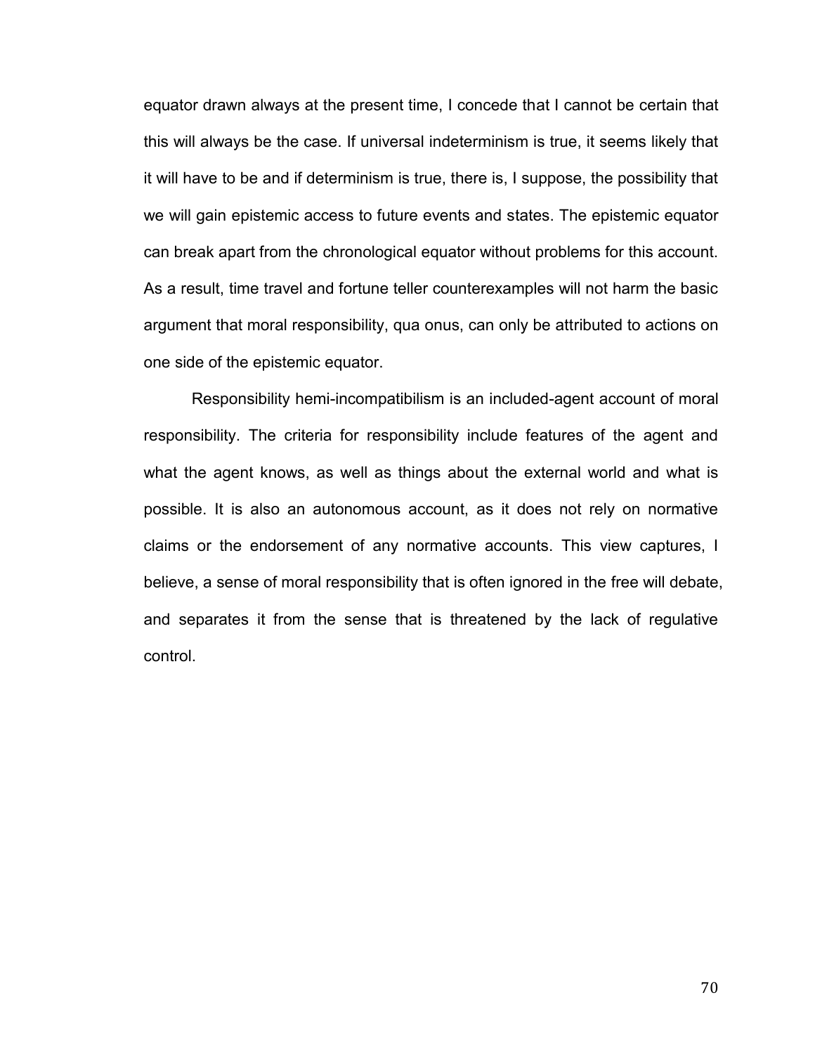equator drawn always at the present time, I concede that I cannot be certain that this will always be the case. If universal indeterminism is true, it seems likely that it will have to be and if determinism is true, there is, I suppose, the possibility that we will gain epistemic access to future events and states. The epistemic equator can break apart from the chronological equator without problems for this account. As a result, time travel and fortune teller counterexamples will not harm the basic argument that moral responsibility, qua onus, can only be attributed to actions on one side of the epistemic equator.

Responsibility hemi-incompatibilism is an included-agent account of moral responsibility. The criteria for responsibility include features of the agent and what the agent knows, as well as things about the external world and what is possible. It is also an autonomous account, as it does not rely on normative claims or the endorsement of any normative accounts. This view captures, I believe, a sense of moral responsibility that is often ignored in the free will debate, and separates it from the sense that is threatened by the lack of regulative control.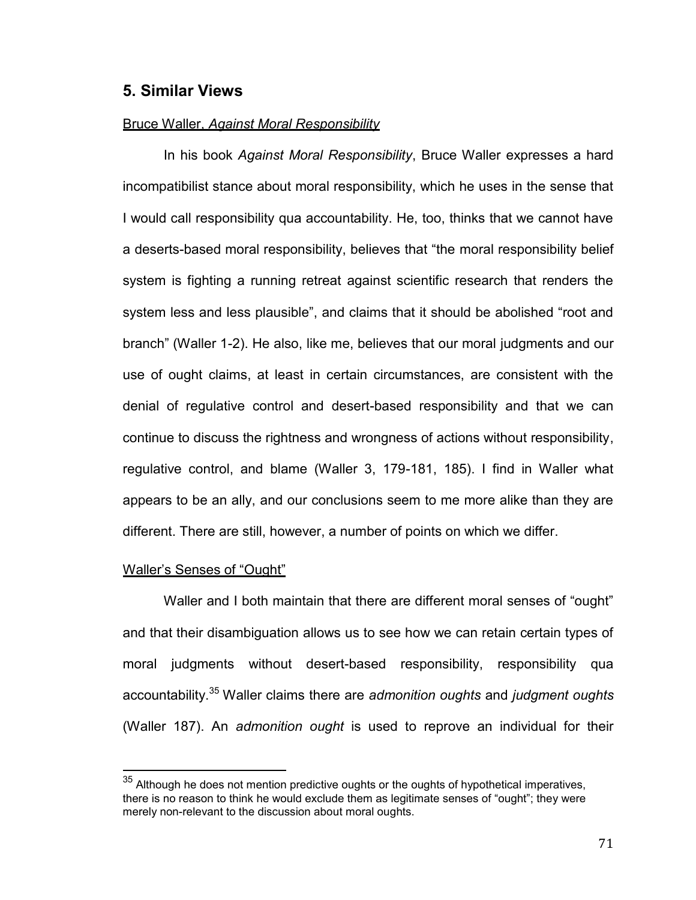## 5. Similar Views

Bruce Waller, *Against Moral Responsibility*

In his book *Against Moral Responsibility*, Bruce Waller expresses a hard incompatibilist stance about moral responsibility, which he uses in the sense that I would call responsibility qua accountability. He, too, thinks that we cannot have a deserts-based moral responsibility, believes that "the moral responsibility belief system is fighting a running retreat against scientific research that renders the system less and less plausible", and claims that it should be abolished "root and branch" (Waller 1-2). He also, like me, believes that our moral judgments and our use of ought claims, at least in certain circumstances, are consistent with the denial of regulative control and desert-based responsibility and that we can continue to discuss the rightness and wrongness of actions without responsibility, regulative control, and blame (Waller 3, 179-181, 185). I find in Waller what appears to be an ally, and our conclusions seem to me more alike than they are different. There are still, however, a number of points on which we differ.

Waller's Senses of "Ought"

Waller and I both maintain that there are different moral senses of "ought" and that their disambiguation allows us to see how we can retain certain types of moral judgments without desert-based responsibility, responsibility qua accountability.[35] Waller claims there are *admonition oughts* and *judgment oughts* (Waller 187). An *admonition ought* is used to reprove an individual for their

[35] Although he does not mention predictive oughts or the oughts of hypothetical imperatives, there is no reason to think he would exclude them as legitimate senses of "ought"; they were merely non-relevant to the discussion about moral oughts.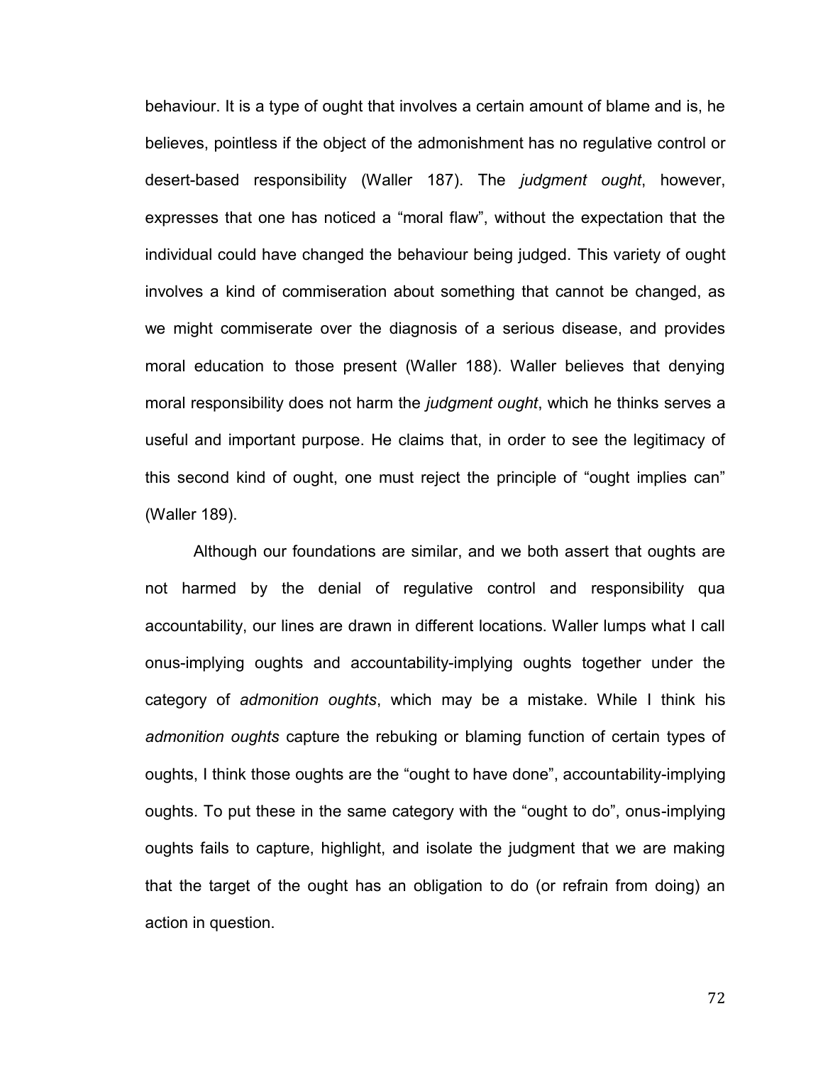behaviour. It is a type of ought that involves a certain amount of blame and is, he believes, pointless if the object of the admonishment has no regulative control or desert-based responsibility (Waller 187). The *judgment ought*, however, expresses that one has noticed a "moral flaw", without the expectation that the individual could have changed the behaviour being judged. This variety of ought involves a kind of commiseration about something that cannot be changed, as we might commiserate over the diagnosis of a serious disease, and provides moral education to those present (Waller 188). Waller believes that denying moral responsibility does not harm the *judgment ought*, which he thinks serves a useful and important purpose. He claims that, in order to see the legitimacy of this second kind of ought, one must reject the principle of "ought implies can" (Waller 189).

Although our foundations are similar, and we both assert that oughts are not harmed by the denial of regulative control and responsibility qua accountability, our lines are drawn in different locations. Waller lumps what I call onus-implying oughts and accountability-implying oughts together under the category of *admonition oughts*, which may be a mistake. While I think his *admonition oughts* capture the rebuking or blaming function of certain types of oughts, I think those oughts are the "ought to have done", accountability-implying oughts. To put these in the same category with the "ought to do", onus-implying oughts fails to capture, highlight, and isolate the judgment that we are making that the target of the ought has an obligation to do (or refrain from doing) an action in question.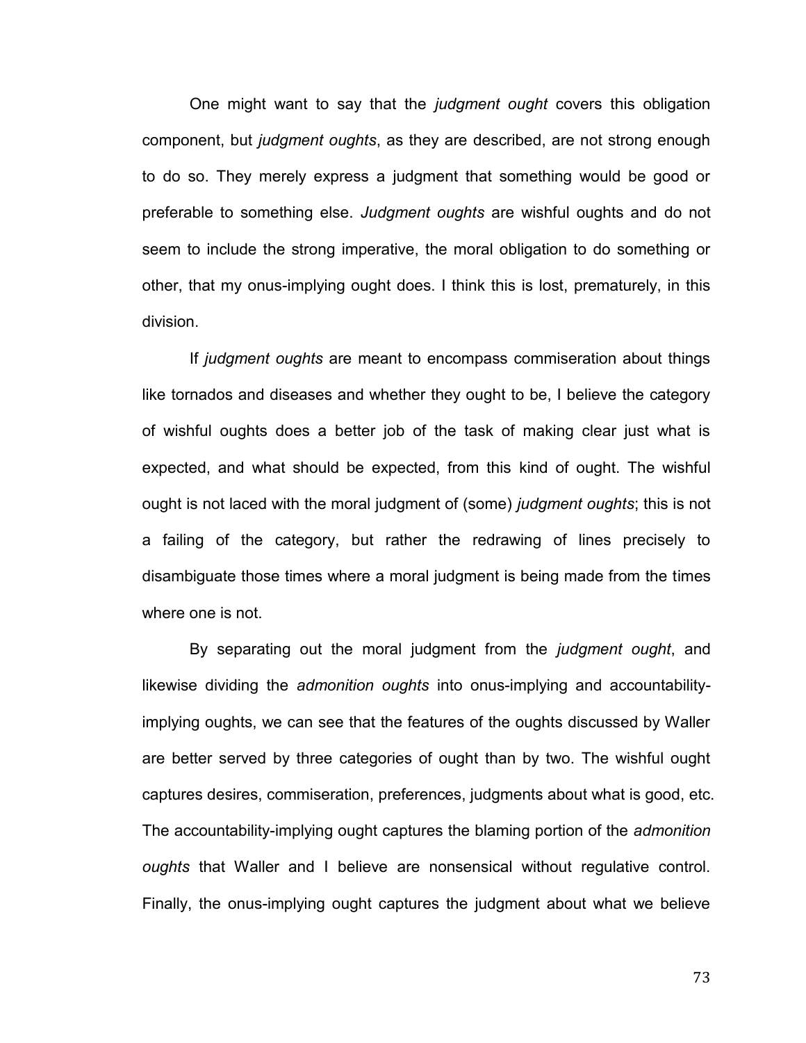One might want to say that the *judgment ought* covers this obligation component, but *judgment oughts*, as they are described, are not strong enough to do so. They merely express a judgment that something would be good or preferable to something else. *Judgment oughts* are wishful oughts and do not seem to include the strong imperative, the moral obligation to do something or other, that my onus-implying ought does. I think this is lost, prematurely, in this division.

If *judgment oughts* are meant to encompass commiseration about things like tornados and diseases and whether they ought to be, I believe the category of wishful oughts does a better job of the task of making clear just what is expected, and what should be expected, from this kind of ought. The wishful ought is not laced with the moral judgment of (some) *judgment oughts*; this is not a failing of the category, but rather the redrawing of lines precisely to disambiguate those times where a moral judgment is being made from the times where one is not.

By separating out the moral judgment from the *judgment ought*, and likewise dividing the *admonition oughts* into onus-implying and accountability-implying oughts, we can see that the features of the oughts discussed by Waller are better served by three categories of ought than by two. The wishful ought captures desires, commiseration, preferences, judgments about what is good, etc. The accountability-implying ought captures the blaming portion of the *admonition oughts* that Waller and I believe are nonsensical without regulative control. Finally, the onus-implying ought captures the judgment about what we believe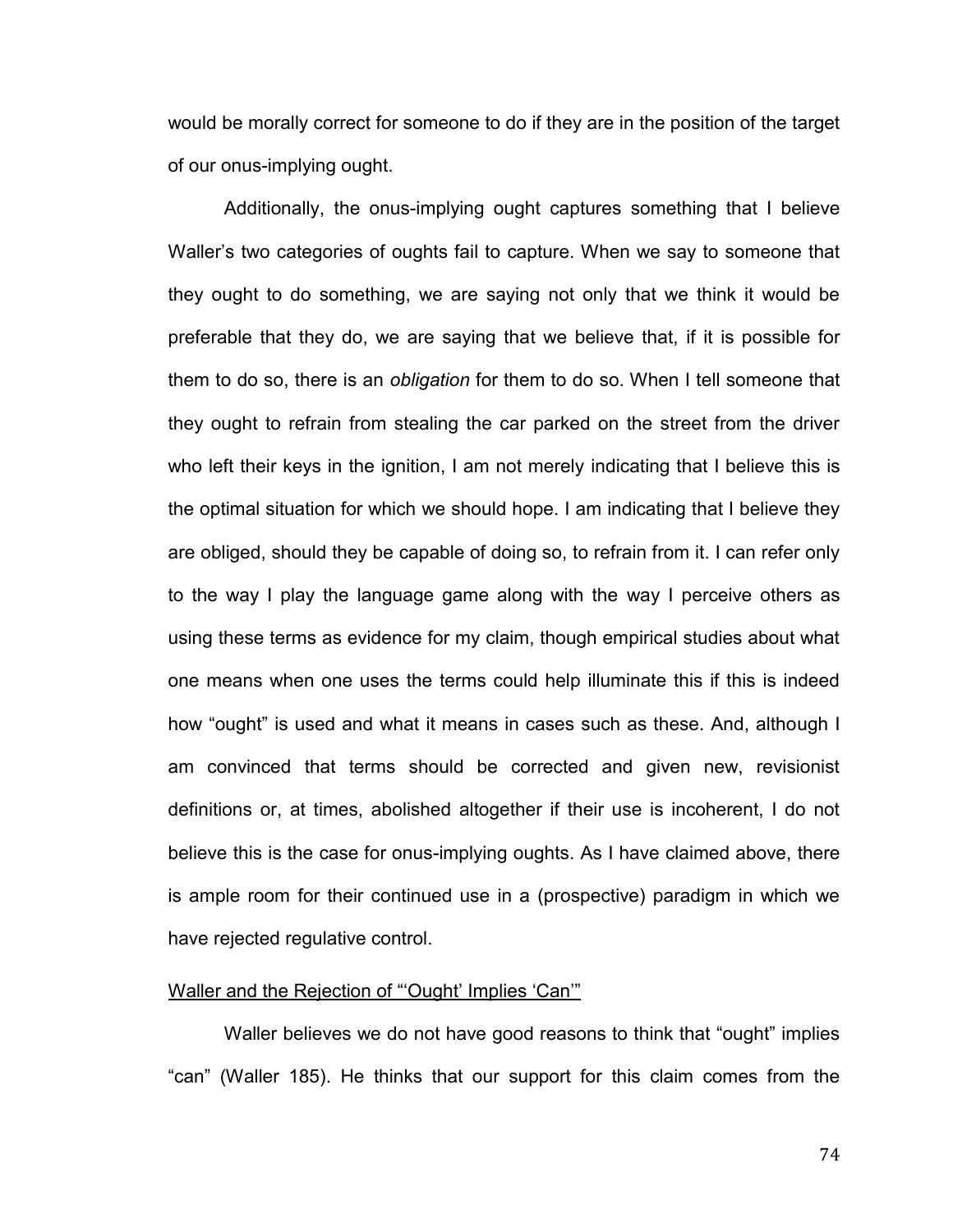would be morally correct for someone to do if they are in the position of the target of our onus-implying ought.

Additionally, the onus-implying ought captures something that I believe Waller's two categories of oughts fail to capture. When we say to someone that they ought to do something, we are saying not only that we think it would be preferable that they do, we are saying that we believe that, if it is possible for them to do so, there is an *obligation* for them to do so. When I tell someone that they ought to refrain from stealing the car parked on the street from the driver who left their keys in the ignition, I am not merely indicating that I believe this is the optimal situation for which we should hope. I am indicating that I believe they are obliged, should they be capable of doing so, to refrain from it. I can refer only to the way I play the language game along with the way I perceive others as using these terms as evidence for my claim, though empirical studies about what one means when one uses the terms could help illuminate this if this is indeed how "ought" is used and what it means in cases such as these. And, although I am convinced that terms should be corrected and given new, revisionist definitions or, at times, abolished altogether if their use is incoherent, I do not believe this is the case for onus-implying oughts. As I have claimed above, there is ample room for their continued use in a (prospective) paradigm in which we have rejected regulative control.

<u>Waller and the Rejection of "'Ought' Implies 'Can'"</u>

Waller believes we do not have good reasons to think that "ought" implies "can" (Waller 185). He thinks that our support for this claim comes from the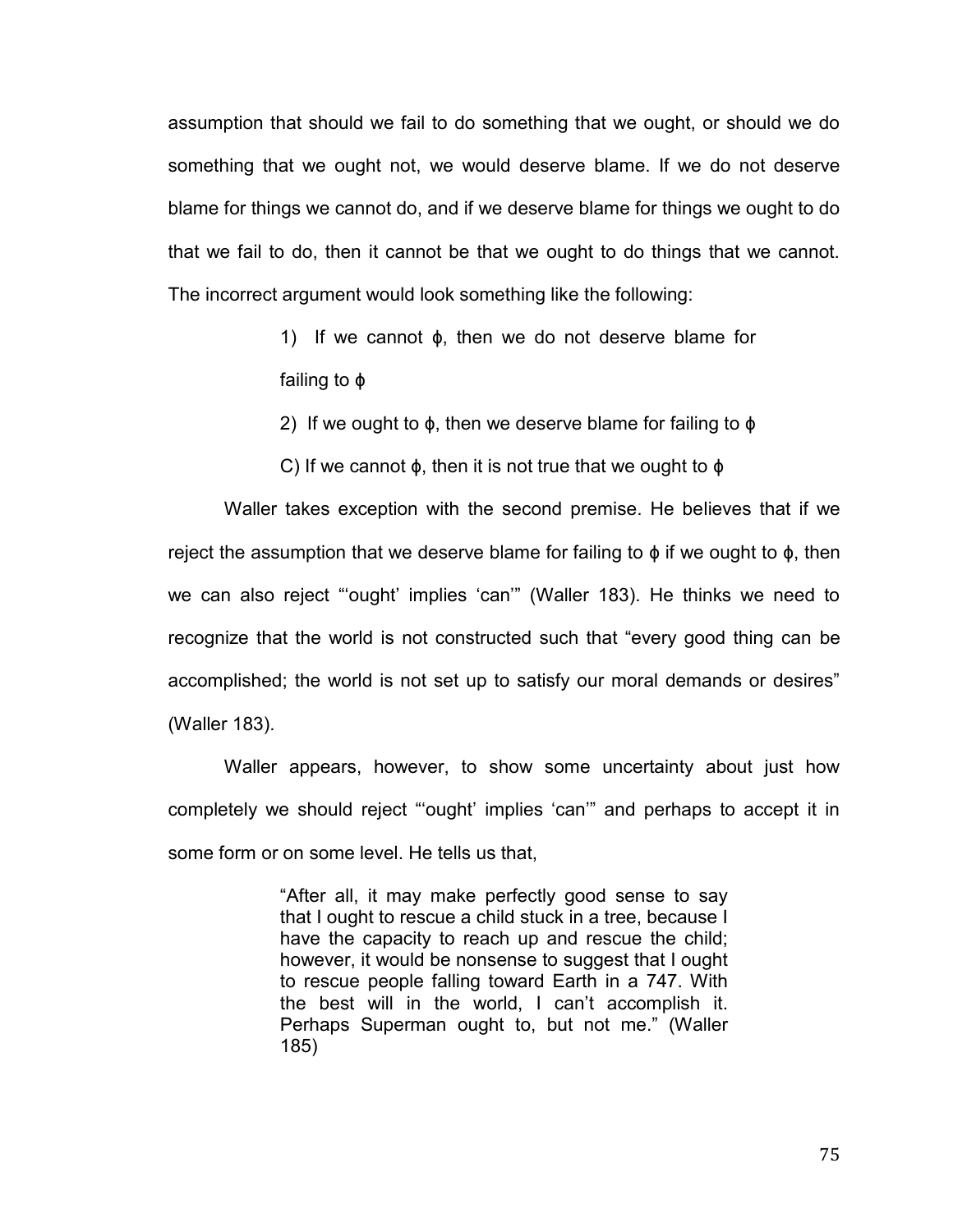assumption that should we fail to do something that we ought, or should we do something that we ought not, we would deserve blame. If we do not deserve blame for things we cannot do, and if we deserve blame for things we ought to do that we fail to do, then it cannot be that we ought to do things that we cannot. The incorrect argument would look something like the following:

> 1) If we cannot $\phi$, then we do not deserve blame for failing to $\phi$
>
> 2) If we ought to $\phi$, then we deserve blame for failing to $\phi$
>
> C) If we cannot $\phi$, then it is not true that we ought to $\phi$

Waller takes exception with the second premise. He believes that if we reject the assumption that we deserve blame for failing to $\phi$ if we ought to $\phi$, then we can also reject "'ought' implies 'can'" (Waller 183). He thinks we need to recognize that the world is not constructed such that "every good thing can be accomplished; the world is not set up to satisfy our moral demands or desires" (Waller 183).

Waller appears, however, to show some uncertainty about just how completely we should reject "'ought' implies 'can'" and perhaps to accept it in some form or on some level. He tells us that,

> "After all, it may make perfectly good sense to say that I ought to rescue a child stuck in a tree, because I have the capacity to reach up and rescue the child; however, it would be nonsense to suggest that I ought to rescue people falling toward Earth in a 747. With the best will in the world, I can't accomplish it. Perhaps Superman ought to, but not me." (Waller 185)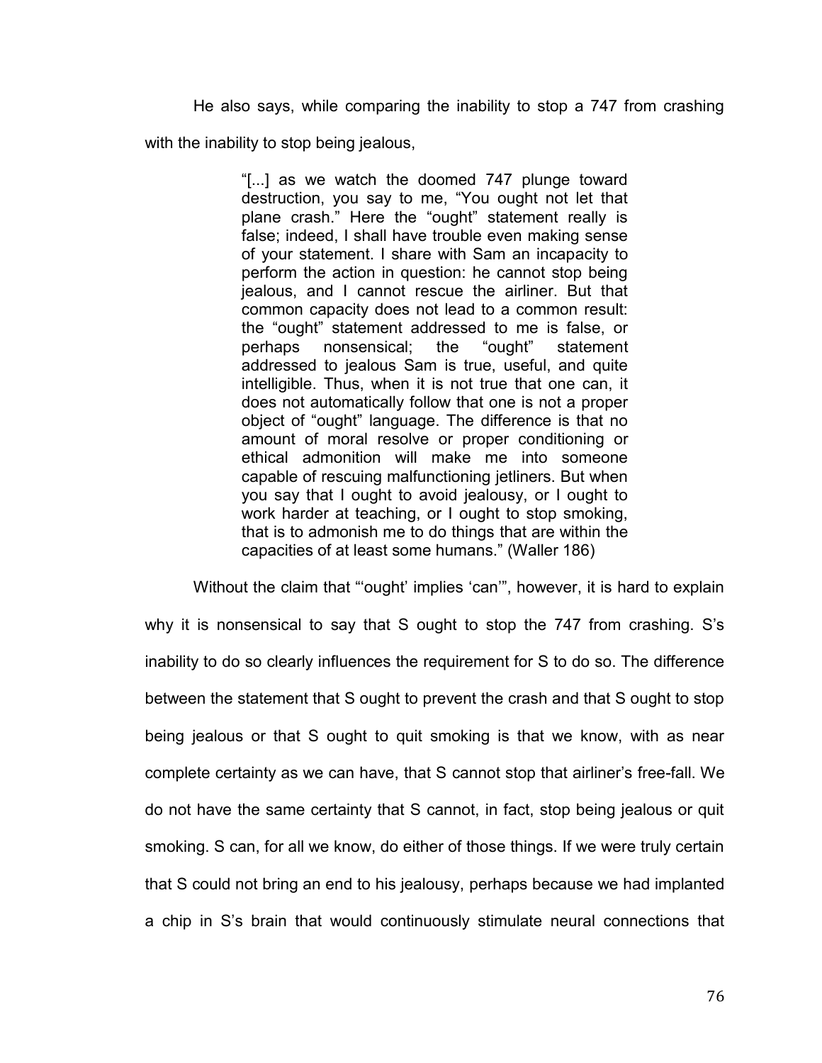He also says, while comparing the inability to stop a 747 from crashing with the inability to stop being jealous,

> "[...] as we watch the doomed 747 plunge toward destruction, you say to me, "You ought not let that plane crash." Here the "ought" statement really is false; indeed, I shall have trouble even making sense of your statement. I share with Sam an incapacity to perform the action in question: he cannot stop being jealous, and I cannot rescue the airliner. But that common capacity does not lead to a common result: the "ought" statement addressed to me is false, or perhaps nonsensical; the "ought" statement addressed to jealous Sam is true, useful, and quite intelligible. Thus, when it is not true that one can, it does not automatically follow that one is not a proper object of "ought" language. The difference is that no amount of moral resolve or proper conditioning or ethical admonition will make me into someone capable of rescuing malfunctioning jetliners. But when you say that I ought to avoid jealousy, or I ought to work harder at teaching, or I ought to stop smoking, that is to admonish me to do things that are within the capacities of at least some humans." (Waller 186)

Without the claim that "'ought' implies 'can'", however, it is hard to explain why it is nonsensical to say that S ought to stop the 747 from crashing. S's inability to do so clearly influences the requirement for S to do so. The difference between the statement that S ought to prevent the crash and that S ought to stop being jealous or that S ought to quit smoking is that we know, with as near complete certainty as we can have, that S cannot stop that airliner's free-fall. We do not have the same certainty that S cannot, in fact, stop being jealous or quit smoking. S can, for all we know, do either of those things. If we were truly certain that S could not bring an end to his jealousy, perhaps because we had implanted a chip in S's brain that would continuously stimulate neural connections that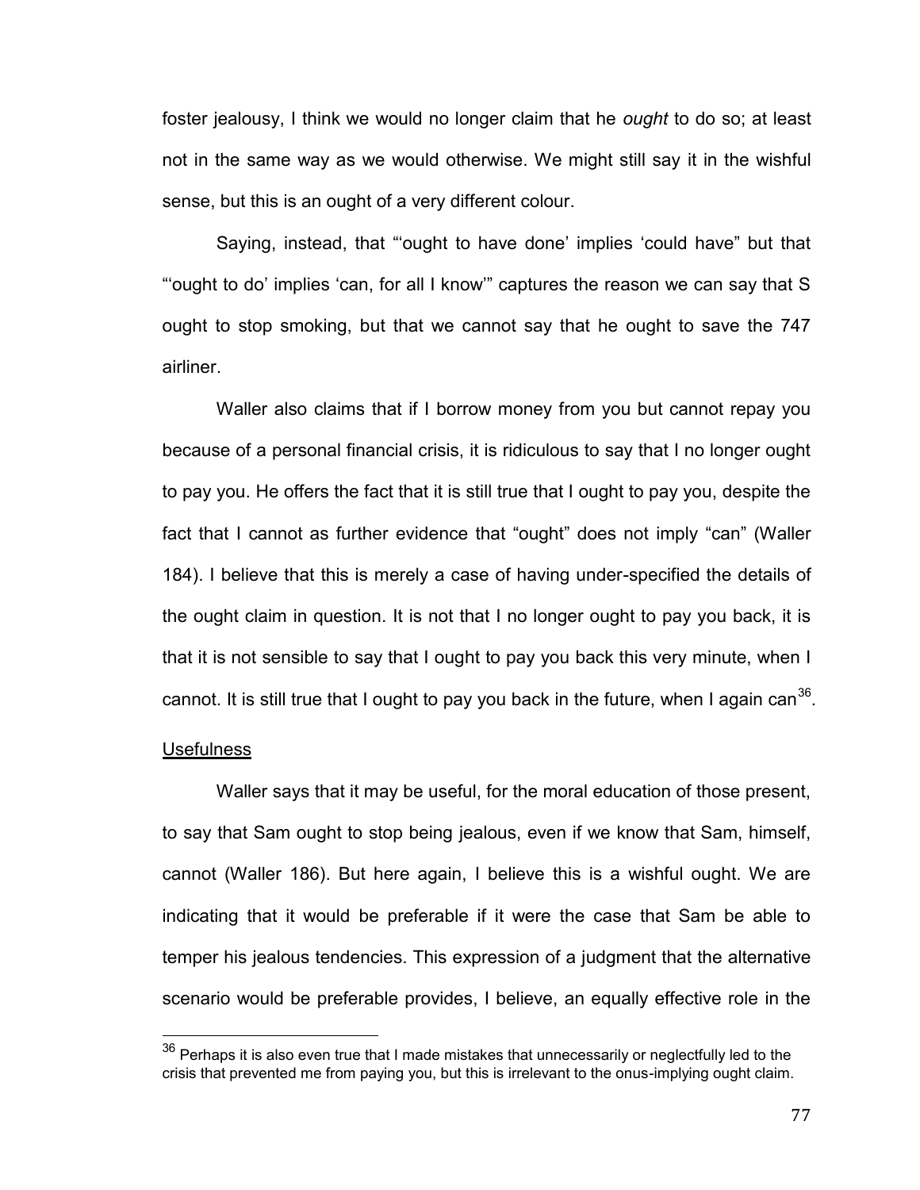foster jealousy, I think we would no longer claim that he *ought* to do so; at least not in the same way as we would otherwise. We might still say it in the wishful sense, but this is an ought of a very different colour.

Saying, instead, that "'ought to have done' implies 'could have" but that "'ought to do' implies 'can, for all I know'" captures the reason we can say that S ought to stop smoking, but that we cannot say that he ought to save the 747 airliner.

Waller also claims that if I borrow money from you but cannot repay you because of a personal financial crisis, it is ridiculous to say that I no longer ought to pay you. He offers the fact that it is still true that I ought to pay you, despite the fact that I cannot as further evidence that "ought" does not imply "can" (Waller 184). I believe that this is merely a case of having under-specified the details of the ought claim in question. It is not that I no longer ought to pay you back, it is that it is not sensible to say that I ought to pay you back this very minute, when I cannot. It is still true that I ought to pay you back in the future, when I again can[36].

<u>Usefulness</u>

Waller says that it may be useful, for the moral education of those present, to say that Sam ought to stop being jealous, even if we know that Sam, himself, cannot (Waller 186). But here again, I believe this is a wishful ought. We are indicating that it would be preferable if it were the case that Sam be able to temper his jealous tendencies. This expression of a judgment that the alternative scenario would be preferable provides, I believe, an equally effective role in the

---

[36] Perhaps it is also even true that I made mistakes that unnecessarily or neglectfully led to the crisis that prevented me from paying you, but this is irrelevant to the onus-implying ought claim.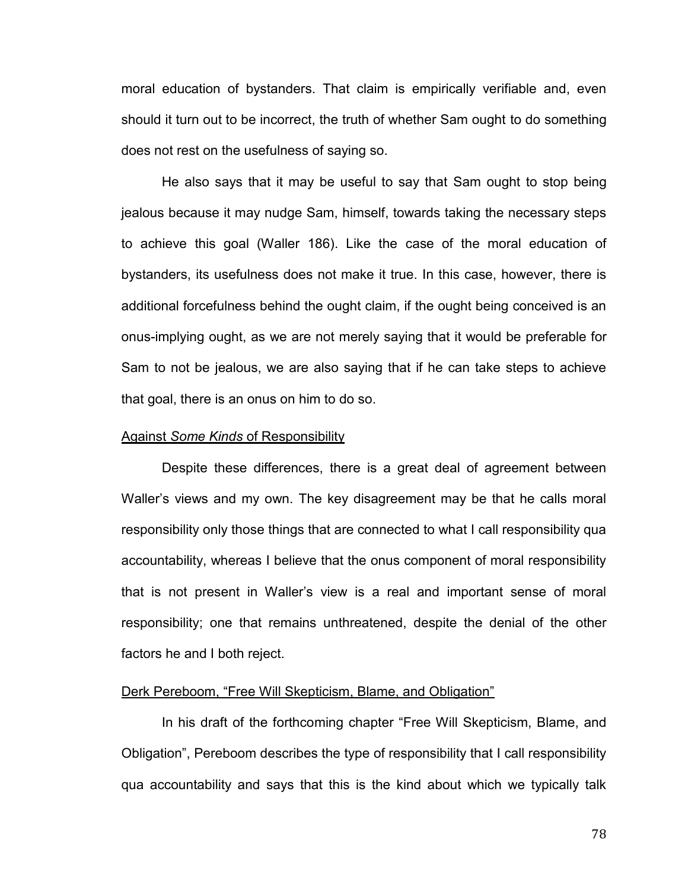moral education of bystanders. That claim is empirically verifiable and, even should it turn out to be incorrect, the truth of whether Sam ought to do something does not rest on the usefulness of saying so.

He also says that it may be useful to say that Sam ought to stop being jealous because it may nudge Sam, himself, towards taking the necessary steps to achieve this goal (Waller 186). Like the case of the moral education of bystanders, its usefulness does not make it true. In this case, however, there is additional forcefulness behind the ought claim, if the ought being conceived is an onus-implying ought, as we are not merely saying that it would be preferable for Sam to not be jealous, we are also saying that if he can take steps to achieve that goal, there is an onus on him to do so.

### Against *Some Kinds* of Responsibility

Despite these differences, there is a great deal of agreement between Waller's views and my own. The key disagreement may be that he calls moral responsibility only those things that are connected to what I call responsibility qua accountability, whereas I believe that the onus component of moral responsibility that is not present in Waller's view is a real and important sense of moral responsibility; one that remains unthreatened, despite the denial of the other factors he and I both reject.

### Derk Pereboom, "Free Will Skepticism, Blame, and Obligation"

In his draft of the forthcoming chapter "Free Will Skepticism, Blame, and Obligation", Pereboom describes the type of responsibility that I call responsibility qua accountability and says that this is the kind about which we typically talk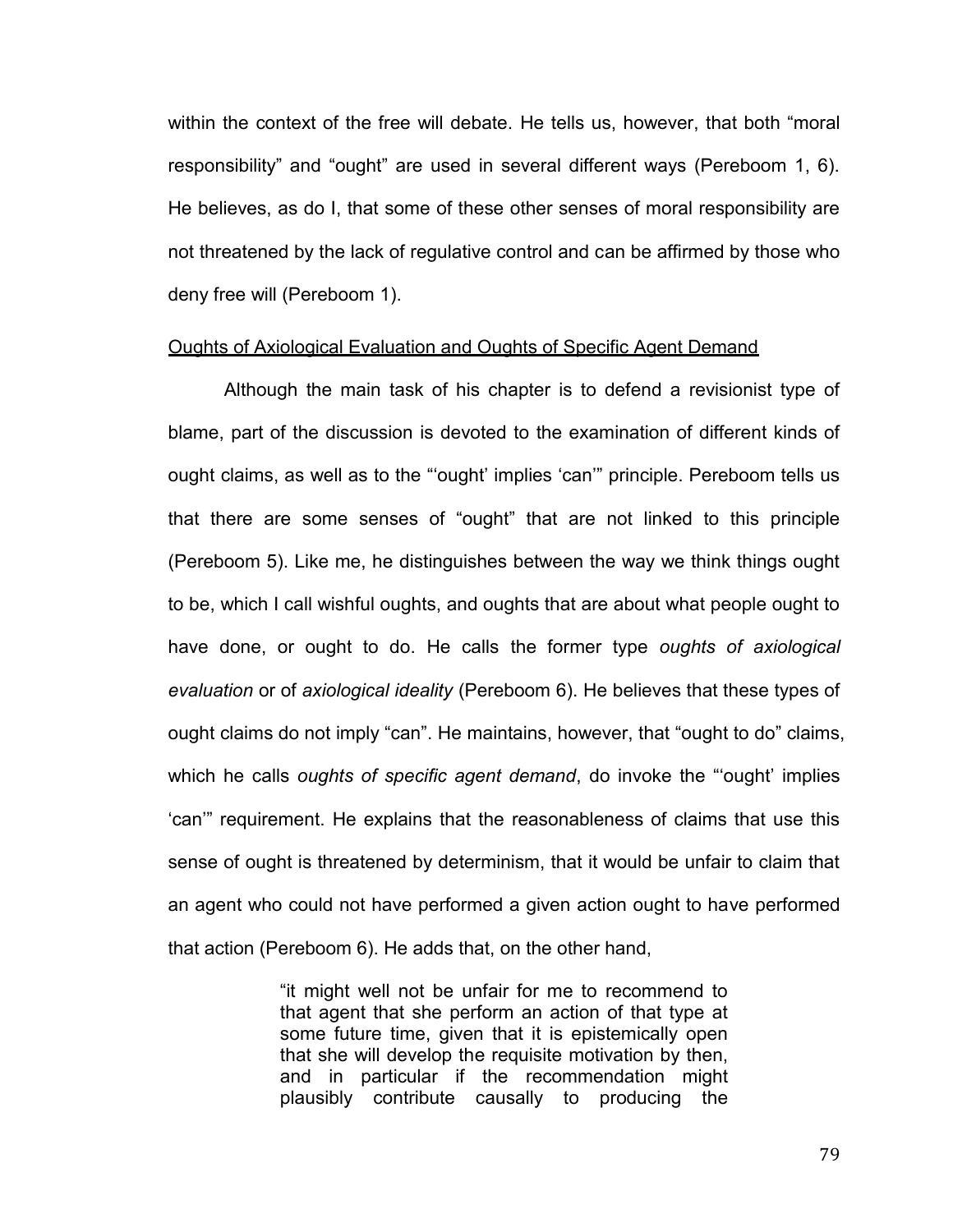within the context of the free will debate. He tells us, however, that both "moral responsibility" and "ought" are used in several different ways (Pereboom 1, 6). He believes, as do I, that some of these other senses of moral responsibility are not threatened by the lack of regulative control and can be affirmed by those who deny free will (Pereboom 1).

Oughts of Axiological Evaluation and Oughts of Specific Agent Demand

Although the main task of his chapter is to defend a revisionist type of blame, part of the discussion is devoted to the examination of different kinds of ought claims, as well as to the "'ought' implies 'can'" principle. Pereboom tells us that there are some senses of "ought" that are not linked to this principle (Pereboom 5). Like me, he distinguishes between the way we think things ought to be, which I call wishful oughts, and oughts that are about what people ought to have done, or ought to do. He calls the former type *oughts of axiological evaluation* or of *axiological ideality* (Pereboom 6). He believes that these types of ought claims do not imply "can". He maintains, however, that "ought to do" claims, which he calls *oughts of specific agent demand*, do invoke the "'ought' implies 'can'" requirement. He explains that the reasonableness of claims that use this sense of ought is threatened by determinism, that it would be unfair to claim that an agent who could not have performed a given action ought to have performed that action (Pereboom 6). He adds that, on the other hand,

> "it might well not be unfair for me to recommend to that agent that she perform an action of that type at some future time, given that it is epistemically open that she will develop the requisite motivation by then, and in particular if the recommendation might plausibly contribute causally to producing the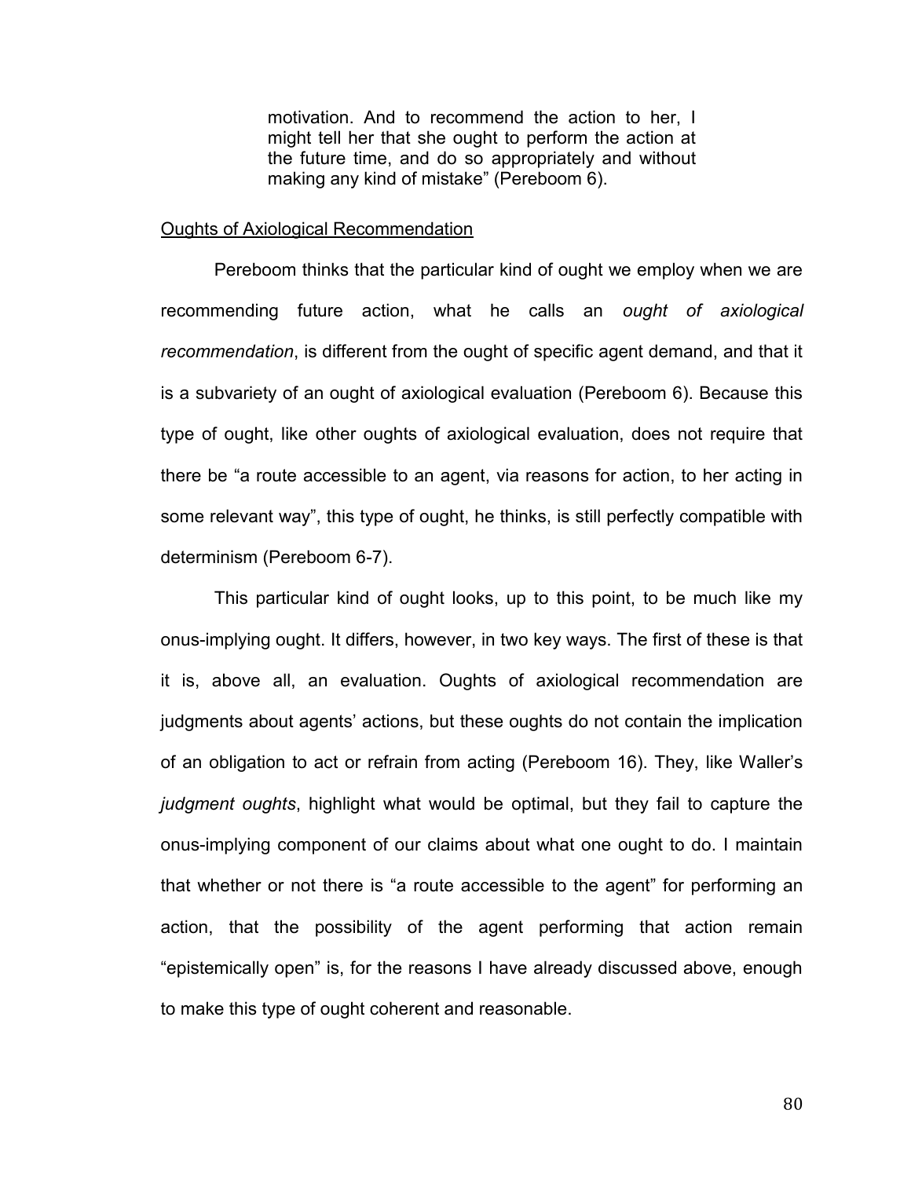> motivation. And to recommend the action to her, I might tell her that she ought to perform the action at the future time, and do so appropriately and without making any kind of mistake" (Pereboom 6).

Oughts of Axiological Recommendation

Pereboom thinks that the particular kind of ought we employ when we are recommending future action, what he calls an *ought of axiological recommendation*, is different from the ought of specific agent demand, and that it is a subvariety of an ought of axiological evaluation (Pereboom 6). Because this type of ought, like other oughts of axiological evaluation, does not require that there be "a route accessible to an agent, via reasons for action, to her acting in some relevant way", this type of ought, he thinks, is still perfectly compatible with determinism (Pereboom 6-7).

This particular kind of ought looks, up to this point, to be much like my onus-implying ought. It differs, however, in two key ways. The first of these is that it is, above all, an evaluation. Oughts of axiological recommendation are judgments about agents' actions, but these oughts do not contain the implication of an obligation to act or refrain from acting (Pereboom 16). They, like Waller's *judgment oughts*, highlight what would be optimal, but they fail to capture the onus-implying component of our claims about what one ought to do. I maintain that whether or not there is "a route accessible to the agent" for performing an action, that the possibility of the agent performing that action remain "epistemically open" is, for the reasons I have already discussed above, enough to make this type of ought coherent and reasonable.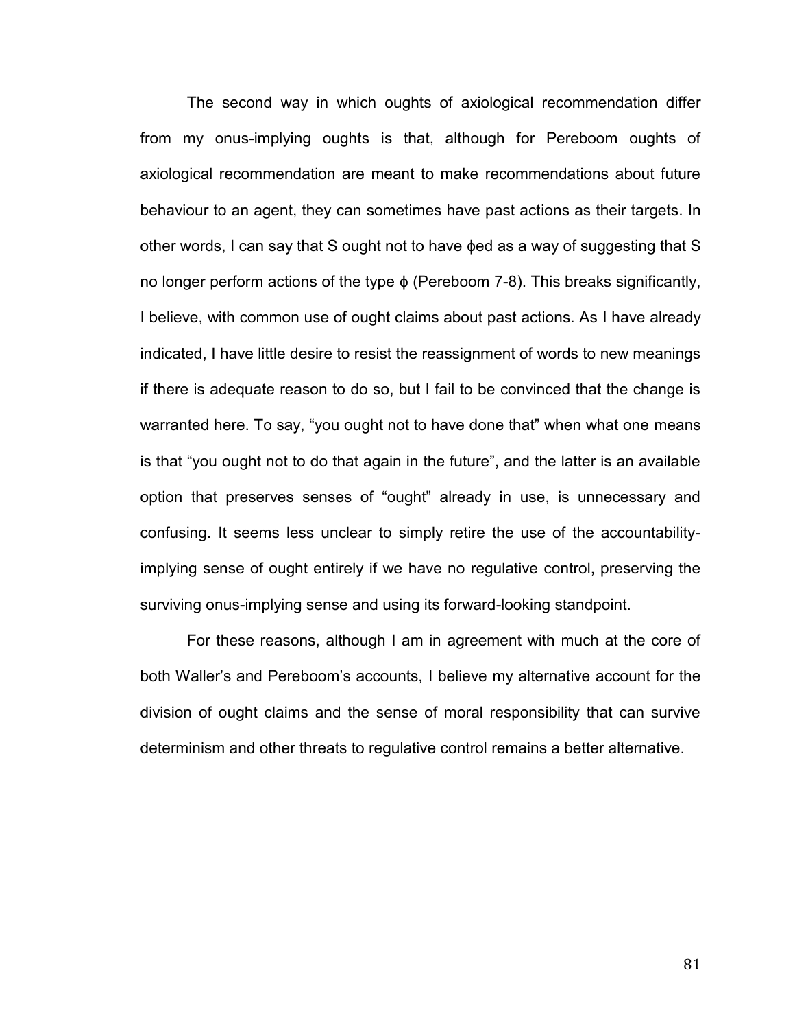The second way in which oughts of axiological recommendation differ from my onus-implying oughts is that, although for Pereboom oughts of axiological recommendation are meant to make recommendations about future behaviour to an agent, they can sometimes have past actions as their targets. In other words, I can say that S ought not to have ϕed as a way of suggesting that S no longer perform actions of the type ϕ (Pereboom 7-8). This breaks significantly, I believe, with common use of ought claims about past actions. As I have already indicated, I have little desire to resist the reassignment of words to new meanings if there is adequate reason to do so, but I fail to be convinced that the change is warranted here. To say, "you ought not to have done that" when what one means is that "you ought not to do that again in the future", and the latter is an available option that preserves senses of "ought" already in use, is unnecessary and confusing. It seems less unclear to simply retire the use of the accountability-implying sense of ought entirely if we have no regulative control, preserving the surviving onus-implying sense and using its forward-looking standpoint.

For these reasons, although I am in agreement with much at the core of both Waller's and Pereboom's accounts, I believe my alternative account for the division of ought claims and the sense of moral responsibility that can survive determinism and other threats to regulative control remains a better alternative.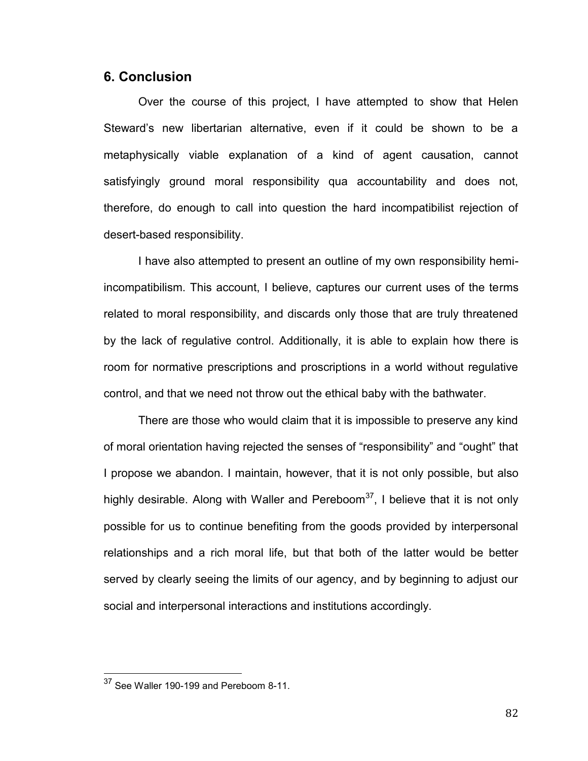## 6. Conclusion

Over the course of this project, I have attempted to show that Helen Steward's new libertarian alternative, even if it could be shown to be a metaphysically viable explanation of a kind of agent causation, cannot satisfyingly ground moral responsibility qua accountability and does not, therefore, do enough to call into question the hard incompatibilist rejection of desert-based responsibility.

I have also attempted to present an outline of my own responsibility hemi-incompatibilism. This account, I believe, captures our current uses of the terms related to moral responsibility, and discards only those that are truly threatened by the lack of regulative control. Additionally, it is able to explain how there is room for normative prescriptions and proscriptions in a world without regulative control, and that we need not throw out the ethical baby with the bathwater.

There are those who would claim that it is impossible to preserve any kind of moral orientation having rejected the senses of "responsibility" and "ought" that I propose we abandon. I maintain, however, that it is not only possible, but also highly desirable. Along with Waller and Pereboom[37], I believe that it is not only possible for us to continue benefiting from the goods provided by interpersonal relationships and a rich moral life, but that both of the latter would be better served by clearly seeing the limits of our agency, and by beginning to adjust our social and interpersonal interactions and institutions accordingly.

---

[37] See Waller 190-199 and Pereboom 8-11.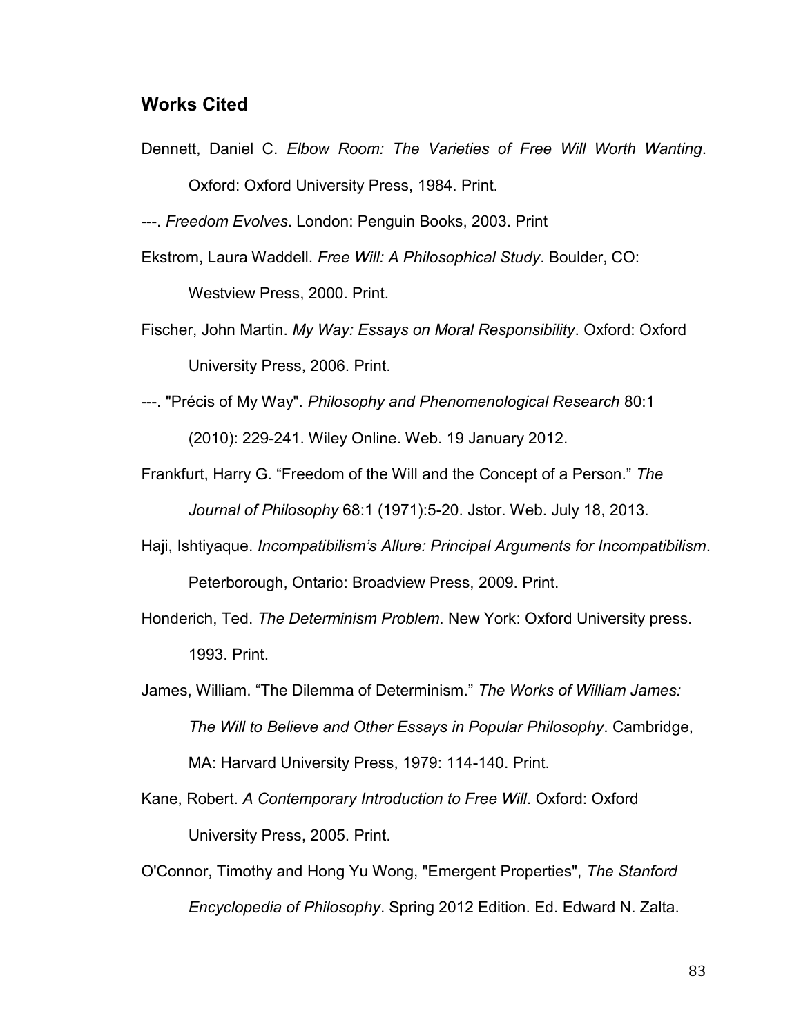## Works Cited

Dennett, Daniel C. *Elbow Room: The Varieties of Free Will Worth Wanting*. Oxford: Oxford University Press, 1984. Print.

---. *Freedom Evolves*. London: Penguin Books, 2003. Print

Ekstrom, Laura Waddell. *Free Will: A Philosophical Study*. Boulder, CO: Westview Press, 2000. Print.

Fischer, John Martin. *My Way: Essays on Moral Responsibility*. Oxford: Oxford University Press, 2006. Print.

---. "Précis of My Way". *Philosophy and Phenomenological Research* 80:1 (2010): 229-241. Wiley Online. Web. 19 January 2012.

Frankfurt, Harry G. "Freedom of the Will and the Concept of a Person." *The Journal of Philosophy* 68:1 (1971):5-20. Jstor. Web. July 18, 2013.

Haji, Ishtiyaque. *Incompatibilism's Allure: Principal Arguments for Incompatibilism*. Peterborough, Ontario: Broadview Press, 2009. Print.

Honderich, Ted. *The Determinism Problem*. New York: Oxford University press. 1993. Print.

James, William. "The Dilemma of Determinism." *The Works of William James: The Will to Believe and Other Essays in Popular Philosophy*. Cambridge, MA: Harvard University Press, 1979: 114-140. Print.

Kane, Robert. *A Contemporary Introduction to Free Will*. Oxford: Oxford University Press, 2005. Print.

O'Connor, Timothy and Hong Yu Wong, "Emergent Properties", *The Stanford Encyclopedia of Philosophy*. Spring 2012 Edition. Ed. Edward N. Zalta.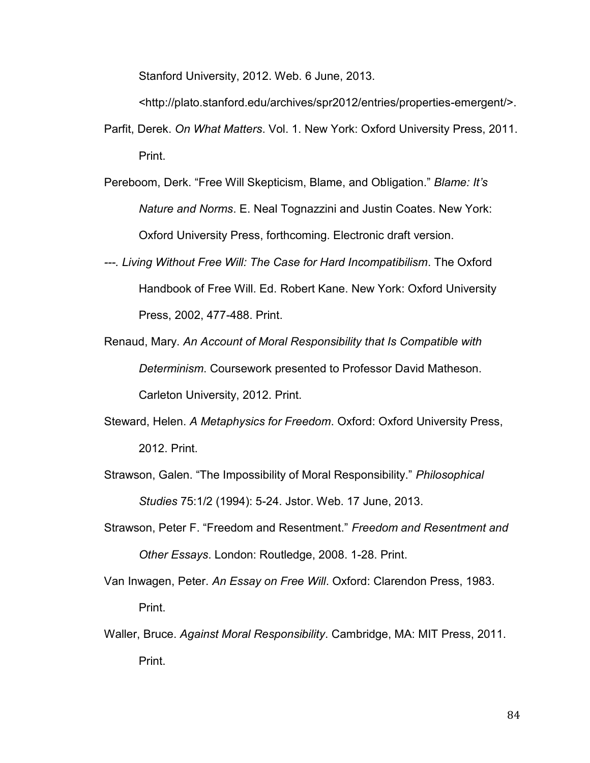Stanford University, 2012. Web. 6 June, 2013.
<http://plato.stanford.edu/archives/spr2012/entries/properties-emergent/>.

Parfit, Derek. *On What Matters*. Vol. 1. New York: Oxford University Press, 2011. Print.

Pereboom, Derk. "Free Will Skepticism, Blame, and Obligation." *Blame: It's Nature and Norms*. E. Neal Tognazzini and Justin Coates. New York: Oxford University Press, forthcoming. Electronic draft version.

*---. Living Without Free Will: The Case for Hard Incompatibilism*. The Oxford Handbook of Free Will. Ed. Robert Kane. New York: Oxford University Press, 2002, 477-488. Print.

Renaud, Mary. *An Account of Moral Responsibility that Is Compatible with Determinism*. Coursework presented to Professor David Matheson. Carleton University, 2012. Print.

Steward, Helen. *A Metaphysics for Freedom*. Oxford: Oxford University Press, 2012. Print.

Strawson, Galen. "The Impossibility of Moral Responsibility." *Philosophical Studies* 75:1/2 (1994): 5-24. Jstor. Web. 17 June, 2013.

Strawson, Peter F. "Freedom and Resentment." *Freedom and Resentment and Other Essays*. London: Routledge, 2008. 1-28. Print.

Van Inwagen, Peter. *An Essay on Free Will*. Oxford: Clarendon Press, 1983. Print.

Waller, Bruce. *Against Moral Responsibility*. Cambridge, MA: MIT Press, 2011. Print.